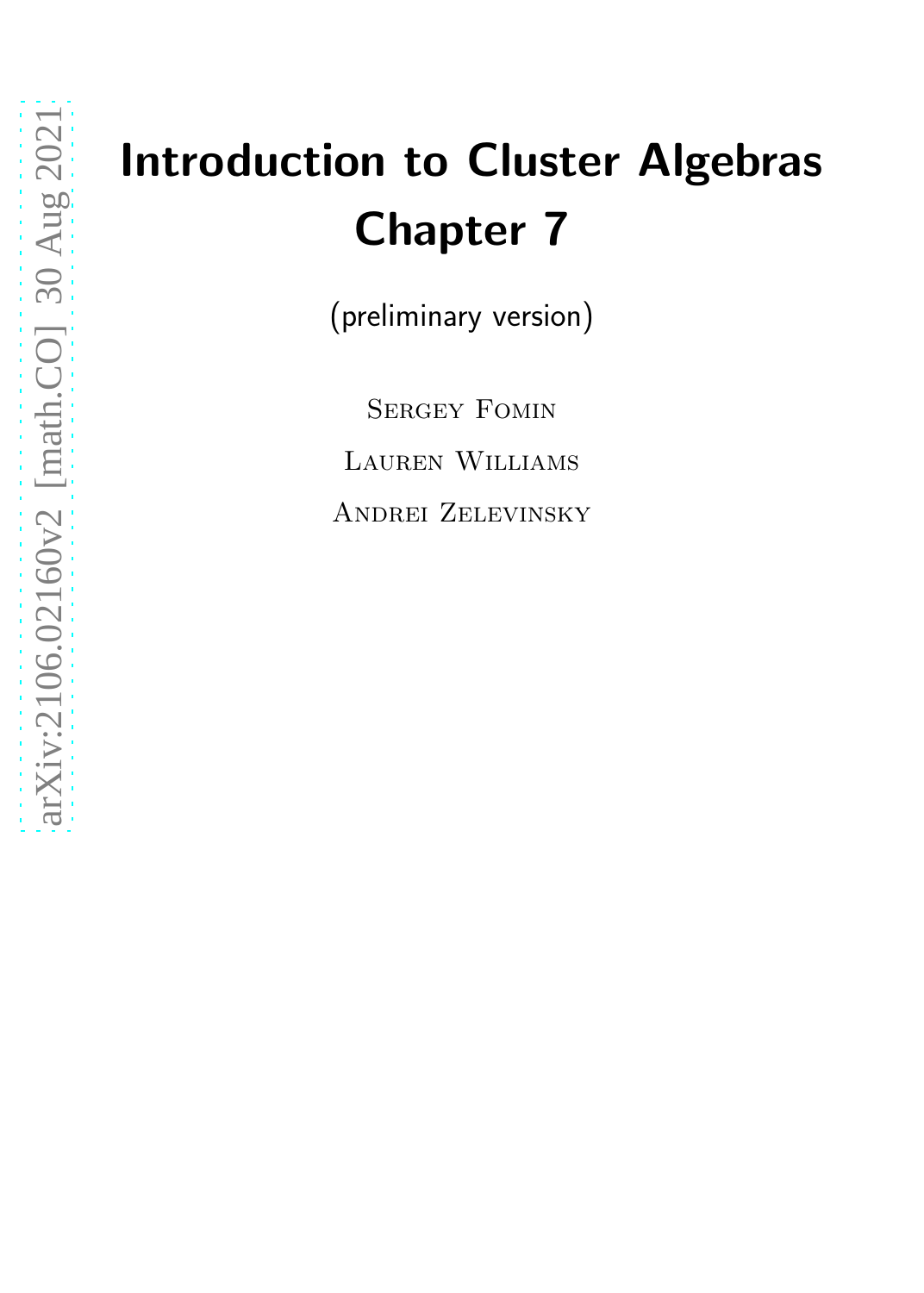# Introduction to Cluster Algebras
# Chapter 7

(preliminary version)

Sergey Fomin

Lauren Williams

Andrei Zelevinsky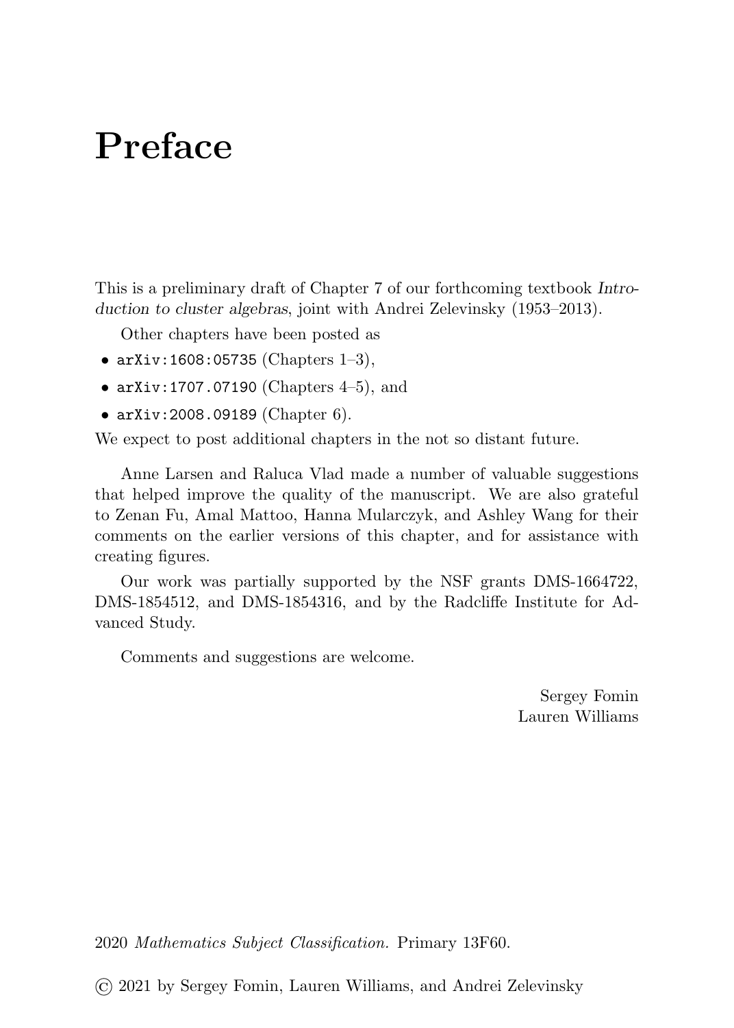# Preface

This is a preliminary draft of Chapter 7 of our forthcoming textbook *Introduction to cluster algebras*, joint with Andrei Zelevinsky (1953–2013).

Other chapters have been posted as

- `arXiv:1608:05735` (Chapters 1–3),
- `arXiv:1707.07190` (Chapters 4–5), and
- `arXiv:2008.09189` (Chapter 6).

We expect to post additional chapters in the not so distant future.

Anne Larsen and Raluca Vlad made a number of valuable suggestions that helped improve the quality of the manuscript. We are also grateful to Zenan Fu, Amal Mattoo, Hanna Mularczyk, and Ashley Wang for their comments on the earlier versions of this chapter, and for assistance with creating figures.

Our work was partially supported by the NSF grants DMS-1664722, DMS-1854512, and DMS-1854316, and by the Radcliffe Institute for Advanced Study.

Comments and suggestions are welcome.

Sergey Fomin
Lauren Williams

2020 *Mathematics Subject Classification.* Primary 13F60.

© 2021 by Sergey Fomin, Lauren Williams, and Andrei Zelevinsky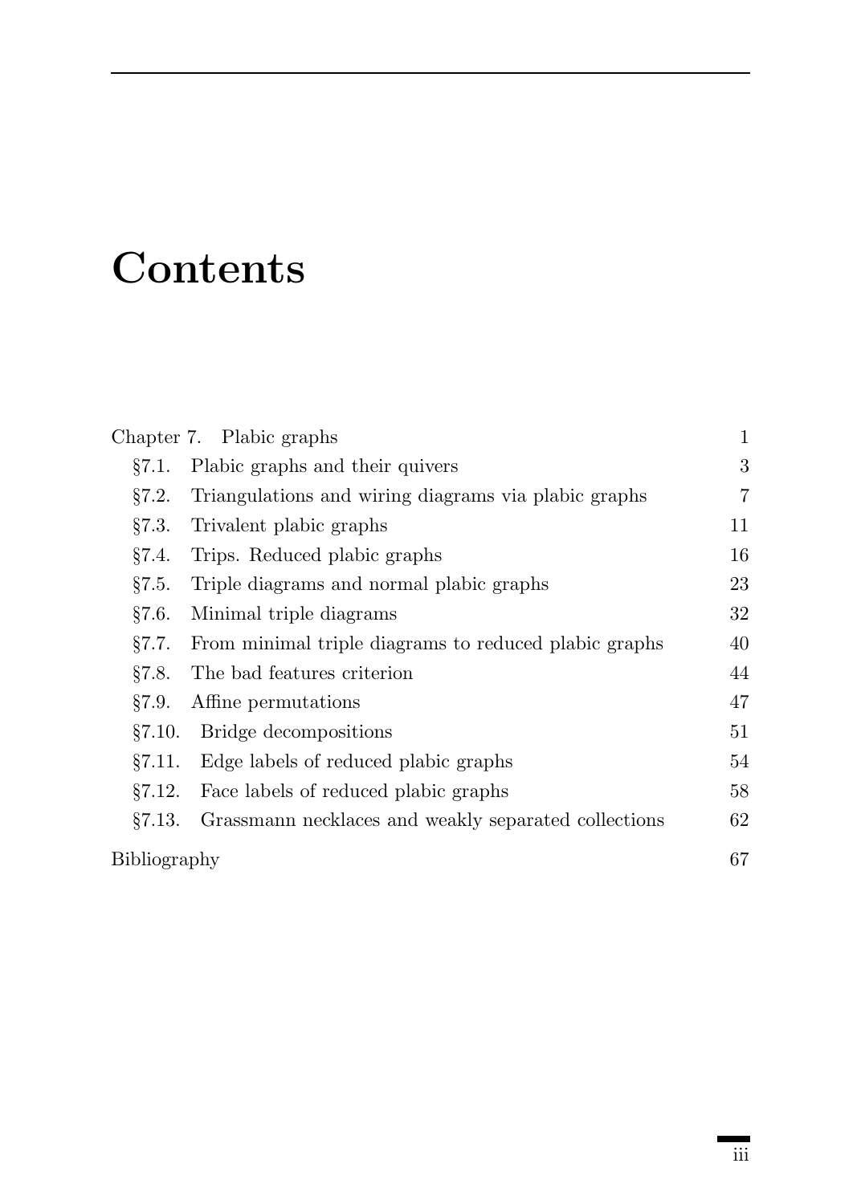# Contents

| | |
|---|---|
| Chapter 7. Plabic graphs | 1 |
| §7.1. Plabic graphs and their quivers | 3 |
| §7.2. Triangulations and wiring diagrams via plabic graphs | 7 |
| §7.3. Trivalent plabic graphs | 11 |
| §7.4. Trips. Reduced plabic graphs | 16 |
| §7.5. Triple diagrams and normal plabic graphs | 23 |
| §7.6. Minimal triple diagrams | 32 |
| §7.7. From minimal triple diagrams to reduced plabic graphs | 40 |
| §7.8. The bad features criterion | 44 |
| §7.9. Affine permutations | 47 |
| §7.10. Bridge decompositions | 51 |
| §7.11. Edge labels of reduced plabic graphs | 54 |
| §7.12. Face labels of reduced plabic graphs | 58 |
| §7.13. Grassmann necklaces and weakly separated collections | 62 |
| Bibliography | 67 |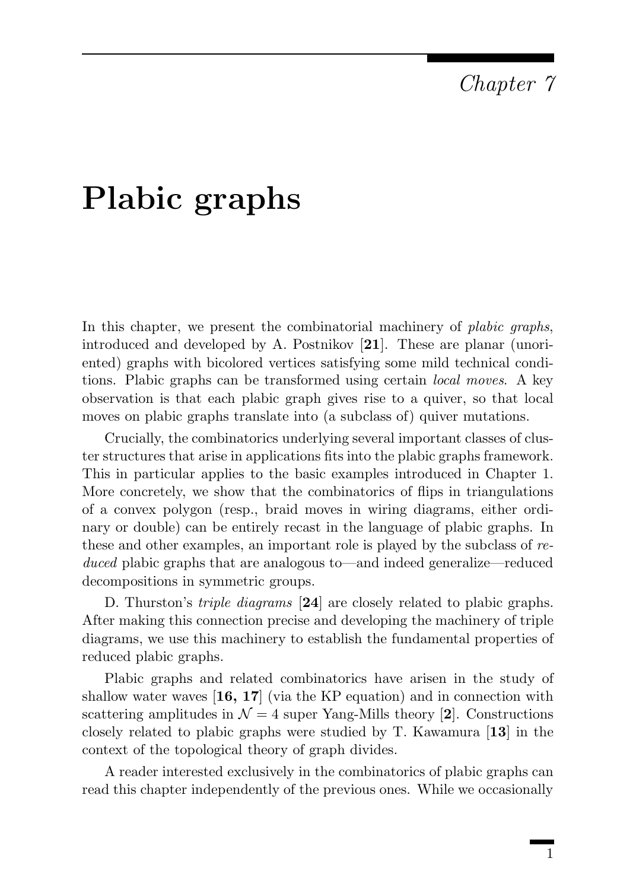*Chapter 7*

# Plabic graphs

In this chapter, we present the combinatorial machinery of *plabic graphs*, introduced and developed by A. Postnikov [**21**]. These are planar (unoriented) graphs with bicolored vertices satisfying some mild technical conditions. Plabic graphs can be transformed using certain *local moves*. A key observation is that each plabic graph gives rise to a quiver, so that local moves on plabic graphs translate into (a subclass of) quiver mutations.

Crucially, the combinatorics underlying several important classes of cluster structures that arise in applications fits into the plabic graphs framework. This in particular applies to the basic examples introduced in Chapter 1. More concretely, we show that the combinatorics of flips in triangulations of a convex polygon (resp., braid moves in wiring diagrams, either ordinary or double) can be entirely recast in the language of plabic graphs. In these and other examples, an important role is played by the subclass of *reduced* plabic graphs that are analogous to—and indeed generalize—reduced decompositions in symmetric groups.

D. Thurston's *triple diagrams* [**24**] are closely related to plabic graphs. After making this connection precise and developing the machinery of triple diagrams, we use this machinery to establish the fundamental properties of reduced plabic graphs.

Plabic graphs and related combinatorics have arisen in the study of shallow water waves [**16, 17**] (via the KP equation) and in connection with scattering amplitudes in $\mathcal{N} = 4$ super Yang-Mills theory [**2**]. Constructions closely related to plabic graphs were studied by T. Kawamura [**13**] in the context of the topological theory of graph divides.

A reader interested exclusively in the combinatorics of plabic graphs can read this chapter independently of the previous ones. While we occasionally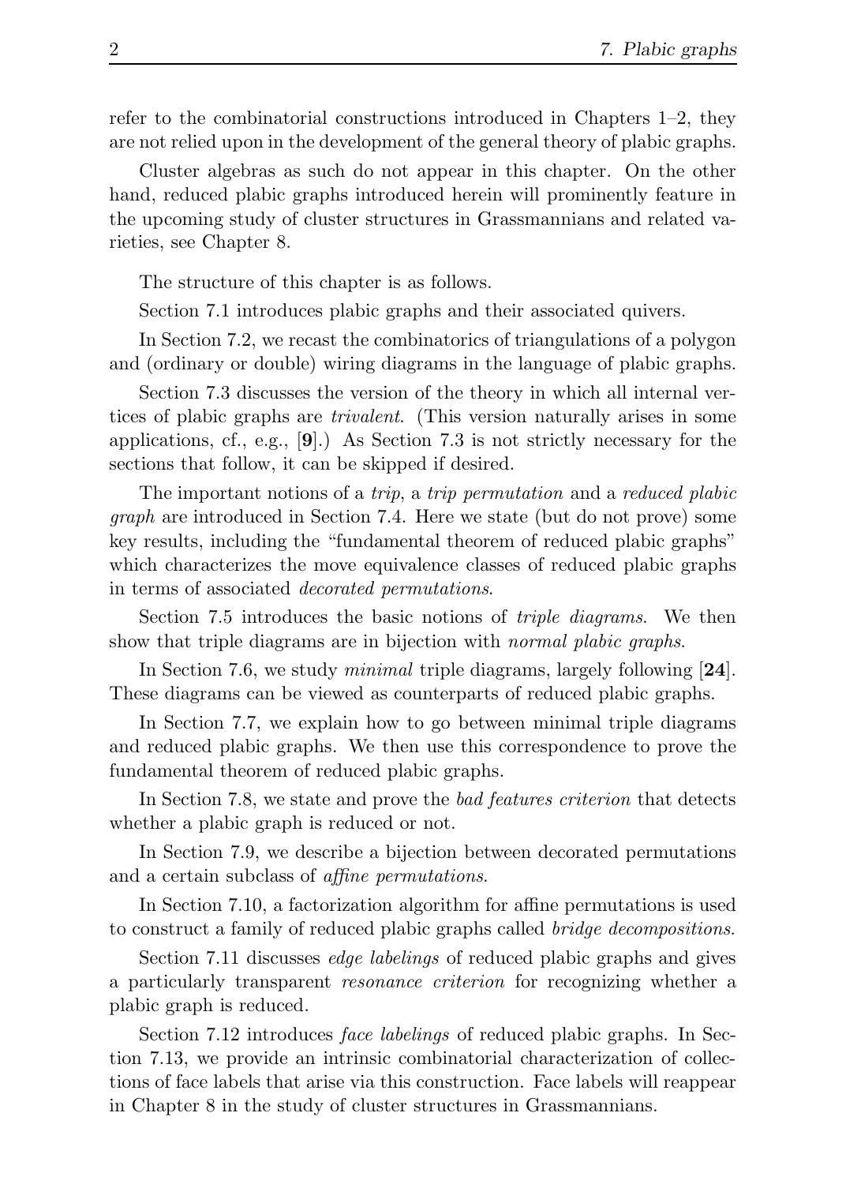refer to the combinatorial constructions introduced in Chapters 1–2, they are not relied upon in the development of the general theory of plabic graphs.

Cluster algebras as such do not appear in this chapter. On the other hand, reduced plabic graphs introduced herein will prominently feature in the upcoming study of cluster structures in Grassmannians and related varieties, see Chapter 8.

The structure of this chapter is as follows.

Section 7.1 introduces plabic graphs and their associated quivers.

In Section 7.2, we recast the combinatorics of triangulations of a polygon and (ordinary or double) wiring diagrams in the language of plabic graphs.

Section 7.3 discusses the version of the theory in which all internal vertices of plabic graphs are *trivalent*. (This version naturally arises in some applications, cf., e.g., [**9**].) As Section 7.3 is not strictly necessary for the sections that follow, it can be skipped if desired.

The important notions of a *trip*, a *trip permutation* and a *reduced plabic graph* are introduced in Section 7.4. Here we state (but do not prove) some key results, including the "fundamental theorem of reduced plabic graphs" which characterizes the move equivalence classes of reduced plabic graphs in terms of associated *decorated permutations*.

Section 7.5 introduces the basic notions of *triple diagrams*. We then show that triple diagrams are in bijection with *normal plabic graphs*.

In Section 7.6, we study *minimal* triple diagrams, largely following [**24**]. These diagrams can be viewed as counterparts of reduced plabic graphs.

In Section 7.7, we explain how to go between minimal triple diagrams and reduced plabic graphs. We then use this correspondence to prove the fundamental theorem of reduced plabic graphs.

In Section 7.8, we state and prove the *bad features criterion* that detects whether a plabic graph is reduced or not.

In Section 7.9, we describe a bijection between decorated permutations and a certain subclass of *affine permutations*.

In Section 7.10, a factorization algorithm for affine permutations is used to construct a family of reduced plabic graphs called *bridge decompositions*.

Section 7.11 discusses *edge labelings* of reduced plabic graphs and gives a particularly transparent *resonance criterion* for recognizing whether a plabic graph is reduced.

Section 7.12 introduces *face labelings* of reduced plabic graphs. In Section 7.13, we provide an intrinsic combinatorial characterization of collections of face labels that arise via this construction. Face labels will reappear in Chapter 8 in the study of cluster structures in Grassmannians.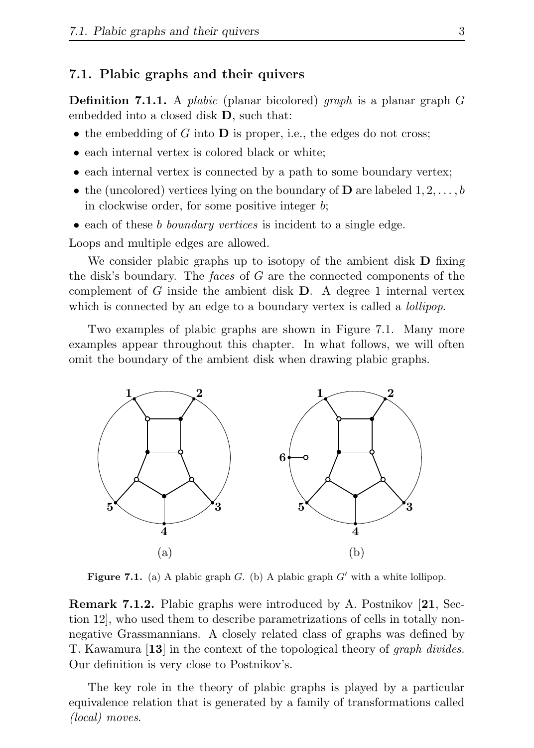## 7.1. Plabic graphs and their quivers

**Definition 7.1.1.** A *plabic* (planar bicolored) *graph* is a planar graph $G$ embedded into a closed disk $\mathbf{D}$, such that:

- the embedding of $G$ into $\mathbf{D}$ is proper, i.e., the edges do not cross;
- each internal vertex is colored black or white;
- each internal vertex is connected by a path to some boundary vertex;
- the (uncolored) vertices lying on the boundary of $\mathbf{D}$ are labeled $1, 2, \ldots, b$ in clockwise order, for some positive integer $b$;
- each of these $b$ *boundary vertices* is incident to a single edge.

Loops and multiple edges are allowed.

We consider plabic graphs up to isotopy of the ambient disk $\mathbf{D}$ fixing the disk's boundary. The *faces* of $G$ are the connected components of the complement of $G$ inside the ambient disk $\mathbf{D}$. A degree 1 internal vertex which is connected by an edge to a boundary vertex is called a *lollipop*.

Two examples of plabic graphs are shown in Figure 7.1. Many more examples appear throughout this chapter. In what follows, we will often omit the boundary of the ambient disk when drawing plabic graphs.

**Figure 7.1.** (a) A plabic graph $G$. (b) A plabic graph $G'$ with a white lollipop.

**Remark 7.1.2.** Plabic graphs were introduced by A. Postnikov [**21**, Section 12], who used them to describe parametrizations of cells in totally nonnegative Grassmannians. A closely related class of graphs was defined by T. Kawamura [**13**] in the context of the topological theory of *graph divides*. Our definition is very close to Postnikov's.

The key role in the theory of plabic graphs is played by a particular equivalence relation that is generated by a family of transformations called *(local) moves*.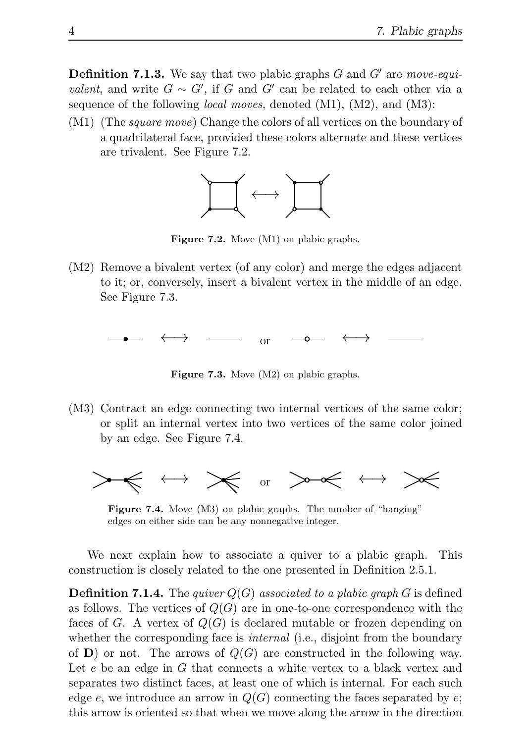**Definition 7.1.3.** We say that two plabic graphs $G$ and $G'$ are *move-equivalent*, and write $G \sim G'$, if $G$ and $G'$ can be related to each other via a sequence of the following *local moves*, denoted (M1), (M2), and (M3):

(M1) (The *square move*) Change the colors of all vertices on the boundary of a quadrilateral face, provided these colors alternate and these vertices are trivalent. See Figure 7.2.

**Figure 7.2.** Move (M1) on plabic graphs.

(M2) Remove a bivalent vertex (of any color) and merge the edges adjacent to it; or, conversely, insert a bivalent vertex in the middle of an edge. See Figure 7.3.

**Figure 7.3.** Move (M2) on plabic graphs.

(M3) Contract an edge connecting two internal vertices of the same color; or split an internal vertex into two vertices of the same color joined by an edge. See Figure 7.4.

**Figure 7.4.** Move (M3) on plabic graphs. The number of "hanging" edges on either side can be any nonnegative integer.

We next explain how to associate a quiver to a plabic graph. This construction is closely related to the one presented in Definition 2.5.1.

**Definition 7.1.4.** The *quiver $Q(G)$ associated to a plabic graph $G$* is defined as follows. The vertices of $Q(G)$ are in one-to-one correspondence with the faces of $G$. A vertex of $Q(G)$ is declared mutable or frozen depending on whether the corresponding face is *internal* (i.e., disjoint from the boundary of $\mathbf{D}$) or not. The arrows of $Q(G)$ are constructed in the following way. Let $e$ be an edge in $G$ that connects a white vertex to a black vertex and separates two distinct faces, at least one of which is internal. For each such edge $e$, we introduce an arrow in $Q(G)$ connecting the faces separated by $e$; this arrow is oriented so that when we move along the arrow in the direction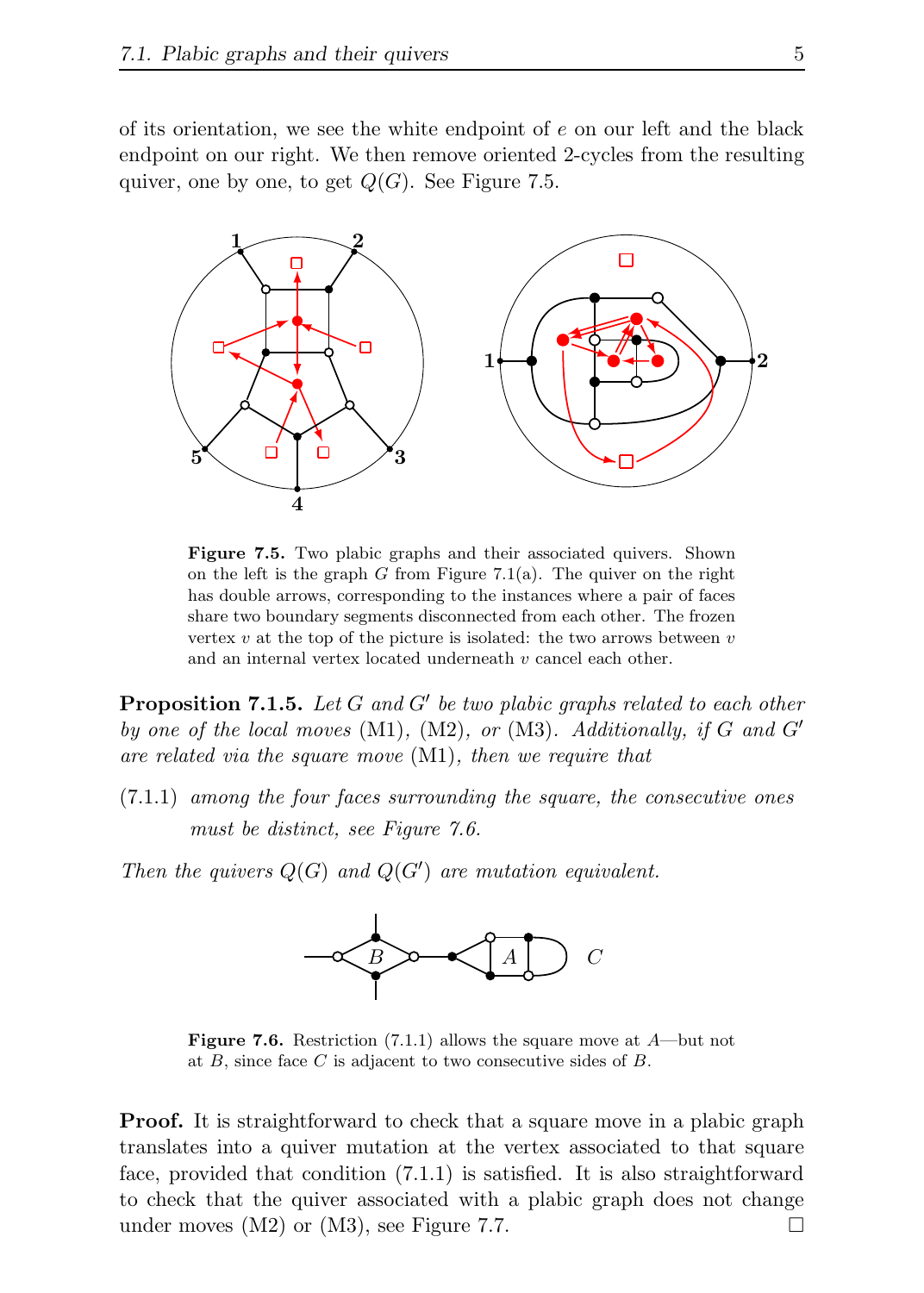of its orientation, we see the white endpoint of $e$ on our left and the black endpoint on our right. We then remove oriented 2-cycles from the resulting quiver, one by one, to get $Q(G)$. See Figure 7.5.

**Figure 7.5.** Two plabic graphs and their associated quivers. Shown on the left is the graph $G$ from Figure 7.1(a). The quiver on the right has double arrows, corresponding to the instances where a pair of faces share two boundary segments disconnected from each other. The frozen vertex $v$ at the top of the picture is isolated: the two arrows between $v$ and an internal vertex located underneath $v$ cancel each other.

**Proposition 7.1.5.** *Let $G$ and $G'$ be two plabic graphs related to each other by one of the local moves (M1), (M2), or (M3). Additionally, if $G$ and $G'$ are related via the square move (M1), then we require that*

(7.1.1) *among the four faces surrounding the square, the consecutive ones must be distinct, see Figure 7.6.*

*Then the quivers $Q(G)$ and $Q(G')$ are mutation equivalent.*

**Figure 7.6.** Restriction (7.1.1) allows the square move at $A$—but not at $B$, since face $C$ is adjacent to two consecutive sides of $B$.

**Proof.** It is straightforward to check that a square move in a plabic graph translates into a quiver mutation at the vertex associated to that square face, provided that condition (7.1.1) is satisfied. It is also straightforward to check that the quiver associated with a plabic graph does not change under moves (M2) or (M3), see Figure 7.7. □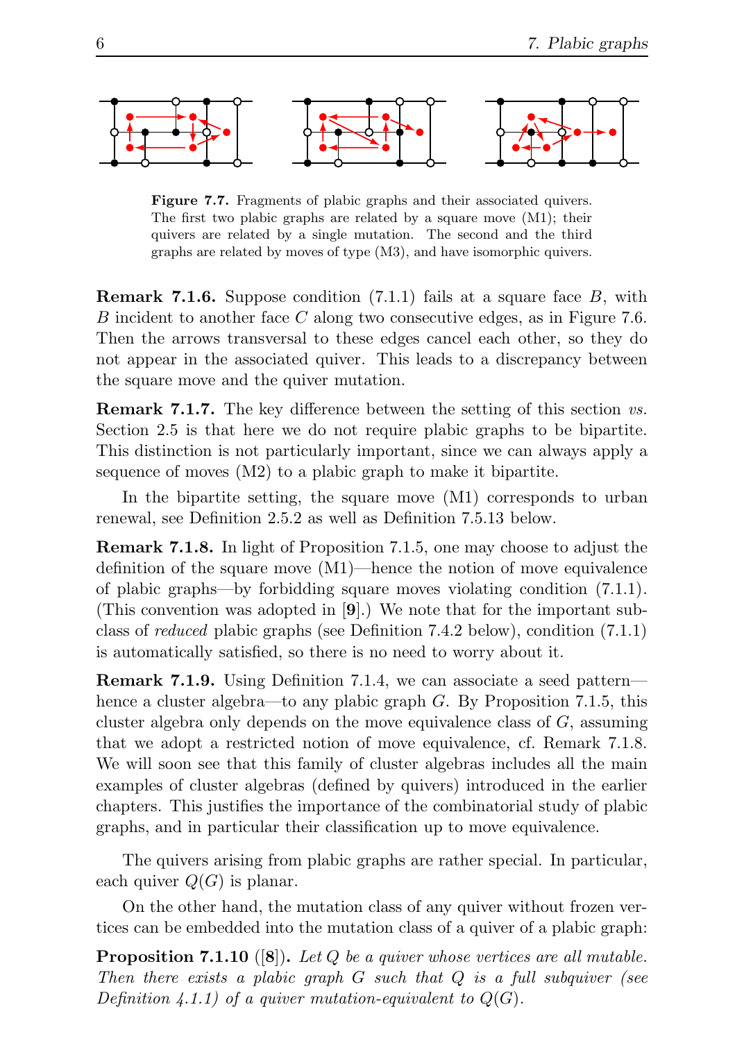**Figure 7.7.** Fragments of plabic graphs and their associated quivers. The first two plabic graphs are related by a square move (M1); their quivers are related by a single mutation. The second and the third graphs are related by moves of type (M3), and have isomorphic quivers.

**Remark 7.1.6.** Suppose condition (7.1.1) fails at a square face $B$, with $B$ incident to another face $C$ along two consecutive edges, as in Figure 7.6. Then the arrows transversal to these edges cancel each other, so they do not appear in the associated quiver. This leads to a discrepancy between the square move and the quiver mutation.

**Remark 7.1.7.** The key difference between the setting of this section *vs.* Section 2.5 is that here we do not require plabic graphs to be bipartite. This distinction is not particularly important, since we can always apply a sequence of moves (M2) to a plabic graph to make it bipartite.

In the bipartite setting, the square move (M1) corresponds to urban renewal, see Definition 2.5.2 as well as Definition 7.5.13 below.

**Remark 7.1.8.** In light of Proposition 7.1.5, one may choose to adjust the definition of the square move (M1)—hence the notion of move equivalence of plabic graphs—by forbidding square moves violating condition (7.1.1). (This convention was adopted in [**9**].) We note that for the important subclass of *reduced* plabic graphs (see Definition 7.4.2 below), condition (7.1.1) is automatically satisfied, so there is no need to worry about it.

**Remark 7.1.9.** Using Definition 7.1.4, we can associate a seed pattern—hence a cluster algebra—to any plabic graph $G$. By Proposition 7.1.5, this cluster algebra only depends on the move equivalence class of $G$, assuming that we adopt a restricted notion of move equivalence, cf. Remark 7.1.8. We will soon see that this family of cluster algebras includes all the main examples of cluster algebras (defined by quivers) introduced in the earlier chapters. This justifies the importance of the combinatorial study of plabic graphs, and in particular their classification up to move equivalence.

The quivers arising from plabic graphs are rather special. In particular, each quiver $Q(G)$ is planar.

On the other hand, the mutation class of any quiver without frozen vertices can be embedded into the mutation class of a quiver of a plabic graph:

**Proposition 7.1.10** ([**8**]). *Let $Q$ be a quiver whose vertices are all mutable. Then there exists a plabic graph $G$ such that $Q$ is a full subquiver (see Definition 4.1.1) of a quiver mutation-equivalent to $Q(G)$.*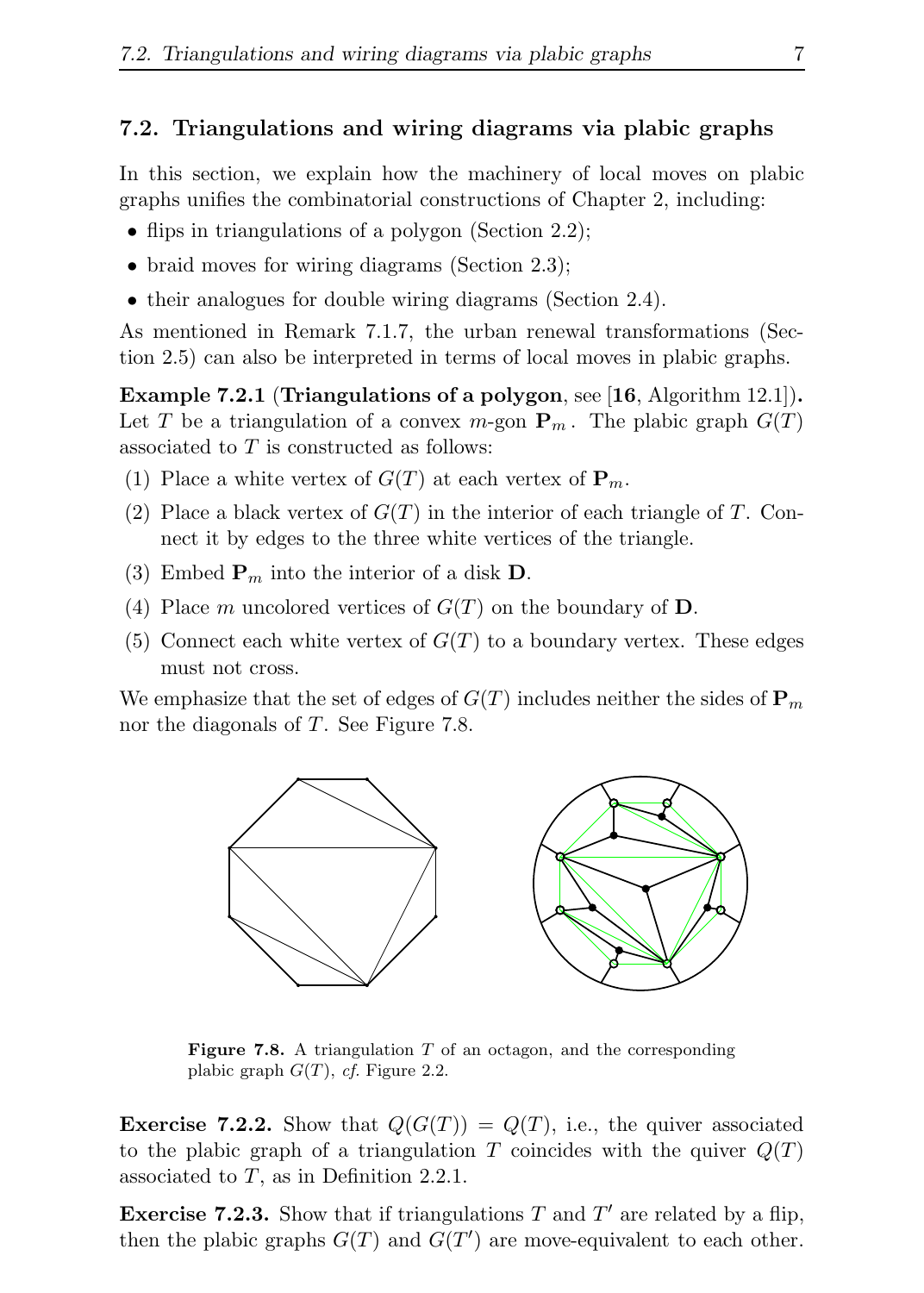## 7.2. Triangulations and wiring diagrams via plabic graphs

In this section, we explain how the machinery of local moves on plabic graphs unifies the combinatorial constructions of Chapter 2, including:

- flips in triangulations of a polygon (Section 2.2);
- braid moves for wiring diagrams (Section 2.3);
- their analogues for double wiring diagrams (Section 2.4).

As mentioned in Remark 7.1.7, the urban renewal transformations (Section 2.5) can also be interpreted in terms of local moves in plabic graphs.

**Example 7.2.1** (**Triangulations of a polygon**, see [**16**, Algorithm 12.1])**.** Let $T$ be a triangulation of a convex $m$-gon $\mathbf{P}_m$. The plabic graph $G(T)$ associated to $T$ is constructed as follows:

(1) Place a white vertex of $G(T)$ at each vertex of $\mathbf{P}_m$.

(2) Place a black vertex of $G(T)$ in the interior of each triangle of $T$. Connect it by edges to the three white vertices of the triangle.

(3) Embed $\mathbf{P}_m$ into the interior of a disk $\mathbf{D}$.

(4) Place $m$ uncolored vertices of $G(T)$ on the boundary of $\mathbf{D}$.

(5) Connect each white vertex of $G(T)$ to a boundary vertex. These edges must not cross.

We emphasize that the set of edges of $G(T)$ includes neither the sides of $\mathbf{P}_m$ nor the diagonals of $T$. See Figure 7.8.

**Figure 7.8.** A triangulation $T$ of an octagon, and the corresponding plabic graph $G(T)$, *cf.* Figure 2.2.

**Exercise 7.2.2.** Show that $Q(G(T)) = Q(T)$, i.e., the quiver associated to the plabic graph of a triangulation $T$ coincides with the quiver $Q(T)$ associated to $T$, as in Definition 2.2.1.

**Exercise 7.2.3.** Show that if triangulations $T$ and $T'$ are related by a flip, then the plabic graphs $G(T)$ and $G(T')$ are move-equivalent to each other.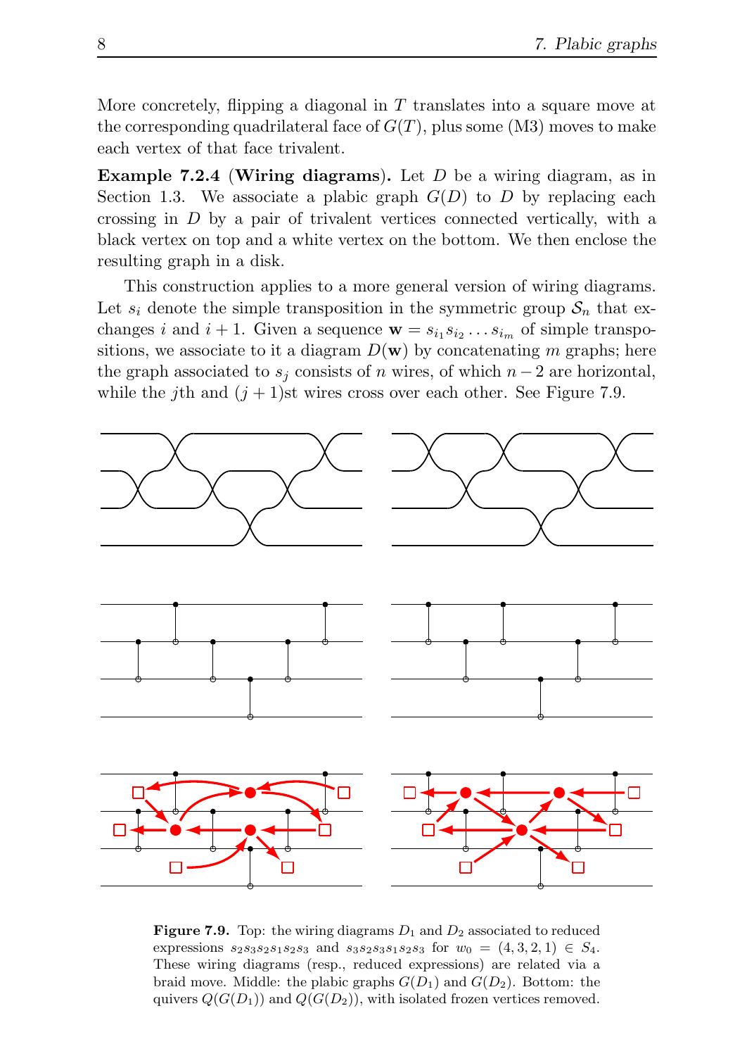More concretely, flipping a diagonal in $T$ translates into a square move at the corresponding quadrilateral face of $G(T)$, plus some (M3) moves to make each vertex of that face trivalent.

**Example 7.2.4** (**Wiring diagrams**). Let $D$ be a wiring diagram, as in Section 1.3. We associate a plabic graph $G(D)$ to $D$ by replacing each crossing in $D$ by a pair of trivalent vertices connected vertically, with a black vertex on top and a white vertex on the bottom. We then enclose the resulting graph in a disk.

This construction applies to a more general version of wiring diagrams. Let $s_i$ denote the simple transposition in the symmetric group $\mathcal{S}_n$ that exchanges $i$ and $i+1$. Given a sequence $\mathbf{w} = s_{i_1} s_{i_2} \dots s_{i_m}$ of simple transpositions, we associate to it a diagram $D(\mathbf{w})$ by concatenating $m$ graphs; here the graph associated to $s_j$ consists of $n$ wires, of which $n-2$ are horizontal, while the $j$th and $(j+1)$st wires cross over each other. See Figure 7.9.

**Figure 7.9.** Top: the wiring diagrams $D_1$ and $D_2$ associated to reduced expressions $s_2 s_3 s_2 s_1 s_2 s_3$ and $s_3 s_2 s_3 s_1 s_2 s_3$ for $w_0 = (4,3,2,1) \in S_4$. These wiring diagrams (resp., reduced expressions) are related via a braid move. Middle: the plabic graphs $G(D_1)$ and $G(D_2)$. Bottom: the quivers $Q(G(D_1))$ and $Q(G(D_2))$, with isolated frozen vertices removed.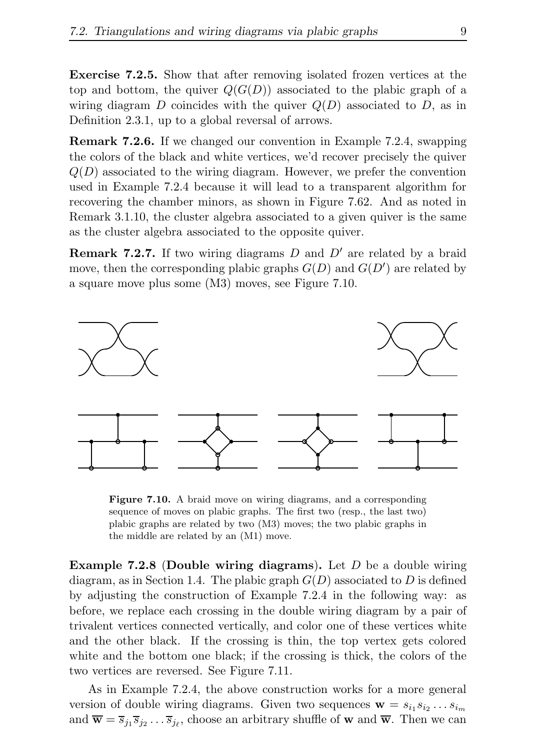**Exercise 7.2.5.** Show that after removing isolated frozen vertices at the top and bottom, the quiver $Q(G(D))$ associated to the plabic graph of a wiring diagram $D$ coincides with the quiver $Q(D)$ associated to $D$, as in Definition 2.3.1, up to a global reversal of arrows.

**Remark 7.2.6.** If we changed our convention in Example 7.2.4, swapping the colors of the black and white vertices, we'd recover precisely the quiver $Q(D)$ associated to the wiring diagram. However, we prefer the convention used in Example 7.2.4 because it will lead to a transparent algorithm for recovering the chamber minors, as shown in Figure 7.62. And as noted in Remark 3.1.10, the cluster algebra associated to a given quiver is the same as the cluster algebra associated to the opposite quiver.

**Remark 7.2.7.** If two wiring diagrams $D$ and $D'$ are related by a braid move, then the corresponding plabic graphs $G(D)$ and $G(D')$ are related by a square move plus some (M3) moves, see Figure 7.10.

**Figure 7.10.** A braid move on wiring diagrams, and a corresponding sequence of moves on plabic graphs. The first two (resp., the last two) plabic graphs are related by two (M3) moves; the two plabic graphs in the middle are related by an (M1) move.

**Example 7.2.8 (Double wiring diagrams).** Let $D$ be a double wiring diagram, as in Section 1.4. The plabic graph $G(D)$ associated to $D$ is defined by adjusting the construction of Example 7.2.4 in the following way: as before, we replace each crossing in the double wiring diagram by a pair of trivalent vertices connected vertically, and color one of these vertices white and the other black. If the crossing is thin, the top vertex gets colored white and the bottom one black; if the crossing is thick, the colors of the two vertices are reversed. See Figure 7.11.

As in Example 7.2.4, the above construction works for a more general version of double wiring diagrams. Given two sequences $\mathbf{w} = s_{i_1}s_{i_2}\dots s_{i_m}$ and $\overline{\mathbf{w}} = \overline{s}_{j_1}\overline{s}_{j_2}\dots\overline{s}_{j_\ell}$, choose an arbitrary shuffle of $\mathbf{w}$ and $\overline{\mathbf{w}}$. Then we can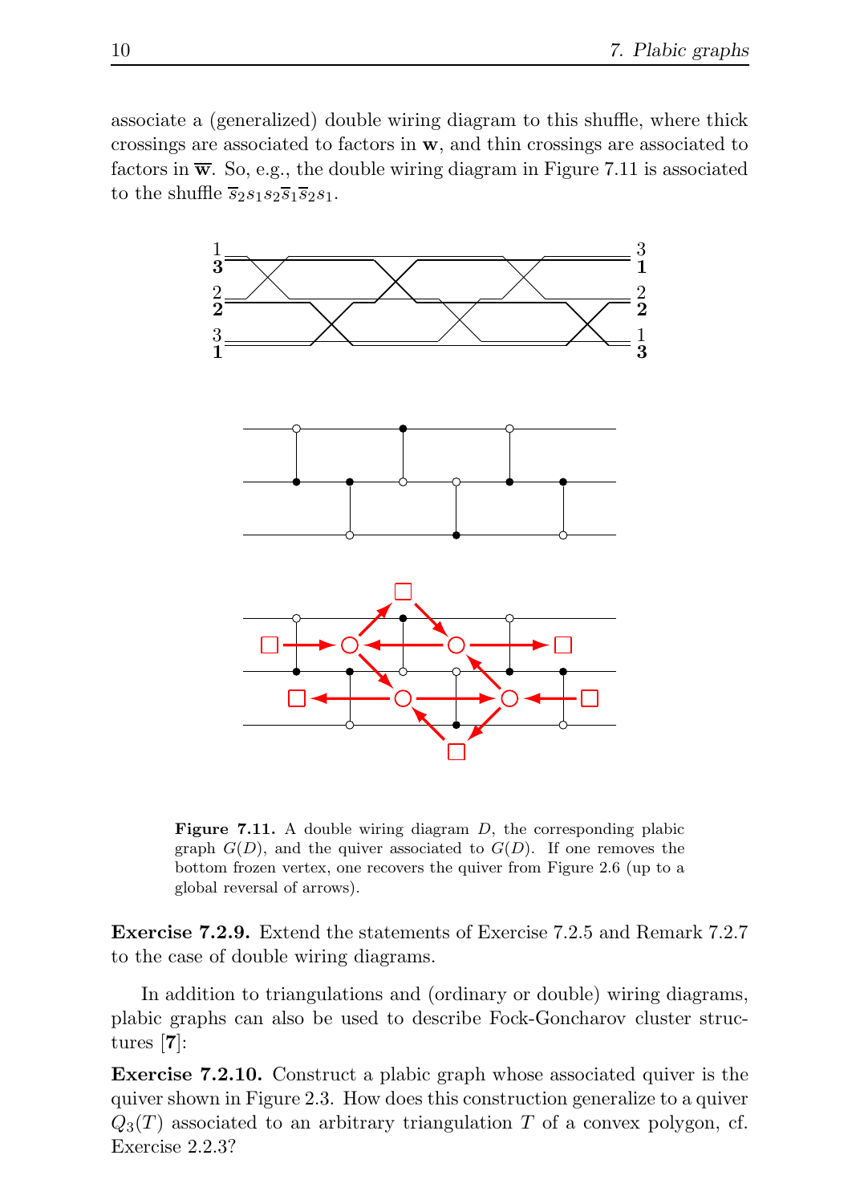associate a (generalized) double wiring diagram to this shuffle, where thick crossings are associated to factors in $\mathbf{w}$, and thin crossings are associated to factors in $\overline{\mathbf{w}}$. So, e.g., the double wiring diagram in Figure 7.11 is associated to the shuffle $\overline{s}_2 s_1 s_2 \overline{s}_1 \overline{s}_2 s_1$.

**Figure 7.11.** A double wiring diagram $D$, the corresponding plabic graph $G(D)$, and the quiver associated to $G(D)$. If one removes the bottom frozen vertex, one recovers the quiver from Figure 2.6 (up to a global reversal of arrows).

**Exercise 7.2.9.** Extend the statements of Exercise 7.2.5 and Remark 7.2.7 to the case of double wiring diagrams.

In addition to triangulations and (ordinary or double) wiring diagrams, plabic graphs can also be used to describe Fock-Goncharov cluster structures [**7**]:

**Exercise 7.2.10.** Construct a plabic graph whose associated quiver is the quiver shown in Figure 2.3. How does this construction generalize to a quiver $Q_3(T)$ associated to an arbitrary triangulation $T$ of a convex polygon, cf. Exercise 2.2.3?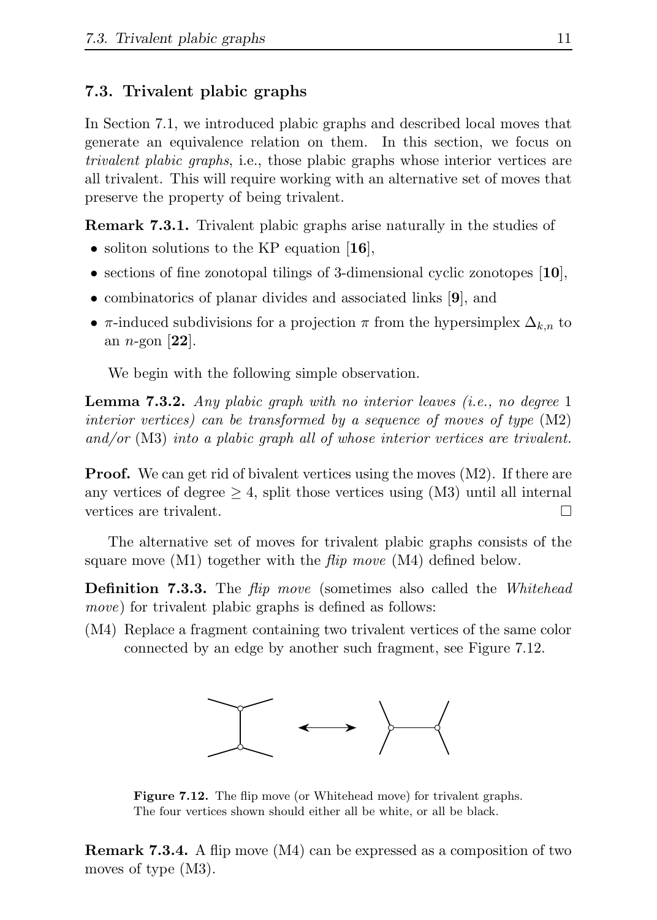## 7.3. Trivalent plabic graphs

In Section 7.1, we introduced plabic graphs and described local moves that generate an equivalence relation on them. In this section, we focus on *trivalent plabic graphs*, i.e., those plabic graphs whose interior vertices are all trivalent. This will require working with an alternative set of moves that preserve the property of being trivalent.

**Remark 7.3.1.** Trivalent plabic graphs arise naturally in the studies of

- soliton solutions to the KP equation [**16**],
- sections of fine zonotopal tilings of 3-dimensional cyclic zonotopes [**10**],
- combinatorics of planar divides and associated links [**9**], and
- $\pi$-induced subdivisions for a projection $\pi$ from the hypersimplex $\Delta_{k,n}$ to an $n$-gon [**22**].

We begin with the following simple observation.

**Lemma 7.3.2.** *Any plabic graph with no interior leaves (i.e., no degree* 1 *interior vertices) can be transformed by a sequence of moves of type* (M2) *and/or* (M3) *into a plabic graph all of whose interior vertices are trivalent.*

**Proof.** We can get rid of bivalent vertices using the moves (M2). If there are any vertices of degree $\geq 4$, split those vertices using (M3) until all internal vertices are trivalent. □

The alternative set of moves for trivalent plabic graphs consists of the square move (M1) together with the *flip move* (M4) defined below.

**Definition 7.3.3.** The *flip move* (sometimes also called the *Whitehead move*) for trivalent plabic graphs is defined as follows:

(M4) Replace a fragment containing two trivalent vertices of the same color connected by an edge by another such fragment, see Figure 7.12.

**Figure 7.12.** The flip move (or Whitehead move) for trivalent graphs. The four vertices shown should either all be white, or all be black.

**Remark 7.3.4.** A flip move (M4) can be expressed as a composition of two moves of type (M3).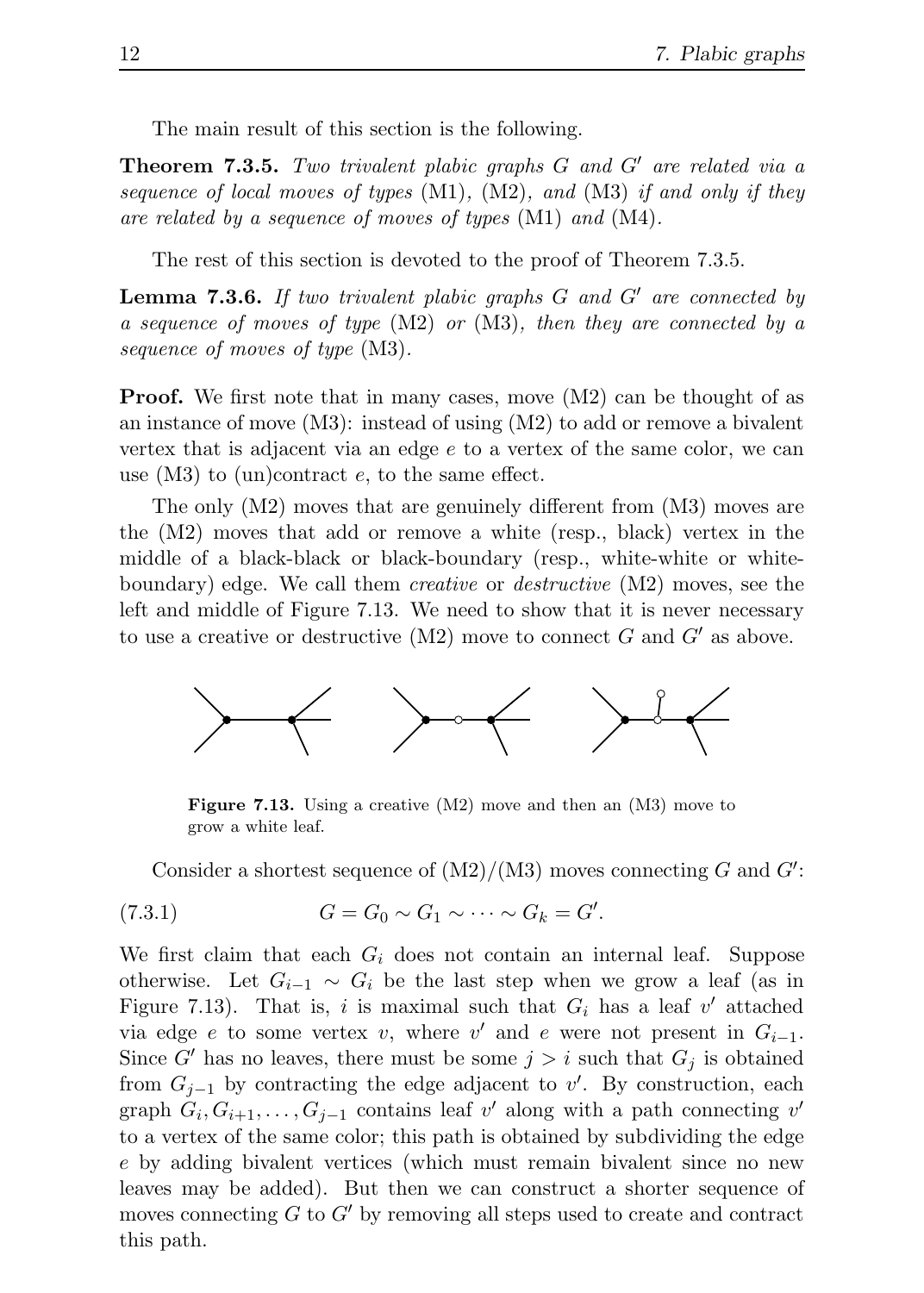The main result of this section is the following.

**Theorem 7.3.5.** *Two trivalent plabic graphs $G$ and $G'$ are related via a sequence of local moves of types* (M1)*,* (M2)*, and* (M3) *if and only if they are related by a sequence of moves of types* (M1) *and* (M4)*.*

The rest of this section is devoted to the proof of Theorem 7.3.5.

**Lemma 7.3.6.** *If two trivalent plabic graphs $G$ and $G'$ are connected by a sequence of moves of type* (M2) *or* (M3)*, then they are connected by a sequence of moves of type* (M3)*.*

**Proof.** We first note that in many cases, move (M2) can be thought of as an instance of move (M3): instead of using (M2) to add or remove a bivalent vertex that is adjacent via an edge $e$ to a vertex of the same color, we can use (M3) to (un)contract $e$, to the same effect.

The only (M2) moves that are genuinely different from (M3) moves are the (M2) moves that add or remove a white (resp., black) vertex in the middle of a black-black or black-boundary (resp., white-white or white-boundary) edge. We call them *creative* or *destructive* (M2) moves, see the left and middle of Figure 7.13. We need to show that it is never necessary to use a creative or destructive (M2) move to connect $G$ and $G'$ as above.

**Figure 7.13.** Using a creative (M2) move and then an (M3) move to grow a white leaf.

Consider a shortest sequence of (M2)/(M3) moves connecting $G$ and $G'$:

$$G = G_0 \sim G_1 \sim \cdots \sim G_k = G'. \tag{7.3.1}$$

We first claim that each $G_i$ does not contain an internal leaf. Suppose otherwise. Let $G_{i-1} \sim G_i$ be the last step when we grow a leaf (as in Figure 7.13). That is, $i$ is maximal such that $G_i$ has a leaf $v'$ attached via edge $e$ to some vertex $v$, where $v'$ and $e$ were not present in $G_{i-1}$. Since $G'$ has no leaves, there must be some $j > i$ such that $G_j$ is obtained from $G_{j-1}$ by contracting the edge adjacent to $v'$. By construction, each graph $G_i, G_{i+1}, \ldots, G_{j-1}$ contains leaf $v'$ along with a path connecting $v'$ to a vertex of the same color; this path is obtained by subdividing the edge $e$ by adding bivalent vertices (which must remain bivalent since no new leaves may be added). But then we can construct a shorter sequence of moves connecting $G$ to $G'$ by removing all steps used to create and contract this path.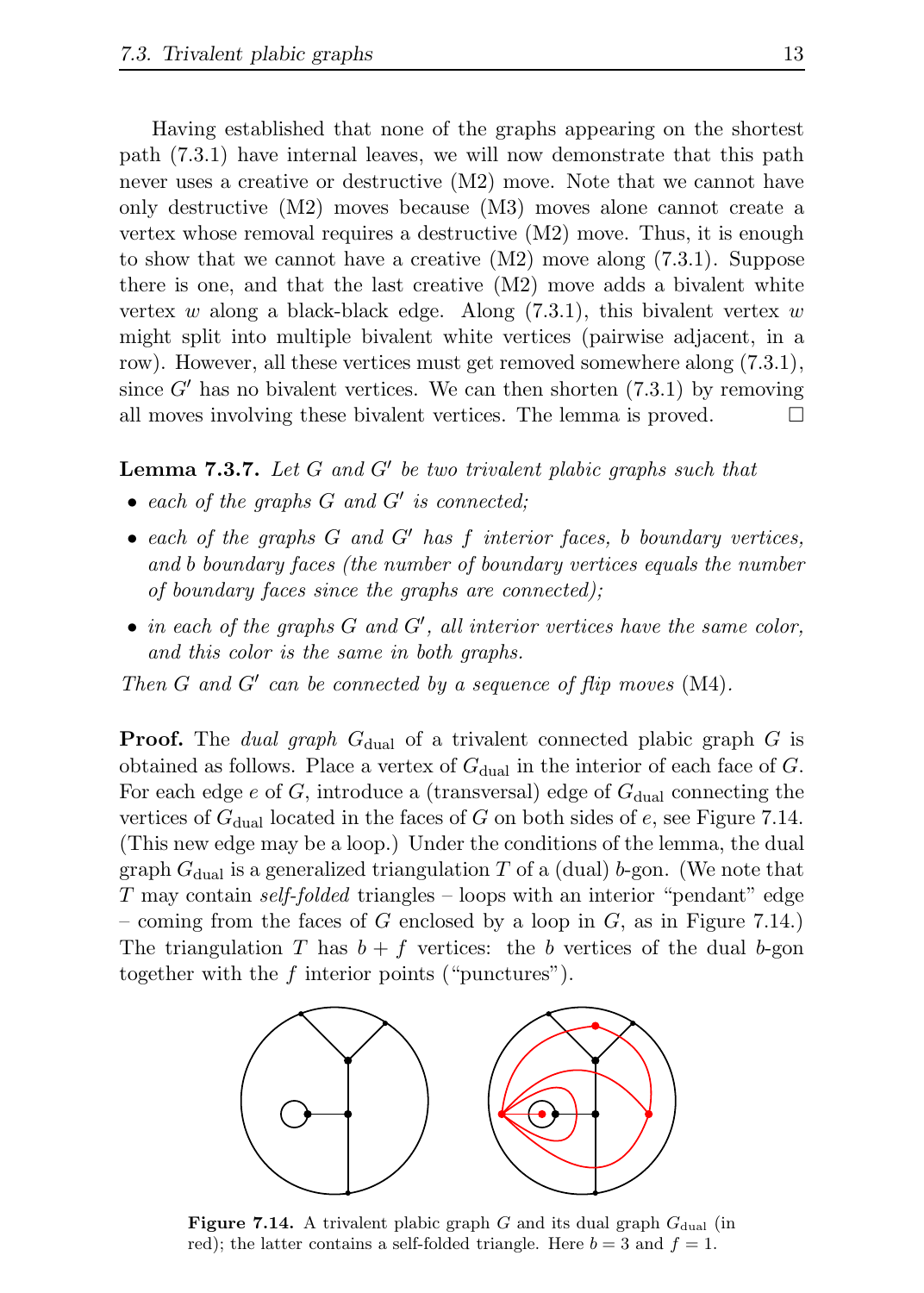Having established that none of the graphs appearing on the shortest path (7.3.1) have internal leaves, we will now demonstrate that this path never uses a creative or destructive (M2) move. Note that we cannot have only destructive (M2) moves because (M3) moves alone cannot create a vertex whose removal requires a destructive (M2) move. Thus, it is enough to show that we cannot have a creative (M2) move along (7.3.1). Suppose there is one, and that the last creative (M2) move adds a bivalent white vertex $w$ along a black-black edge. Along (7.3.1), this bivalent vertex $w$ might split into multiple bivalent white vertices (pairwise adjacent, in a row). However, all these vertices must get removed somewhere along (7.3.1), since $G'$ has no bivalent vertices. We can then shorten (7.3.1) by removing all moves involving these bivalent vertices. The lemma is proved. □

**Lemma 7.3.7.** *Let $G$ and $G'$ be two trivalent plabic graphs such that*

- *each of the graphs $G$ and $G'$ is connected;*
- *each of the graphs $G$ and $G'$ has $f$ interior faces, $b$ boundary vertices, and $b$ boundary faces (the number of boundary vertices equals the number of boundary faces since the graphs are connected);*
- *in each of the graphs $G$ and $G'$, all interior vertices have the same color, and this color is the same in both graphs.*

*Then $G$ and $G'$ can be connected by a sequence of flip moves* (M4).

**Proof.** The *dual graph* $G_{\text{dual}}$ of a trivalent connected plabic graph $G$ is obtained as follows. Place a vertex of $G_{\text{dual}}$ in the interior of each face of $G$. For each edge $e$ of $G$, introduce a (transversal) edge of $G_{\text{dual}}$ connecting the vertices of $G_{\text{dual}}$ located in the faces of $G$ on both sides of $e$, see Figure 7.14. (This new edge may be a loop.) Under the conditions of the lemma, the dual graph $G_{\text{dual}}$ is a generalized triangulation $T$ of a (dual) $b$-gon. (We note that $T$ may contain *self-folded* triangles – loops with an interior "pendant" edge – coming from the faces of $G$ enclosed by a loop in $G$, as in Figure 7.14.) The triangulation $T$ has $b+f$ vertices: the $b$ vertices of the dual $b$-gon together with the $f$ interior points ("punctures").

**Figure 7.14.** A trivalent plabic graph $G$ and its dual graph $G_{\text{dual}}$ (in red); the latter contains a self-folded triangle. Here $b = 3$ and $f = 1$.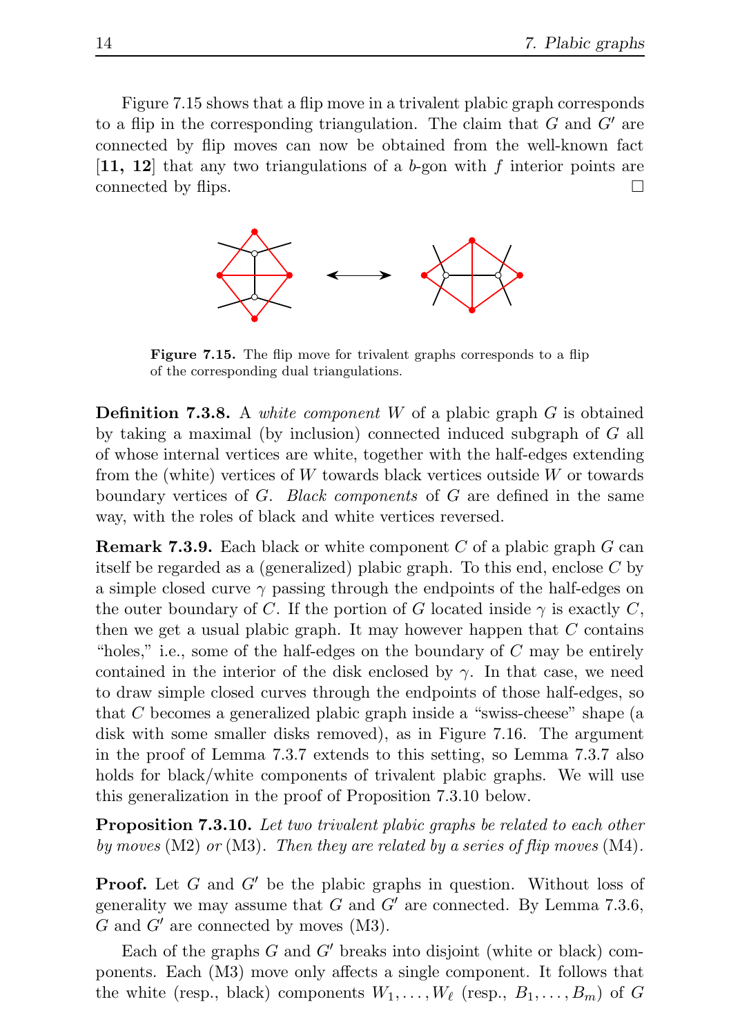Figure 7.15 shows that a flip move in a trivalent plabic graph corresponds to a flip in the corresponding triangulation. The claim that $G$ and $G'$ are connected by flip moves can now be obtained from the well-known fact [**11, 12**] that any two triangulations of a $b$-gon with $f$ interior points are connected by flips. □

**Figure 7.15.** The flip move for trivalent graphs corresponds to a flip of the corresponding dual triangulations.

**Definition 7.3.8.** A *white component* $W$ of a plabic graph $G$ is obtained by taking a maximal (by inclusion) connected induced subgraph of $G$ all of whose internal vertices are white, together with the half-edges extending from the (white) vertices of $W$ towards black vertices outside $W$ or towards boundary vertices of $G$. *Black components* of $G$ are defined in the same way, with the roles of black and white vertices reversed.

**Remark 7.3.9.** Each black or white component $C$ of a plabic graph $G$ can itself be regarded as a (generalized) plabic graph. To this end, enclose $C$ by a simple closed curve $\gamma$ passing through the endpoints of the half-edges on the outer boundary of $C$. If the portion of $G$ located inside $\gamma$ is exactly $C$, then we get a usual plabic graph. It may however happen that $C$ contains "holes," i.e., some of the half-edges on the boundary of $C$ may be entirely contained in the interior of the disk enclosed by $\gamma$. In that case, we need to draw simple closed curves through the endpoints of those half-edges, so that $C$ becomes a generalized plabic graph inside a "swiss-cheese" shape (a disk with some smaller disks removed), as in Figure 7.16. The argument in the proof of Lemma 7.3.7 extends to this setting, so Lemma 7.3.7 also holds for black/white components of trivalent plabic graphs. We will use this generalization in the proof of Proposition 7.3.10 below.

**Proposition 7.3.10.** *Let two trivalent plabic graphs be related to each other by moves* (M2) *or* (M3)*. Then they are related by a series of flip moves* (M4)*.*

**Proof.** Let $G$ and $G'$ be the plabic graphs in question. Without loss of generality we may assume that $G$ and $G'$ are connected. By Lemma 7.3.6, $G$ and $G'$ are connected by moves (M3).

Each of the graphs $G$ and $G'$ breaks into disjoint (white or black) components. Each (M3) move only affects a single component. It follows that the white (resp., black) components $W_1, \dots, W_\ell$ (resp., $B_1, \dots, B_m$) of $G$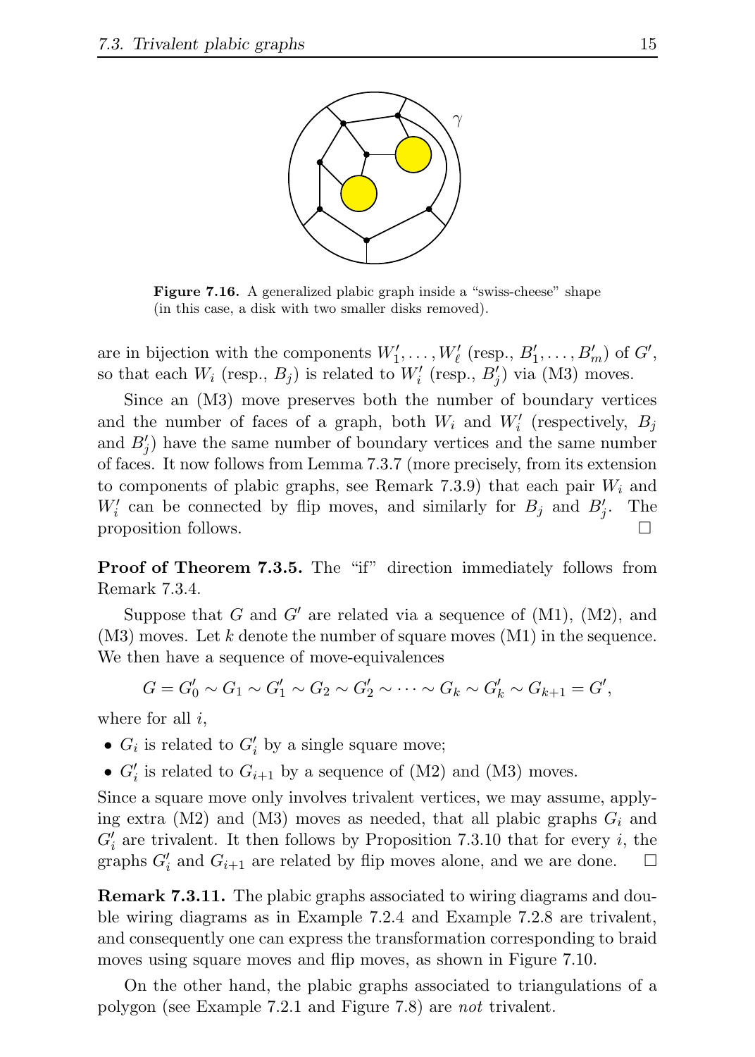Figure 7.16. A generalized plabic graph inside a "swiss-cheese" shape (in this case, a disk with two smaller disks removed).

are in bijection with the components $W_1', \dots, W_\ell'$ (resp., $B_1', \dots, B_m'$) of $G'$, so that each $W_i$ (resp., $B_j$) is related to $W_i'$ (resp., $B_j'$) via (M3) moves.

Since an (M3) move preserves both the number of boundary vertices and the number of faces of a graph, both $W_i$ and $W_i'$ (respectively, $B_j$ and $B_j'$) have the same number of boundary vertices and the same number of faces. It now follows from Lemma 7.3.7 (more precisely, from its extension to components of plabic graphs, see Remark 7.3.9) that each pair $W_i$ and $W_i'$ can be connected by flip moves, and similarly for $B_j$ and $B_j'$. The proposition follows. □

**Proof of Theorem 7.3.5.** The "if" direction immediately follows from Remark 7.3.4.

Suppose that $G$ and $G'$ are related via a sequence of (M1), (M2), and (M3) moves. Let $k$ denote the number of square moves (M1) in the sequence. We then have a sequence of move-equivalences

$$G = G_0' \sim G_1 \sim G_1' \sim G_2 \sim G_2' \sim \cdots \sim G_k \sim G_k' \sim G_{k+1} = G',$$

where for all $i$,

- $G_i$ is related to $G_i'$ by a single square move;
- $G_i'$ is related to $G_{i+1}$ by a sequence of (M2) and (M3) moves.

Since a square move only involves trivalent vertices, we may assume, applying extra (M2) and (M3) moves as needed, that all plabic graphs $G_i$ and $G_i'$ are trivalent. It then follows by Proposition 7.3.10 that for every $i$, the graphs $G_i'$ and $G_{i+1}$ are related by flip moves alone, and we are done. □

**Remark 7.3.11.** The plabic graphs associated to wiring diagrams and double wiring diagrams as in Example 7.2.4 and Example 7.2.8 are trivalent, and consequently one can express the transformation corresponding to braid moves using square moves and flip moves, as shown in Figure 7.10.

On the other hand, the plabic graphs associated to triangulations of a polygon (see Example 7.2.1 and Figure 7.8) are *not* trivalent.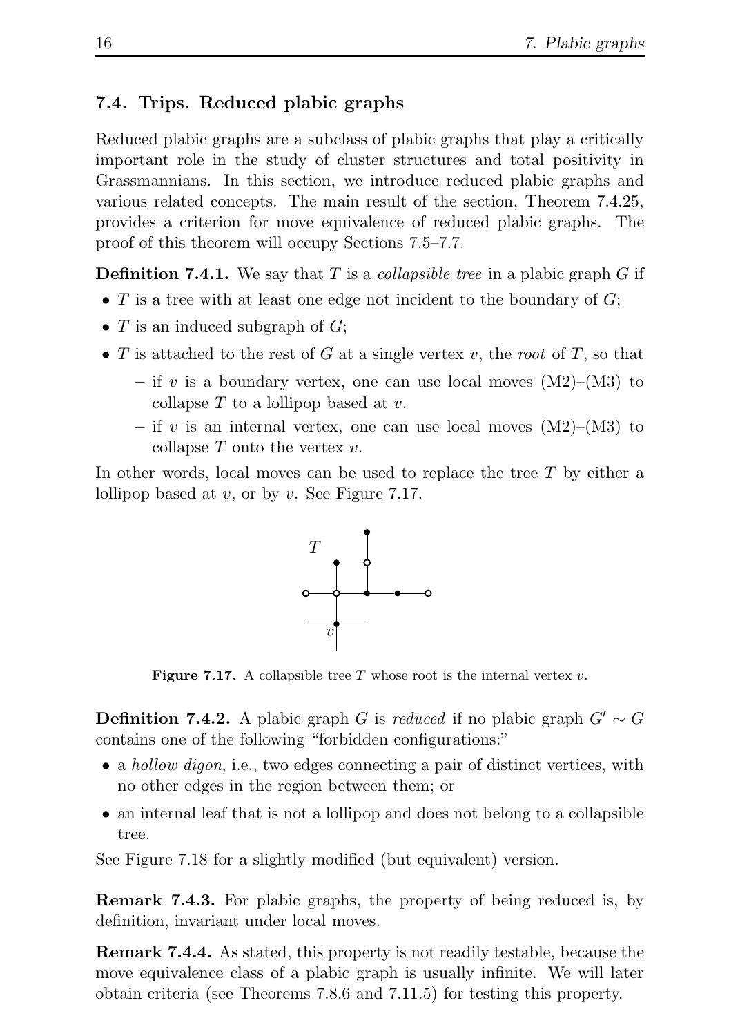## 7.4. Trips. Reduced plabic graphs

Reduced plabic graphs are a subclass of plabic graphs that play a critically important role in the study of cluster structures and total positivity in Grassmannians. In this section, we introduce reduced plabic graphs and various related concepts. The main result of the section, Theorem 7.4.25, provides a criterion for move equivalence of reduced plabic graphs. The proof of this theorem will occupy Sections 7.5–7.7.

**Definition 7.4.1.** We say that $T$ is a *collapsible tree* in a plabic graph $G$ if

- $T$ is a tree with at least one edge not incident to the boundary of $G$;
- $T$ is an induced subgraph of $G$;
- $T$ is attached to the rest of $G$ at a single vertex $v$, the *root* of $T$, so that
  - if $v$ is a boundary vertex, one can use local moves (M2)–(M3) to collapse $T$ to a lollipop based at $v$.
  - if $v$ is an internal vertex, one can use local moves (M2)–(M3) to collapse $T$ onto the vertex $v$.

In other words, local moves can be used to replace the tree $T$ by either a lollipop based at $v$, or by $v$. See Figure 7.17.

**Figure 7.17.** A collapsible tree $T$ whose root is the internal vertex $v$.

**Definition 7.4.2.** A plabic graph $G$ is *reduced* if no plabic graph $G' \sim G$ contains one of the following "forbidden configurations:"

- a *hollow digon*, i.e., two edges connecting a pair of distinct vertices, with no other edges in the region between them; or
- an internal leaf that is not a lollipop and does not belong to a collapsible tree.

See Figure 7.18 for a slightly modified (but equivalent) version.

**Remark 7.4.3.** For plabic graphs, the property of being reduced is, by definition, invariant under local moves.

**Remark 7.4.4.** As stated, this property is not readily testable, because the move equivalence class of a plabic graph is usually infinite. We will later obtain criteria (see Theorems 7.8.6 and 7.11.5) for testing this property.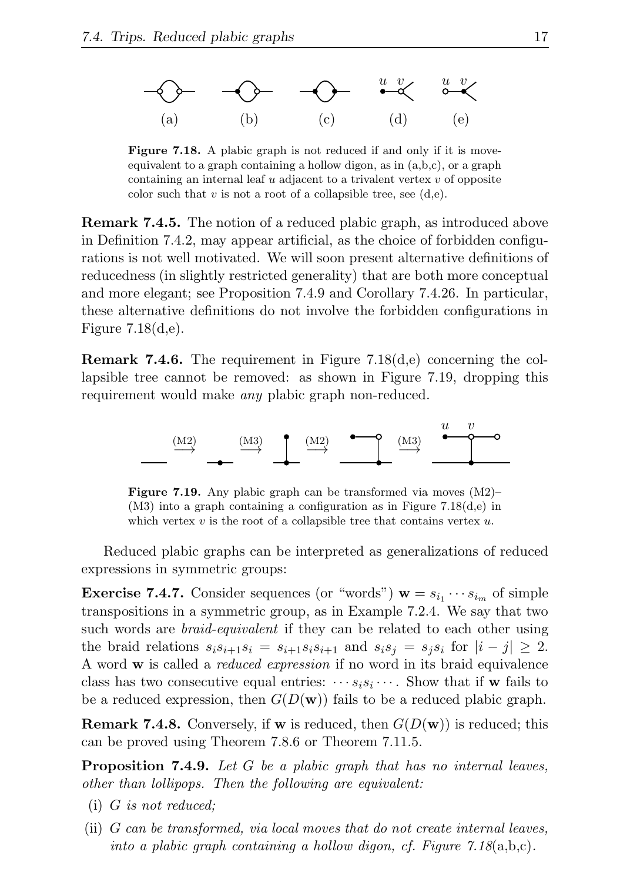(a) (b) (c) (d) (e)

**Figure 7.18.** A plabic graph is not reduced if and only if it is move-equivalent to a graph containing a hollow digon, as in (a,b,c), or a graph containing an internal leaf $u$ adjacent to a trivalent vertex $v$ of opposite color such that $v$ is not a root of a collapsible tree, see (d,e).

**Remark 7.4.5.** The notion of a reduced plabic graph, as introduced above in Definition 7.4.2, may appear artificial, as the choice of forbidden configurations is not well motivated. We will soon present alternative definitions of reducedness (in slightly restricted generality) that are both more conceptual and more elegant; see Proposition 7.4.9 and Corollary 7.4.26. In particular, these alternative definitions do not involve the forbidden configurations in Figure 7.18(d,e).

**Remark 7.4.6.** The requirement in Figure 7.18(d,e) concerning the collapsible tree cannot be removed: as shown in Figure 7.19, dropping this requirement would make *any* plabic graph non-reduced.

**Figure 7.19.** Any plabic graph can be transformed via moves (M2)–(M3) into a graph containing a configuration as in Figure 7.18(d,e) in which vertex $v$ is the root of a collapsible tree that contains vertex $u$.

Reduced plabic graphs can be interpreted as generalizations of reduced expressions in symmetric groups:

**Exercise 7.4.7.** Consider sequences (or "words") $\mathbf{w} = s_{i_1} \cdots s_{i_m}$ of simple transpositions in a symmetric group, as in Example 7.2.4. We say that two such words are *braid-equivalent* if they can be related to each other using the braid relations $s_i s_{i+1} s_i = s_{i+1} s_i s_{i+1}$ and $s_i s_j = s_j s_i$ for $|i - j| \geq 2$. A word $\mathbf{w}$ is called a *reduced expression* if no word in its braid equivalence class has two consecutive equal entries: $\cdots s_i s_i \cdots$. Show that if $\mathbf{w}$ fails to be a reduced expression, then $G(D(\mathbf{w}))$ fails to be a reduced plabic graph.

**Remark 7.4.8.** Conversely, if $\mathbf{w}$ is reduced, then $G(D(\mathbf{w}))$ is reduced; this can be proved using Theorem 7.8.6 or Theorem 7.11.5.

**Proposition 7.4.9.** *Let $G$ be a plabic graph that has no internal leaves, other than lollipops. Then the following are equivalent:*

- (i) *$G$ is not reduced;*
- (ii) *$G$ can be transformed, via local moves that do not create internal leaves, into a plabic graph containing a hollow digon, cf. Figure 7.18*(a,b,c).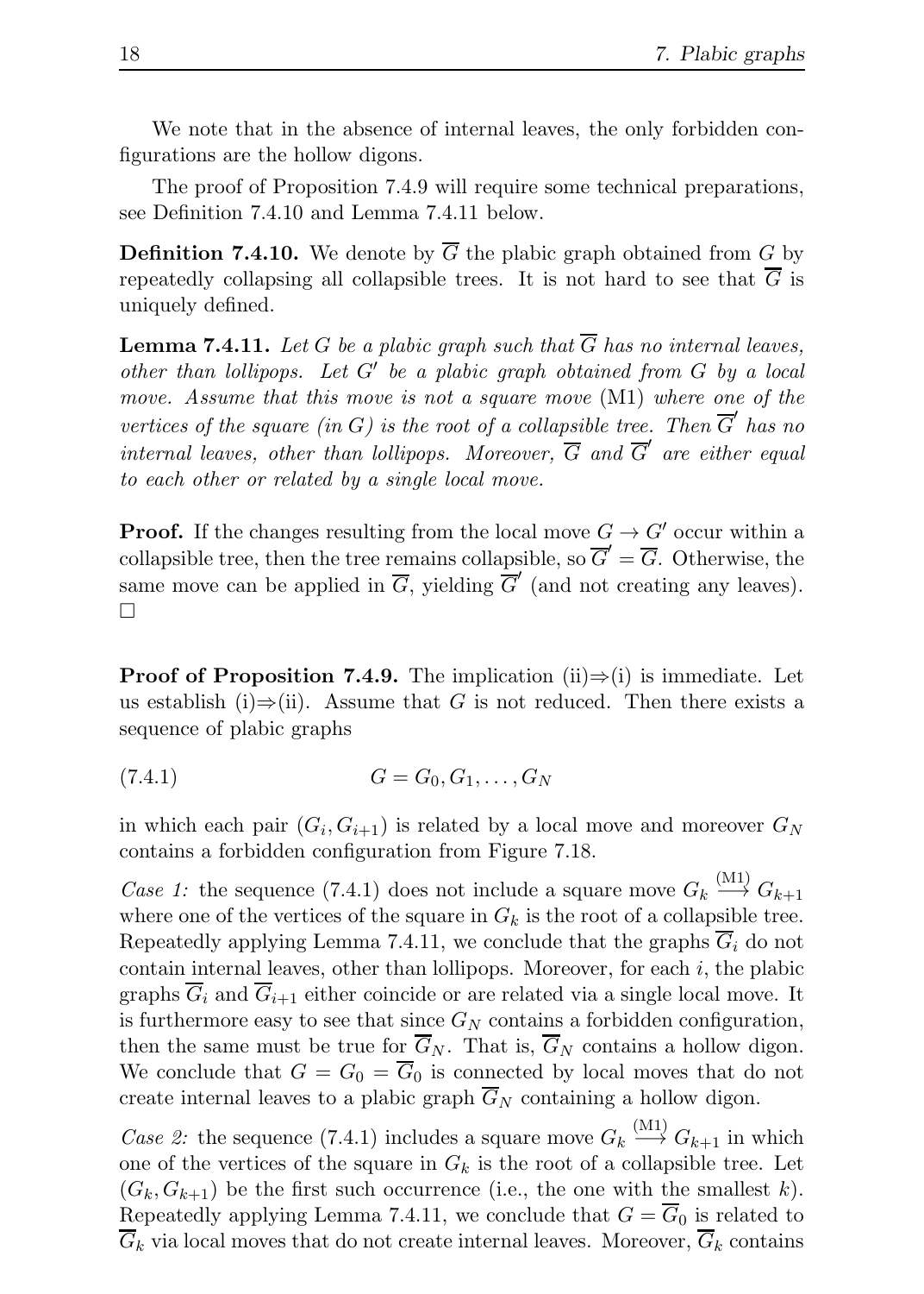We note that in the absence of internal leaves, the only forbidden configurations are the hollow digons.

The proof of Proposition 7.4.9 will require some technical preparations, see Definition 7.4.10 and Lemma 7.4.11 below.

**Definition 7.4.10.** We denote by $\overline{G}$ the plabic graph obtained from $G$ by repeatedly collapsing all collapsible trees. It is not hard to see that $\overline{G}$ is uniquely defined.

**Lemma 7.4.11.** *Let $G$ be a plabic graph such that $\overline{G}$ has no internal leaves, other than lollipops. Let $G'$ be a plabic graph obtained from $G$ by a local move. Assume that this move is not a square move* (M1) *where one of the vertices of the square (in $G$) is the root of a collapsible tree. Then $\overline{G}'$ has no internal leaves, other than lollipops. Moreover, $\overline{G}$ and $\overline{G}'$ are either equal to each other or related by a single local move.*

**Proof.** If the changes resulting from the local move $G \to G'$ occur within a collapsible tree, then the tree remains collapsible, so $\overline{G}' = \overline{G}$. Otherwise, the same move can be applied in $\overline{G}$, yielding $\overline{G}'$ (and not creating any leaves). $\square$

**Proof of Proposition 7.4.9.** The implication (ii)⇒(i) is immediate. Let us establish (i)⇒(ii). Assume that $G$ is not reduced. Then there exists a sequence of plabic graphs

$$G = G_0, G_1, \ldots, G_N \tag{7.4.1}$$

in which each pair $(G_i, G_{i+1})$ is related by a local move and moreover $G_N$ contains a forbidden configuration from Figure 7.18.

*Case 1:* the sequence (7.4.1) does not include a square move $G_k \stackrel{\text{(M1)}}{\longrightarrow} G_{k+1}$ where one of the vertices of the square in $G_k$ is the root of a collapsible tree. Repeatedly applying Lemma 7.4.11, we conclude that the graphs $\overline{G}_i$ do not contain internal leaves, other than lollipops. Moreover, for each $i$, the plabic graphs $\overline{G}_i$ and $\overline{G}_{i+1}$ either coincide or are related via a single local move. It is furthermore easy to see that since $G_N$ contains a forbidden configuration, then the same must be true for $\overline{G}_N$. That is, $\overline{G}_N$ contains a hollow digon. We conclude that $G = G_0 = \overline{G}_0$ is connected by local moves that do not create internal leaves to a plabic graph $\overline{G}_N$ containing a hollow digon.

*Case 2:* the sequence (7.4.1) includes a square move $G_k \stackrel{\text{(M1)}}{\longrightarrow} G_{k+1}$ in which one of the vertices of the square in $G_k$ is the root of a collapsible tree. Let $(G_k, G_{k+1})$ be the first such occurrence (i.e., the one with the smallest $k$). Repeatedly applying Lemma 7.4.11, we conclude that $G = \overline{G}_0$ is related to $\overline{G}_k$ via local moves that do not create internal leaves. Moreover, $\overline{G}_k$ contains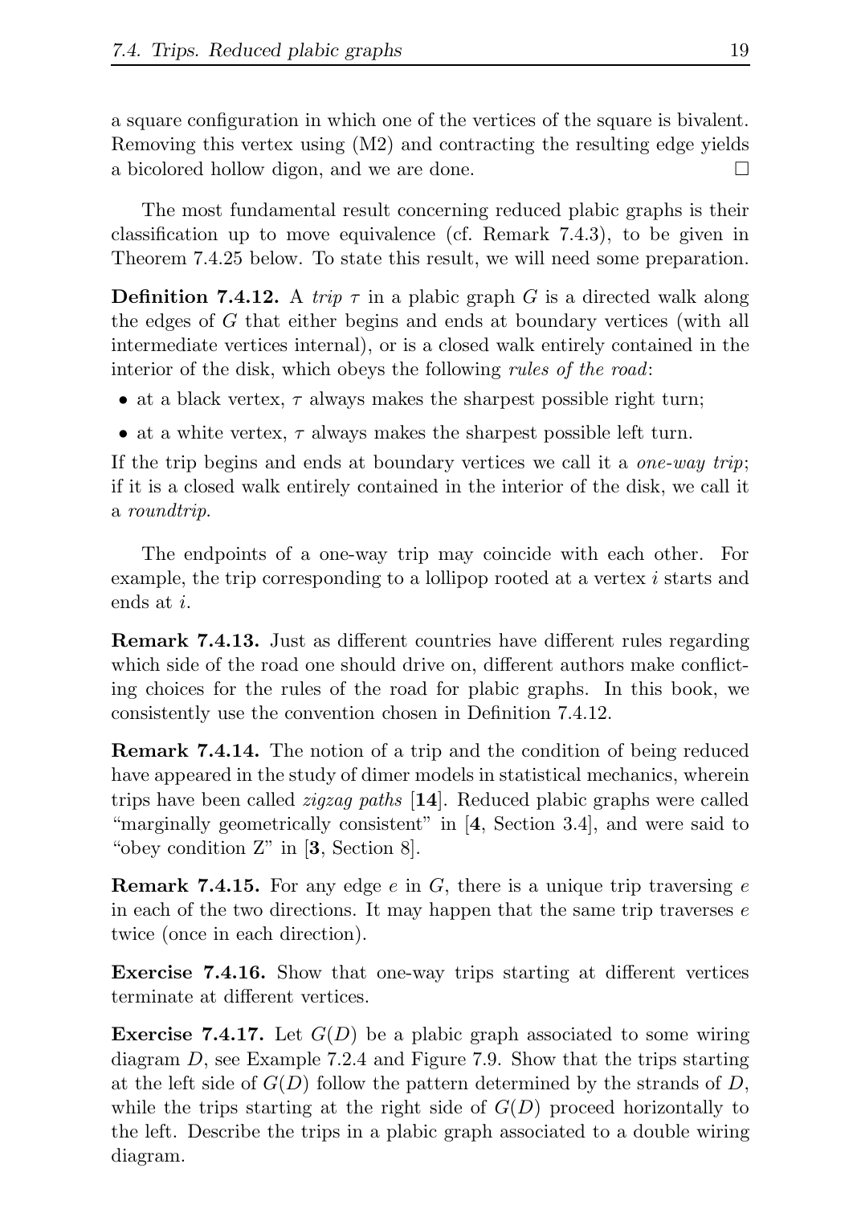a square configuration in which one of the vertices of the square is bivalent. Removing this vertex using (M2) and contracting the resulting edge yields a bicolored hollow digon, and we are done. □

The most fundamental result concerning reduced plabic graphs is their classification up to move equivalence (cf. Remark 7.4.3), to be given in Theorem 7.4.25 below. To state this result, we will need some preparation.

**Definition 7.4.12.** A *trip* $\tau$ in a plabic graph $G$ is a directed walk along the edges of $G$ that either begins and ends at boundary vertices (with all intermediate vertices internal), or is a closed walk entirely contained in the interior of the disk, which obeys the following *rules of the road*:

- at a black vertex, $\tau$ always makes the sharpest possible right turn;
- at a white vertex, $\tau$ always makes the sharpest possible left turn.

If the trip begins and ends at boundary vertices we call it a *one-way trip*; if it is a closed walk entirely contained in the interior of the disk, we call it a *roundtrip*.

The endpoints of a one-way trip may coincide with each other. For example, the trip corresponding to a lollipop rooted at a vertex $i$ starts and ends at $i$.

**Remark 7.4.13.** Just as different countries have different rules regarding which side of the road one should drive on, different authors make conflicting choices for the rules of the road for plabic graphs. In this book, we consistently use the convention chosen in Definition 7.4.12.

**Remark 7.4.14.** The notion of a trip and the condition of being reduced have appeared in the study of dimer models in statistical mechanics, wherein trips have been called *zigzag paths* [**14**]. Reduced plabic graphs were called "marginally geometrically consistent" in [**4**, Section 3.4], and were said to "obey condition Z" in [**3**, Section 8].

**Remark 7.4.15.** For any edge $e$ in $G$, there is a unique trip traversing $e$ in each of the two directions. It may happen that the same trip traverses $e$ twice (once in each direction).

**Exercise 7.4.16.** Show that one-way trips starting at different vertices terminate at different vertices.

**Exercise 7.4.17.** Let $G(D)$ be a plabic graph associated to some wiring diagram $D$, see Example 7.2.4 and Figure 7.9. Show that the trips starting at the left side of $G(D)$ follow the pattern determined by the strands of $D$, while the trips starting at the right side of $G(D)$ proceed horizontally to the left. Describe the trips in a plabic graph associated to a double wiring diagram.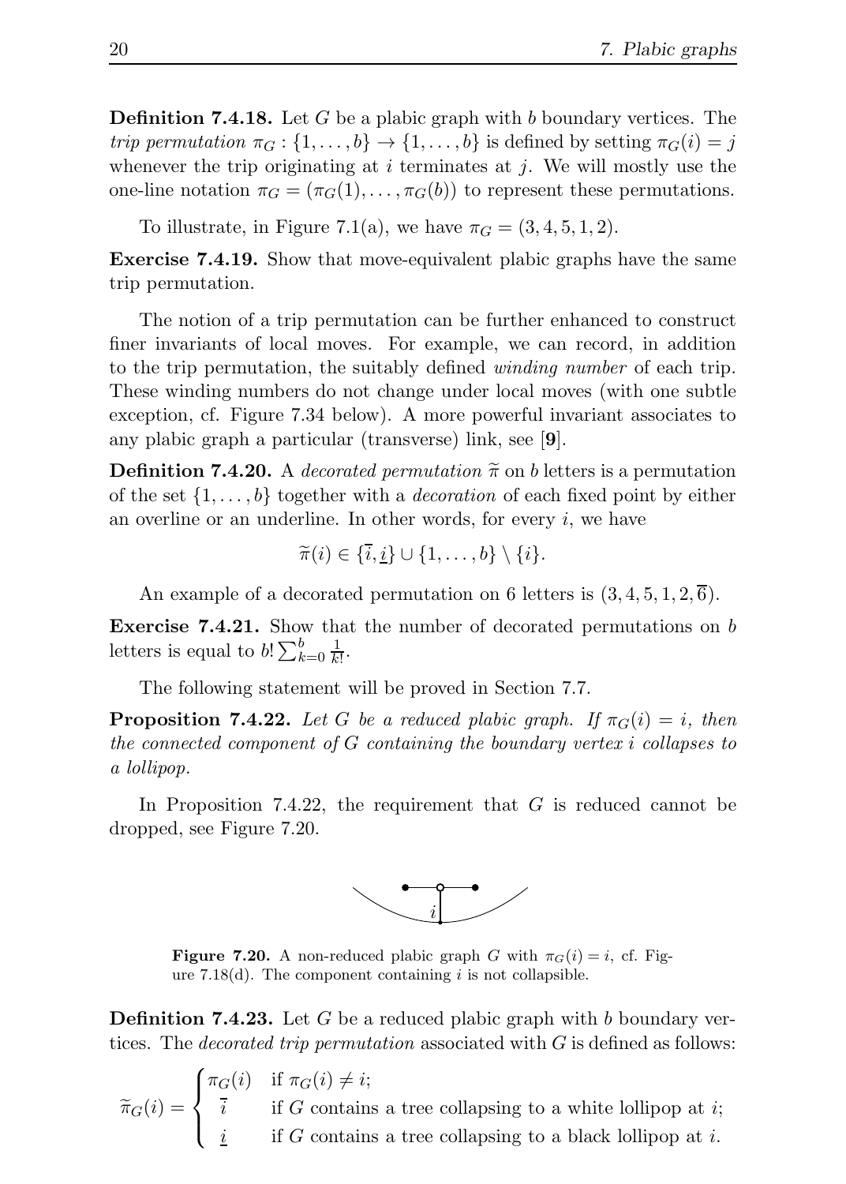**Definition 7.4.18.** Let $G$ be a plabic graph with $b$ boundary vertices. The *trip permutation* $\pi_G : \{1, \dots, b\} \to \{1, \dots, b\}$ is defined by setting $\pi_G(i) = j$ whenever the trip originating at $i$ terminates at $j$. We will mostly use the one-line notation $\pi_G = (\pi_G(1), \dots, \pi_G(b))$ to represent these permutations.

To illustrate, in Figure 7.1(a), we have $\pi_G = (3, 4, 5, 1, 2)$.

**Exercise 7.4.19.** Show that move-equivalent plabic graphs have the same trip permutation.

The notion of a trip permutation can be further enhanced to construct finer invariants of local moves. For example, we can record, in addition to the trip permutation, the suitably defined *winding number* of each trip. These winding numbers do not change under local moves (with one subtle exception, cf. Figure 7.34 below). A more powerful invariant associates to any plabic graph a particular (transverse) link, see [**9**].

**Definition 7.4.20.** A *decorated permutation* $\widetilde{\pi}$ on $b$ letters is a permutation of the set $\{1, \dots, b\}$ together with a *decoration* of each fixed point by either an overline or an underline. In other words, for every $i$, we have

$$\widetilde{\pi}(i) \in \{\overline{i}, \underline{i}\} \cup \{1, \dots, b\} \setminus \{i\}.$$

An example of a decorated permutation on 6 letters is $(3, 4, 5, 1, 2, \overline{6})$.

**Exercise 7.4.21.** Show that the number of decorated permutations on $b$ letters is equal to $b! \sum_{k=0}^{b} \frac{1}{k!}$.

The following statement will be proved in Section 7.7.

**Proposition 7.4.22.** *Let $G$ be a reduced plabic graph. If $\pi_G(i) = i$, then the connected component of $G$ containing the boundary vertex $i$ collapses to a lollipop.*

In Proposition 7.4.22, the requirement that $G$ is reduced cannot be dropped, see Figure 7.20.

**Figure 7.20.** A non-reduced plabic graph $G$ with $\pi_G(i) = i$, cf. Figure 7.18(d). The component containing $i$ is not collapsible.

**Definition 7.4.23.** Let $G$ be a reduced plabic graph with $b$ boundary vertices. The *decorated trip permutation* associated with $G$ is defined as follows:

$$\widetilde{\pi}_G(i) = \begin{cases} \pi_G(i) & \text{if } \pi_G(i) \neq i; \\ \overline{i} & \text{if } G \text{ contains a tree collapsing to a white lollipop at } i; \\ \underline{i} & \text{if } G \text{ contains a tree collapsing to a black lollipop at } i. \end{cases}$$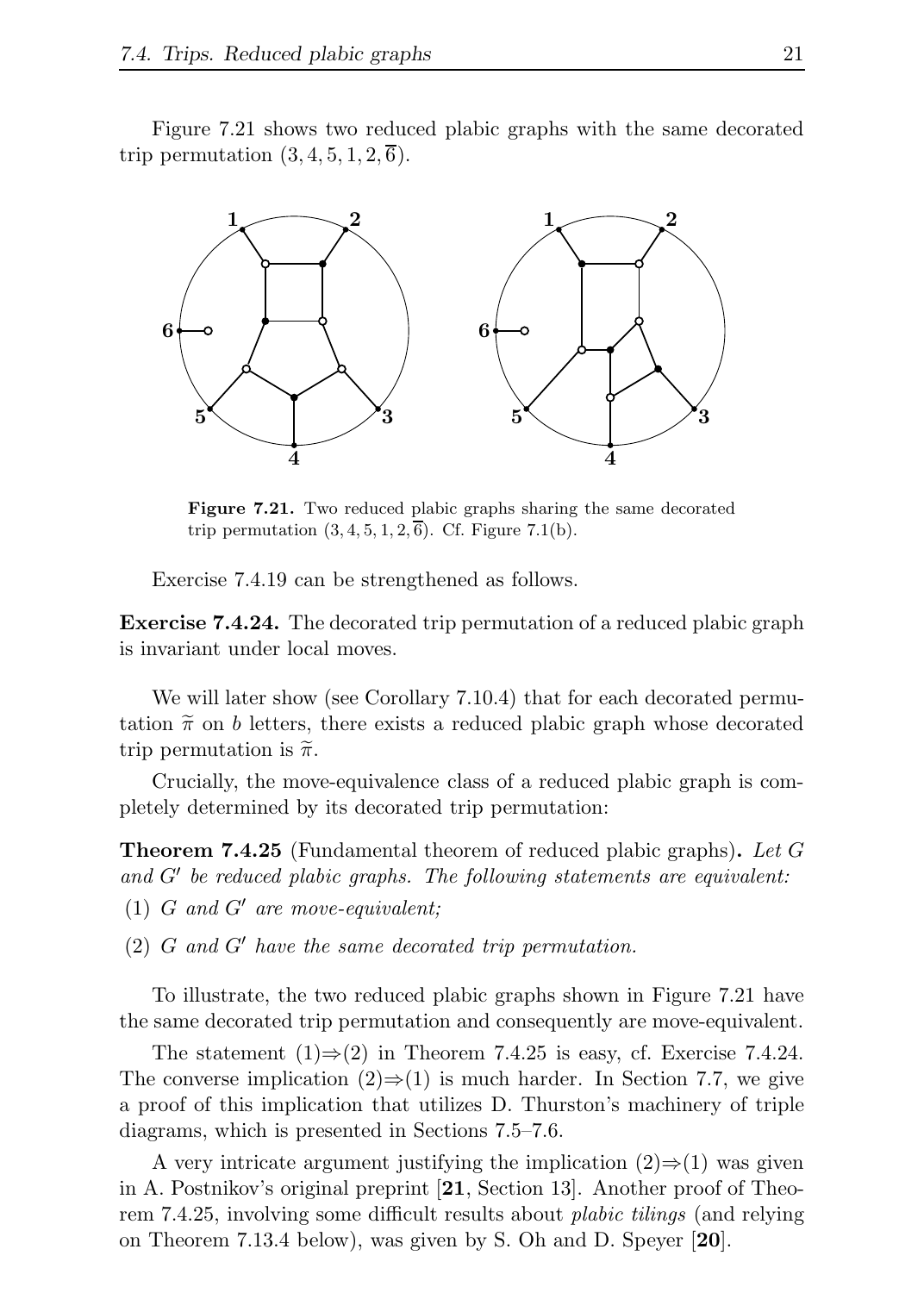Figure 7.21 shows two reduced plabic graphs with the same decorated trip permutation $(3, 4, 5, 1, 2, \overline{6})$.

**Figure 7.21.** Two reduced plabic graphs sharing the same decorated trip permutation $(3, 4, 5, 1, 2, \overline{6})$. Cf. Figure 7.1(b).

Exercise 7.4.19 can be strengthened as follows.

**Exercise 7.4.24.** The decorated trip permutation of a reduced plabic graph is invariant under local moves.

We will later show (see Corollary 7.10.4) that for each decorated permutation $\widetilde{\pi}$ on $b$ letters, there exists a reduced plabic graph whose decorated trip permutation is $\widetilde{\pi}$.

Crucially, the move-equivalence class of a reduced plabic graph is completely determined by its decorated trip permutation:

**Theorem 7.4.25** (Fundamental theorem of reduced plabic graphs)**.** *Let $G$ and $G'$ be reduced plabic graphs. The following statements are equivalent:*

(1) *$G$ and $G'$ are move-equivalent;*

(2) *$G$ and $G'$ have the same decorated trip permutation.*

To illustrate, the two reduced plabic graphs shown in Figure 7.21 have the same decorated trip permutation and consequently are move-equivalent.

The statement (1)$\Rightarrow$(2) in Theorem 7.4.25 is easy, cf. Exercise 7.4.24. The converse implication (2)$\Rightarrow$(1) is much harder. In Section 7.7, we give a proof of this implication that utilizes D. Thurston's machinery of triple diagrams, which is presented in Sections 7.5–7.6.

A very intricate argument justifying the implication (2)$\Rightarrow$(1) was given in A. Postnikov's original preprint [**21**, Section 13]. Another proof of Theorem 7.4.25, involving some difficult results about *plabic tilings* (and relying on Theorem 7.13.4 below), was given by S. Oh and D. Speyer [**20**].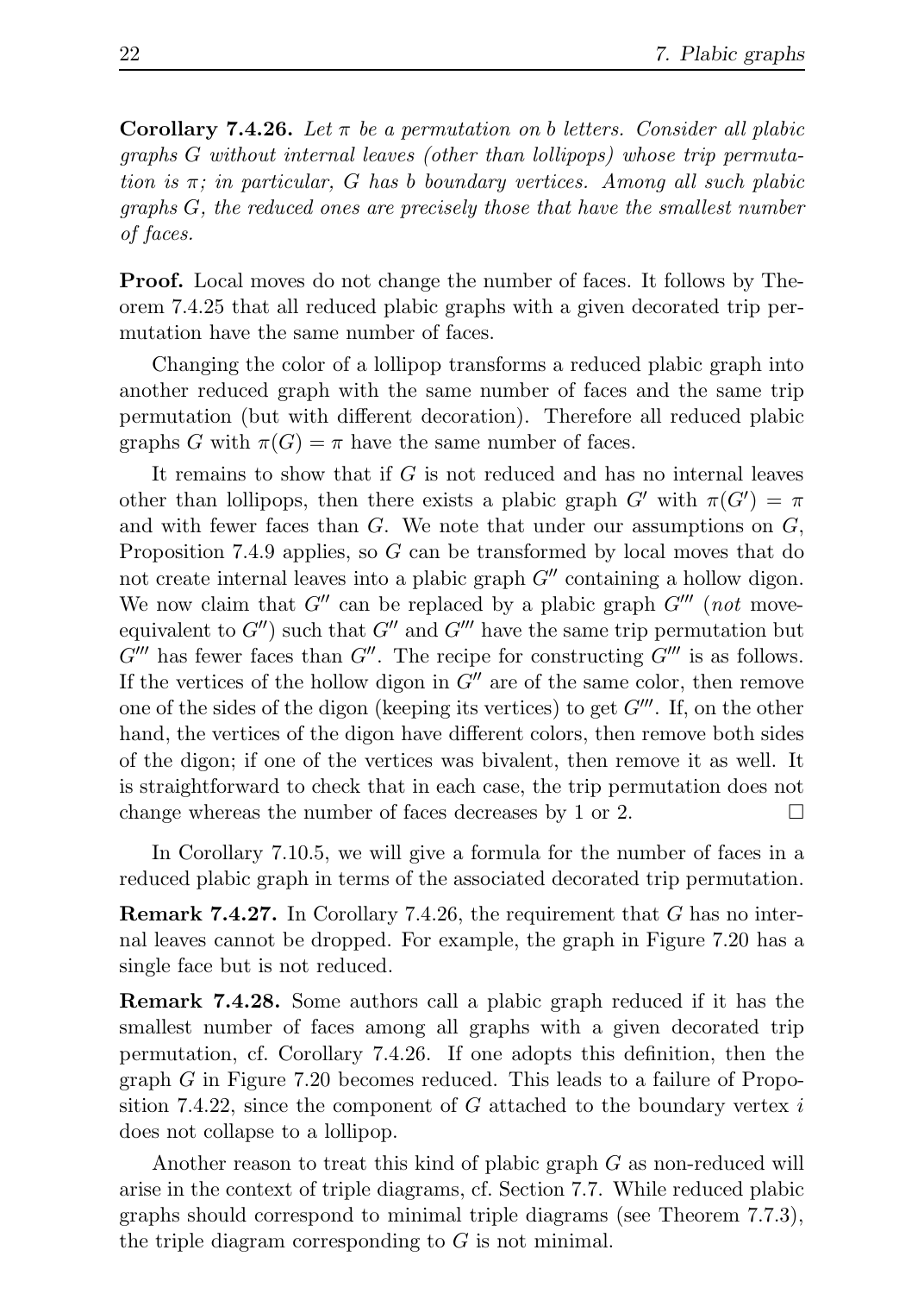**Corollary 7.4.26.** *Let $\pi$ be a permutation on $b$ letters. Consider all plabic graphs $G$ without internal leaves (other than lollipops) whose trip permutation is $\pi$; in particular, $G$ has $b$ boundary vertices. Among all such plabic graphs $G$, the reduced ones are precisely those that have the smallest number of faces.*

**Proof.** Local moves do not change the number of faces. It follows by Theorem 7.4.25 that all reduced plabic graphs with a given decorated trip permutation have the same number of faces.

Changing the color of a lollipop transforms a reduced plabic graph into another reduced graph with the same number of faces and the same trip permutation (but with different decoration). Therefore all reduced plabic graphs $G$ with $\pi(G) = \pi$ have the same number of faces.

It remains to show that if $G$ is not reduced and has no internal leaves other than lollipops, then there exists a plabic graph $G'$ with $\pi(G') = \pi$ and with fewer faces than $G$. We note that under our assumptions on $G$, Proposition 7.4.9 applies, so $G$ can be transformed by local moves that do not create internal leaves into a plabic graph $G''$ containing a hollow digon. We now claim that $G''$ can be replaced by a plabic graph $G'''$ (*not* move-equivalent to $G''$) such that $G''$ and $G'''$ have the same trip permutation but $G'''$ has fewer faces than $G''$. The recipe for constructing $G'''$ is as follows. If the vertices of the hollow digon in $G''$ are of the same color, then remove one of the sides of the digon (keeping its vertices) to get $G'''$. If, on the other hand, the vertices of the digon have different colors, then remove both sides of the digon; if one of the vertices was bivalent, then remove it as well. It is straightforward to check that in each case, the trip permutation does not change whereas the number of faces decreases by 1 or 2. □

In Corollary 7.10.5, we will give a formula for the number of faces in a reduced plabic graph in terms of the associated decorated trip permutation.

**Remark 7.4.27.** In Corollary 7.4.26, the requirement that $G$ has no internal leaves cannot be dropped. For example, the graph in Figure 7.20 has a single face but is not reduced.

**Remark 7.4.28.** Some authors call a plabic graph reduced if it has the smallest number of faces among all graphs with a given decorated trip permutation, cf. Corollary 7.4.26. If one adopts this definition, then the graph $G$ in Figure 7.20 becomes reduced. This leads to a failure of Proposition 7.4.22, since the component of $G$ attached to the boundary vertex $i$ does not collapse to a lollipop.

Another reason to treat this kind of plabic graph $G$ as non-reduced will arise in the context of triple diagrams, cf. Section 7.7. While reduced plabic graphs should correspond to minimal triple diagrams (see Theorem 7.7.3), the triple diagram corresponding to $G$ is not minimal.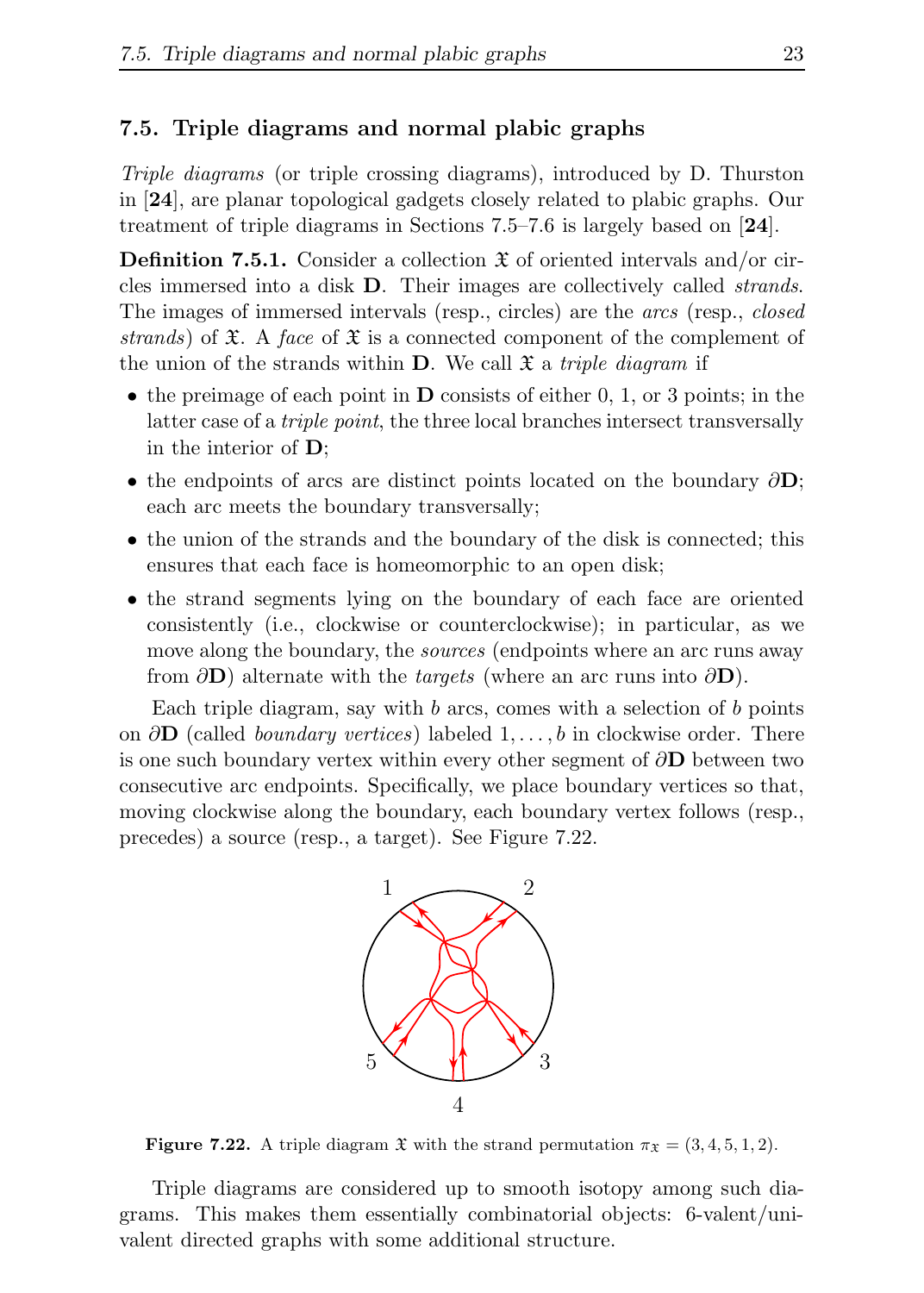## 7.5. Triple diagrams and normal plabic graphs

*Triple diagrams* (or triple crossing diagrams), introduced by D. Thurston in [**24**], are planar topological gadgets closely related to plabic graphs. Our treatment of triple diagrams in Sections 7.5–7.6 is largely based on [**24**].

**Definition 7.5.1.** Consider a collection $\mathfrak{X}$ of oriented intervals and/or circles immersed into a disk $\mathbf{D}$. Their images are collectively called *strands*. The images of immersed intervals (resp., circles) are the *arcs* (resp., *closed strands*) of $\mathfrak{X}$. A *face* of $\mathfrak{X}$ is a connected component of the complement of the union of the strands within $\mathbf{D}$. We call $\mathfrak{X}$ a *triple diagram* if

- the preimage of each point in $\mathbf{D}$ consists of either 0, 1, or 3 points; in the latter case of a *triple point*, the three local branches intersect transversally in the interior of $\mathbf{D}$;
- the endpoints of arcs are distinct points located on the boundary $\partial\mathbf{D}$; each arc meets the boundary transversally;
- the union of the strands and the boundary of the disk is connected; this ensures that each face is homeomorphic to an open disk;
- the strand segments lying on the boundary of each face are oriented consistently (i.e., clockwise or counterclockwise); in particular, as we move along the boundary, the *sources* (endpoints where an arc runs away from $\partial\mathbf{D}$) alternate with the *targets* (where an arc runs into $\partial\mathbf{D}$).

Each triple diagram, say with $b$ arcs, comes with a selection of $b$ points on $\partial\mathbf{D}$ (called *boundary vertices*) labeled $1, \dots, b$ in clockwise order. There is one such boundary vertex within every other segment of $\partial\mathbf{D}$ between two consecutive arc endpoints. Specifically, we place boundary vertices so that, moving clockwise along the boundary, each boundary vertex follows (resp., precedes) a source (resp., a target). See Figure 7.22.

**Figure 7.22.** A triple diagram $\mathfrak{X}$ with the strand permutation $\pi_{\mathfrak{X}} = (3, 4, 5, 1, 2)$.

Triple diagrams are considered up to smooth isotopy among such diagrams. This makes them essentially combinatorial objects: 6-valent/univalent directed graphs with some additional structure.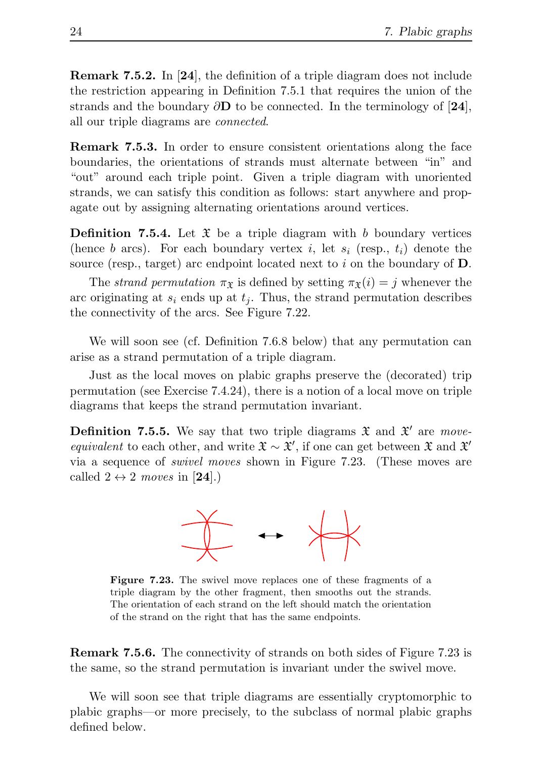**Remark 7.5.2.** In [**24**], the definition of a triple diagram does not include the restriction appearing in Definition 7.5.1 that requires the union of the strands and the boundary $\partial\mathbf{D}$ to be connected. In the terminology of [**24**], all our triple diagrams are *connected*.

**Remark 7.5.3.** In order to ensure consistent orientations along the face boundaries, the orientations of strands must alternate between "in" and "out" around each triple point. Given a triple diagram with unoriented strands, we can satisfy this condition as follows: start anywhere and propagate out by assigning alternating orientations around vertices.

**Definition 7.5.4.** Let $\mathfrak{X}$ be a triple diagram with $b$ boundary vertices (hence $b$ arcs). For each boundary vertex $i$, let $s_i$ (resp., $t_i$) denote the source (resp., target) arc endpoint located next to $i$ on the boundary of $\mathbf{D}$.

The *strand permutation* $\pi_{\mathfrak{X}}$ is defined by setting $\pi_{\mathfrak{X}}(i) = j$ whenever the arc originating at $s_i$ ends up at $t_j$. Thus, the strand permutation describes the connectivity of the arcs. See Figure 7.22.

We will soon see (cf. Definition 7.6.8 below) that any permutation can arise as a strand permutation of a triple diagram.

Just as the local moves on plabic graphs preserve the (decorated) trip permutation (see Exercise 7.4.24), there is a notion of a local move on triple diagrams that keeps the strand permutation invariant.

**Definition 7.5.5.** We say that two triple diagrams $\mathfrak{X}$ and $\mathfrak{X}'$ are *move-equivalent* to each other, and write $\mathfrak{X} \sim \mathfrak{X}'$, if one can get between $\mathfrak{X}$ and $\mathfrak{X}'$ via a sequence of *swivel moves* shown in Figure 7.23. (These moves are called $2 \leftrightarrow 2$ *moves* in [**24**].)

**Figure 7.23.** The swivel move replaces one of these fragments of a triple diagram by the other fragment, then smooths out the strands. The orientation of each strand on the left should match the orientation of the strand on the right that has the same endpoints.

**Remark 7.5.6.** The connectivity of strands on both sides of Figure 7.23 is the same, so the strand permutation is invariant under the swivel move.

We will soon see that triple diagrams are essentially cryptomorphic to plabic graphs—or more precisely, to the subclass of normal plabic graphs defined below.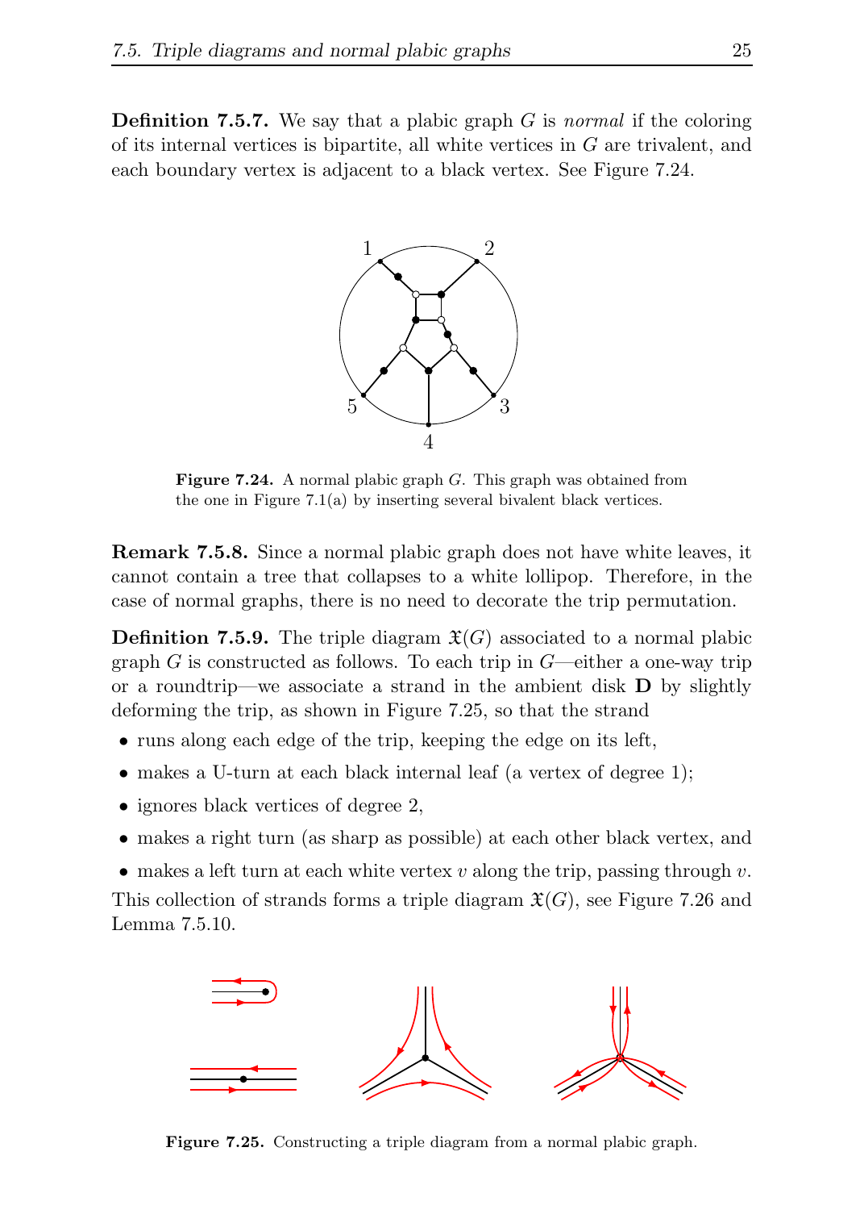**Definition 7.5.7.** We say that a plabic graph $G$ is *normal* if the coloring of its internal vertices is bipartite, all white vertices in $G$ are trivalent, and each boundary vertex is adjacent to a black vertex. See Figure 7.24.

**Figure 7.24.** A normal plabic graph $G$. This graph was obtained from the one in Figure 7.1(a) by inserting several bivalent black vertices.

**Remark 7.5.8.** Since a normal plabic graph does not have white leaves, it cannot contain a tree that collapses to a white lollipop. Therefore, in the case of normal graphs, there is no need to decorate the trip permutation.

**Definition 7.5.9.** The triple diagram $\mathfrak{X}(G)$ associated to a normal plabic graph $G$ is constructed as follows. To each trip in $G$—either a one-way trip or a roundtrip—we associate a strand in the ambient disk $\mathbf{D}$ by slightly deforming the trip, as shown in Figure 7.25, so that the strand

- runs along each edge of the trip, keeping the edge on its left,
- makes a U-turn at each black internal leaf (a vertex of degree 1);
- ignores black vertices of degree 2,
- makes a right turn (as sharp as possible) at each other black vertex, and
- makes a left turn at each white vertex $v$ along the trip, passing through $v$.

This collection of strands forms a triple diagram $\mathfrak{X}(G)$, see Figure 7.26 and Lemma 7.5.10.

**Figure 7.25.** Constructing a triple diagram from a normal plabic graph.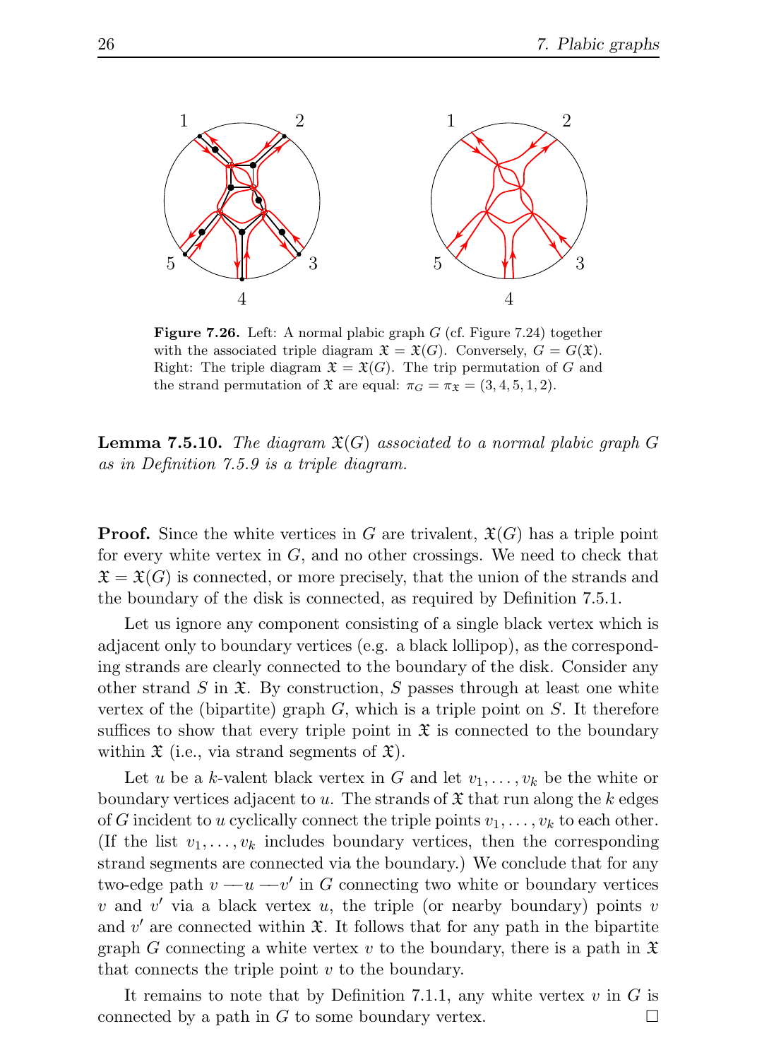**Figure 7.26.** Left: A normal plabic graph $G$ (cf. Figure 7.24) together with the associated triple diagram $\mathfrak{X} = \mathfrak{X}(G)$. Conversely, $G = G(\mathfrak{X})$. Right: The triple diagram $\mathfrak{X} = \mathfrak{X}(G)$. The trip permutation of $G$ and the strand permutation of $\mathfrak{X}$ are equal: $\pi_G = \pi_{\mathfrak{X}} = (3, 4, 5, 1, 2)$.

**Lemma 7.5.10.** *The diagram $\mathfrak{X}(G)$ associated to a normal plabic graph $G$ as in Definition 7.5.9 is a triple diagram.*

**Proof.** Since the white vertices in $G$ are trivalent, $\mathfrak{X}(G)$ has a triple point for every white vertex in $G$, and no other crossings. We need to check that $\mathfrak{X} = \mathfrak{X}(G)$ is connected, or more precisely, that the union of the strands and the boundary of the disk is connected, as required by Definition 7.5.1.

Let us ignore any component consisting of a single black vertex which is adjacent only to boundary vertices (e.g. a black lollipop), as the corresponding strands are clearly connected to the boundary of the disk. Consider any other strand $S$ in $\mathfrak{X}$. By construction, $S$ passes through at least one white vertex of the (bipartite) graph $G$, which is a triple point on $S$. It therefore suffices to show that every triple point in $\mathfrak{X}$ is connected to the boundary within $\mathfrak{X}$ (i.e., via strand segments of $\mathfrak{X}$).

Let $u$ be a $k$-valent black vertex in $G$ and let $v_1, \dots, v_k$ be the white or boundary vertices adjacent to $u$. The strands of $\mathfrak{X}$ that run along the $k$ edges of $G$ incident to $u$ cyclically connect the triple points $v_1, \dots, v_k$ to each other. (If the list $v_1, \dots, v_k$ includes boundary vertices, then the corresponding strand segments are connected via the boundary.) We conclude that for any two-edge path $v$ — $u$ — $v'$ in $G$ connecting two white or boundary vertices $v$ and $v'$ via a black vertex $u$, the triple (or nearby boundary) points $v$ and $v'$ are connected within $\mathfrak{X}$. It follows that for any path in the bipartite graph $G$ connecting a white vertex $v$ to the boundary, there is a path in $\mathfrak{X}$ that connects the triple point $v$ to the boundary.

It remains to note that by Definition 7.1.1, any white vertex $v$ in $G$ is connected by a path in $G$ to some boundary vertex. $\square$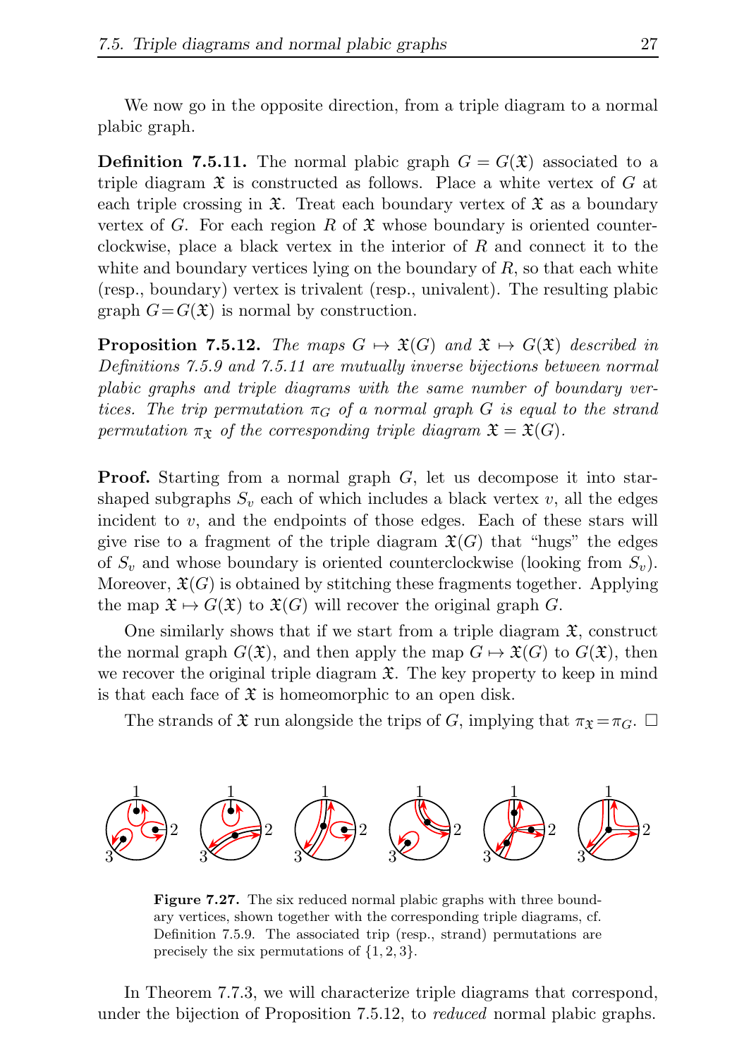We now go in the opposite direction, from a triple diagram to a normal plabic graph.

**Definition 7.5.11.** The normal plabic graph $G = G(\mathfrak{X})$ associated to a triple diagram $\mathfrak{X}$ is constructed as follows. Place a white vertex of $G$ at each triple crossing in $\mathfrak{X}$. Treat each boundary vertex of $\mathfrak{X}$ as a boundary vertex of $G$. For each region $R$ of $\mathfrak{X}$ whose boundary is oriented counterclockwise, place a black vertex in the interior of $R$ and connect it to the white and boundary vertices lying on the boundary of $R$, so that each white (resp., boundary) vertex is trivalent (resp., univalent). The resulting plabic graph $G = G(\mathfrak{X})$ is normal by construction.

**Proposition 7.5.12.** *The maps $G \mapsto \mathfrak{X}(G)$ and $\mathfrak{X} \mapsto G(\mathfrak{X})$ described in Definitions 7.5.9 and 7.5.11 are mutually inverse bijections between normal plabic graphs and triple diagrams with the same number of boundary vertices. The trip permutation $\pi_G$ of a normal graph $G$ is equal to the strand permutation $\pi_{\mathfrak{X}}$ of the corresponding triple diagram $\mathfrak{X} = \mathfrak{X}(G)$.*

**Proof.** Starting from a normal graph $G$, let us decompose it into star-shaped subgraphs $S_v$ each of which includes a black vertex $v$, all the edges incident to $v$, and the endpoints of those edges. Each of these stars will give rise to a fragment of the triple diagram $\mathfrak{X}(G)$ that "hugs" the edges of $S_v$ and whose boundary is oriented counterclockwise (looking from $S_v$). Moreover, $\mathfrak{X}(G)$ is obtained by stitching these fragments together. Applying the map $\mathfrak{X} \mapsto G(\mathfrak{X})$ to $\mathfrak{X}(G)$ will recover the original graph $G$.

One similarly shows that if we start from a triple diagram $\mathfrak{X}$, construct the normal graph $G(\mathfrak{X})$, and then apply the map $G \mapsto \mathfrak{X}(G)$ to $G(\mathfrak{X})$, then we recover the original triple diagram $\mathfrak{X}$. The key property to keep in mind is that each face of $\mathfrak{X}$ is homeomorphic to an open disk.

The strands of $\mathfrak{X}$ run alongside the trips of $G$, implying that $\pi_{\mathfrak{X}} = \pi_G$. □

**Figure 7.27.** The six reduced normal plabic graphs with three boundary vertices, shown together with the corresponding triple diagrams, cf. Definition 7.5.9. The associated trip (resp., strand) permutations are precisely the six permutations of $\{1, 2, 3\}$.

In Theorem 7.7.3, we will characterize triple diagrams that correspond, under the bijection of Proposition 7.5.12, to *reduced* normal plabic graphs.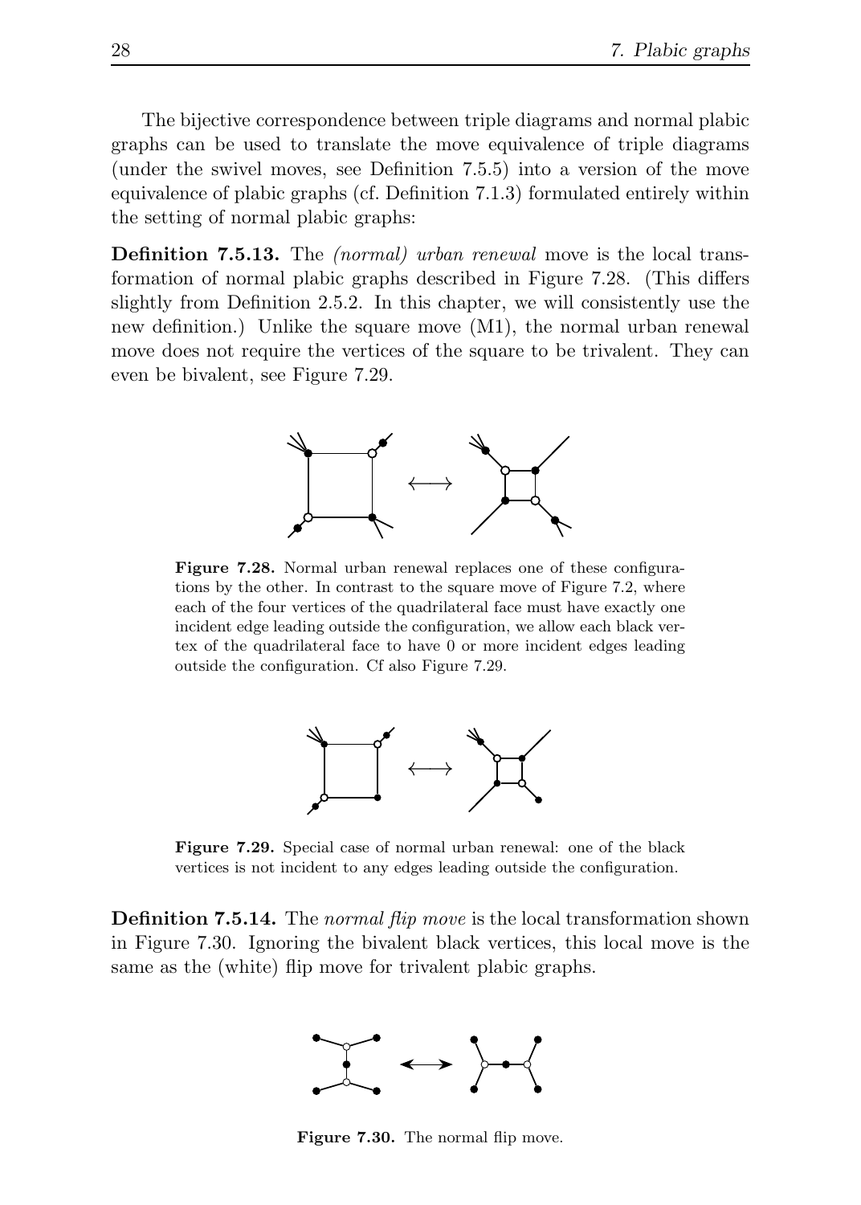The bijective correspondence between triple diagrams and normal plabic graphs can be used to translate the move equivalence of triple diagrams (under the swivel moves, see Definition 7.5.5) into a version of the move equivalence of plabic graphs (cf. Definition 7.1.3) formulated entirely within the setting of normal plabic graphs:

**Definition 7.5.13.** The *(normal) urban renewal* move is the local transformation of normal plabic graphs described in Figure 7.28. (This differs slightly from Definition 2.5.2. In this chapter, we will consistently use the new definition.) Unlike the square move (M1), the normal urban renewal move does not require the vertices of the square to be trivalent. They can even be bivalent, see Figure 7.29.

**Figure 7.28.** Normal urban renewal replaces one of these configurations by the other. In contrast to the square move of Figure 7.2, where each of the four vertices of the quadrilateral face must have exactly one incident edge leading outside the configuration, we allow each black vertex of the quadrilateral face to have 0 or more incident edges leading outside the configuration. Cf also Figure 7.29.

**Figure 7.29.** Special case of normal urban renewal: one of the black vertices is not incident to any edges leading outside the configuration.

**Definition 7.5.14.** The *normal flip move* is the local transformation shown in Figure 7.30. Ignoring the bivalent black vertices, this local move is the same as the (white) flip move for trivalent plabic graphs.

**Figure 7.30.** The normal flip move.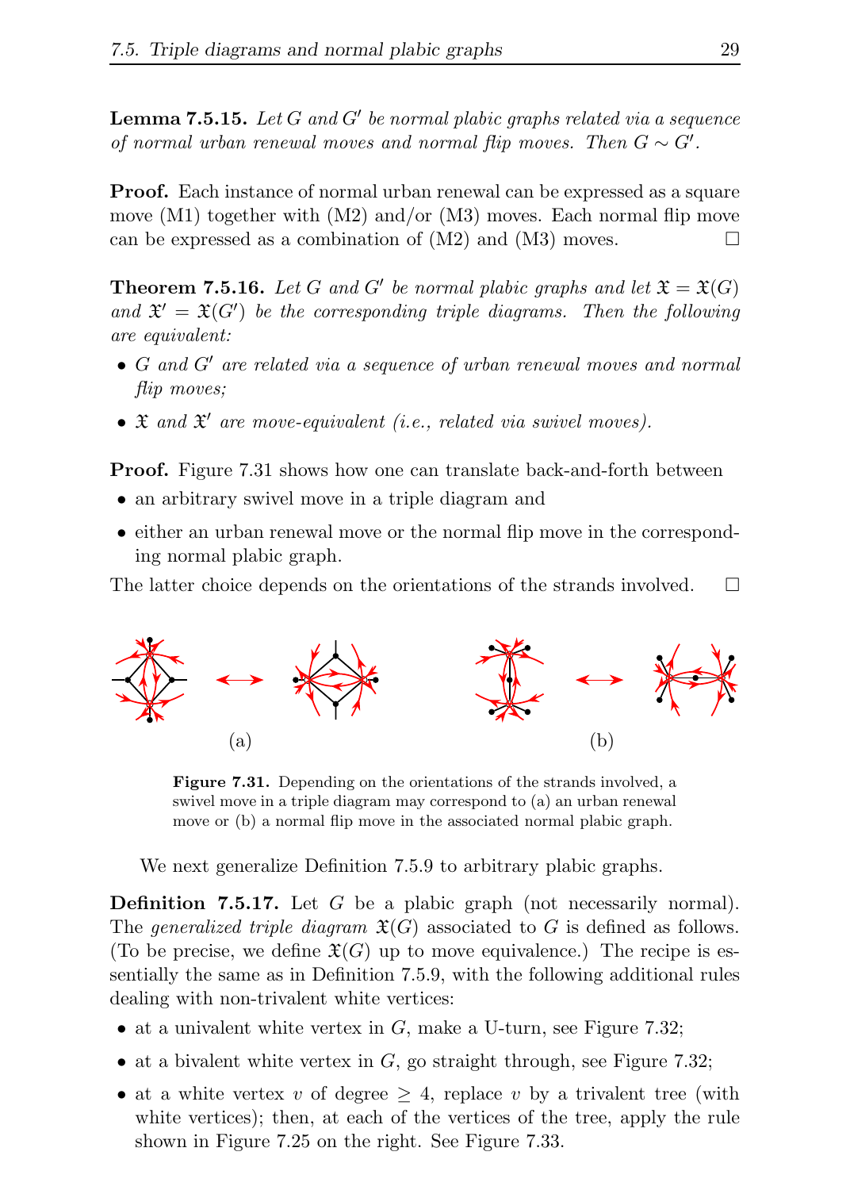**Lemma 7.5.15.** *Let $G$ and $G'$ be normal plabic graphs related via a sequence of normal urban renewal moves and normal flip moves. Then $G \sim G'$.*

**Proof.** Each instance of normal urban renewal can be expressed as a square move (M1) together with (M2) and/or (M3) moves. Each normal flip move can be expressed as a combination of (M2) and (M3) moves. □

**Theorem 7.5.16.** *Let $G$ and $G'$ be normal plabic graphs and let $\mathfrak{X} = \mathfrak{X}(G)$ and $\mathfrak{X}' = \mathfrak{X}(G')$ be the corresponding triple diagrams. Then the following are equivalent:*

- *$G$ and $G'$ are related via a sequence of urban renewal moves and normal flip moves;*
- *$\mathfrak{X}$ and $\mathfrak{X}'$ are move-equivalent (i.e., related via swivel moves).*

**Proof.** Figure 7.31 shows how one can translate back-and-forth between

- an arbitrary swivel move in a triple diagram and
- either an urban renewal move or the normal flip move in the corresponding normal plabic graph.

The latter choice depends on the orientations of the strands involved. □

(a) (b)

**Figure 7.31.** Depending on the orientations of the strands involved, a swivel move in a triple diagram may correspond to (a) an urban renewal move or (b) a normal flip move in the associated normal plabic graph.

We next generalize Definition 7.5.9 to arbitrary plabic graphs.

**Definition 7.5.17.** Let $G$ be a plabic graph (not necessarily normal). The *generalized triple diagram* $\mathfrak{X}(G)$ associated to $G$ is defined as follows. (To be precise, we define $\mathfrak{X}(G)$ up to move equivalence.) The recipe is essentially the same as in Definition 7.5.9, with the following additional rules dealing with non-trivalent white vertices:

- at a univalent white vertex in $G$, make a U-turn, see Figure 7.32;
- at a bivalent white vertex in $G$, go straight through, see Figure 7.32;
- at a white vertex $v$ of degree $\geq 4$, replace $v$ by a trivalent tree (with white vertices); then, at each of the vertices of the tree, apply the rule shown in Figure 7.25 on the right. See Figure 7.33.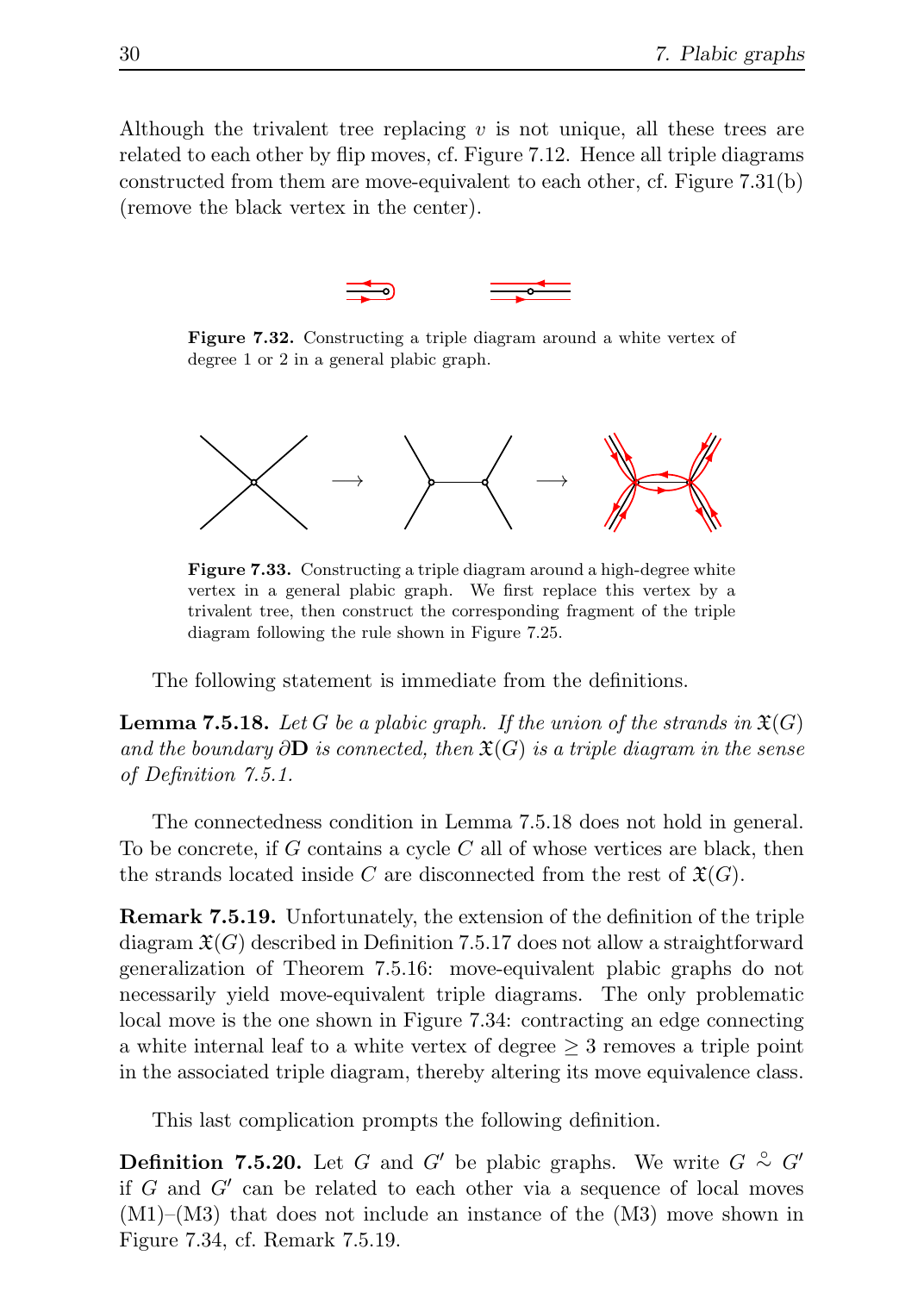Although the trivalent tree replacing $v$ is not unique, all these trees are related to each other by flip moves, cf. Figure 7.12. Hence all triple diagrams constructed from them are move-equivalent to each other, cf. Figure 7.31(b) (remove the black vertex in the center).

**Figure 7.32.** Constructing a triple diagram around a white vertex of degree 1 or 2 in a general plabic graph.

**Figure 7.33.** Constructing a triple diagram around a high-degree white vertex in a general plabic graph. We first replace this vertex by a trivalent tree, then construct the corresponding fragment of the triple diagram following the rule shown in Figure 7.25.

The following statement is immediate from the definitions.

**Lemma 7.5.18.** *Let $G$ be a plabic graph. If the union of the strands in $\mathfrak{X}(G)$ and the boundary $\partial\mathbf{D}$ is connected, then $\mathfrak{X}(G)$ is a triple diagram in the sense of Definition 7.5.1.*

The connectedness condition in Lemma 7.5.18 does not hold in general. To be concrete, if $G$ contains a cycle $C$ all of whose vertices are black, then the strands located inside $C$ are disconnected from the rest of $\mathfrak{X}(G)$.

**Remark 7.5.19.** Unfortunately, the extension of the definition of the triple diagram $\mathfrak{X}(G)$ described in Definition 7.5.17 does not allow a straightforward generalization of Theorem 7.5.16: move-equivalent plabic graphs do not necessarily yield move-equivalent triple diagrams. The only problematic local move is the one shown in Figure 7.34: contracting an edge connecting a white internal leaf to a white vertex of degree $\geq 3$ removes a triple point in the associated triple diagram, thereby altering its move equivalence class.

This last complication prompts the following definition.

**Definition 7.5.20.** Let $G$ and $G'$ be plabic graphs. We write $G \overset{\circ}{\sim} G'$ if $G$ and $G'$ can be related to each other via a sequence of local moves (M1)–(M3) that does not include an instance of the (M3) move shown in Figure 7.34, cf. Remark 7.5.19.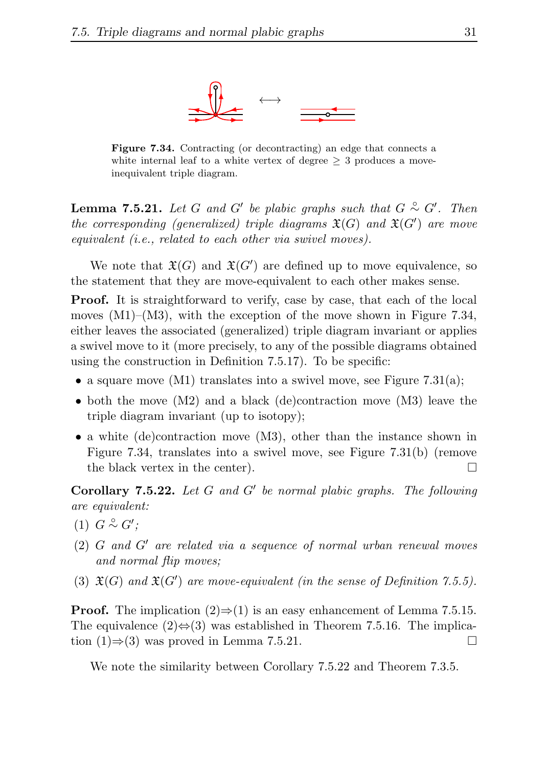**Figure 7.34.** Contracting (or decontracting) an edge that connects a white internal leaf to a white vertex of degree $\geq 3$ produces a move-inequivalent triple diagram.

**Lemma 7.5.21.** *Let $G$ and $G'$ be plabic graphs such that $G \overset{\circ}{\sim} G'$. Then the corresponding (generalized) triple diagrams $\mathfrak{X}(G)$ and $\mathfrak{X}(G')$ are move equivalent (i.e., related to each other via swivel moves).*

We note that $\mathfrak{X}(G)$ and $\mathfrak{X}(G')$ are defined up to move equivalence, so the statement that they are move-equivalent to each other makes sense.

**Proof.** It is straightforward to verify, case by case, that each of the local moves (M1)–(M3), with the exception of the move shown in Figure 7.34, either leaves the associated (generalized) triple diagram invariant or applies a swivel move to it (more precisely, to any of the possible diagrams obtained using the construction in Definition 7.5.17). To be specific:

- a square move (M1) translates into a swivel move, see Figure 7.31(a);
- both the move (M2) and a black (de)contraction move (M3) leave the triple diagram invariant (up to isotopy);
- a white (de)contraction move (M3), other than the instance shown in Figure 7.34, translates into a swivel move, see Figure 7.31(b) (remove the black vertex in the center). □

**Corollary 7.5.22.** *Let $G$ and $G'$ be normal plabic graphs. The following are equivalent:*

1. *$G \overset{\circ}{\sim} G'$;*
2. *$G$ and $G'$ are related via a sequence of normal urban renewal moves and normal flip moves;*
3. *$\mathfrak{X}(G)$ and $\mathfrak{X}(G')$ are move-equivalent (in the sense of Definition 7.5.5).*

**Proof.** The implication (2)$\Rightarrow$(1) is an easy enhancement of Lemma 7.5.15. The equivalence (2)$\Leftrightarrow$(3) was established in Theorem 7.5.16. The implication (1)$\Rightarrow$(3) was proved in Lemma 7.5.21. □

We note the similarity between Corollary 7.5.22 and Theorem 7.3.5.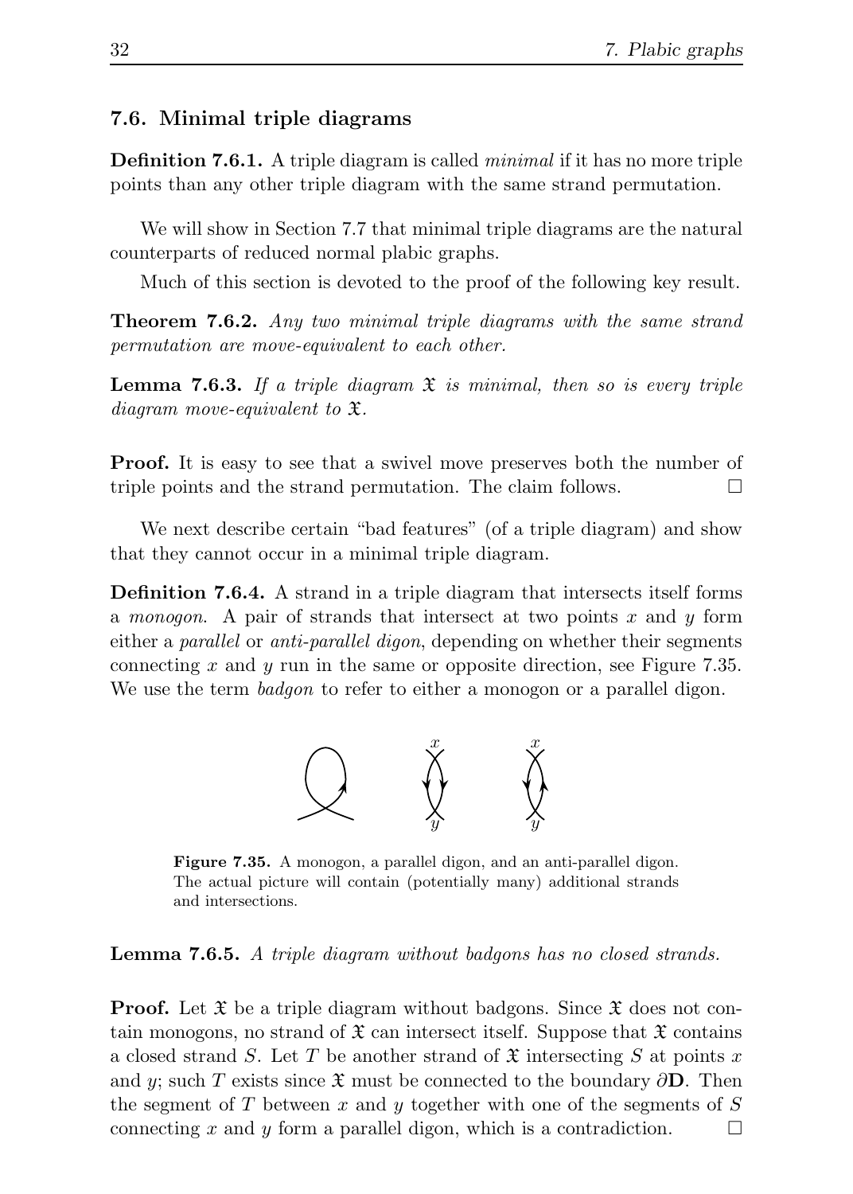### 7.6. Minimal triple diagrams

**Definition 7.6.1.** A triple diagram is called *minimal* if it has no more triple points than any other triple diagram with the same strand permutation.

We will show in Section 7.7 that minimal triple diagrams are the natural counterparts of reduced normal plabic graphs.

Much of this section is devoted to the proof of the following key result.

**Theorem 7.6.2.** *Any two minimal triple diagrams with the same strand permutation are move-equivalent to each other.*

**Lemma 7.6.3.** *If a triple diagram $\mathfrak{X}$ is minimal, then so is every triple diagram move-equivalent to $\mathfrak{X}$.*

**Proof.** It is easy to see that a swivel move preserves both the number of triple points and the strand permutation. The claim follows. □

We next describe certain "bad features" (of a triple diagram) and show that they cannot occur in a minimal triple diagram.

**Definition 7.6.4.** A strand in a triple diagram that intersects itself forms a *monogon*. A pair of strands that intersect at two points $x$ and $y$ form either a *parallel* or *anti-parallel digon*, depending on whether their segments connecting $x$ and $y$ run in the same or opposite direction, see Figure 7.35. We use the term *badgon* to refer to either a monogon or a parallel digon.

**Figure 7.35.** A monogon, a parallel digon, and an anti-parallel digon. The actual picture will contain (potentially many) additional strands and intersections.

**Lemma 7.6.5.** *A triple diagram without badgons has no closed strands.*

**Proof.** Let $\mathfrak{X}$ be a triple diagram without badgons. Since $\mathfrak{X}$ does not contain monogons, no strand of $\mathfrak{X}$ can intersect itself. Suppose that $\mathfrak{X}$ contains a closed strand $S$. Let $T$ be another strand of $\mathfrak{X}$ intersecting $S$ at points $x$ and $y$; such $T$ exists since $\mathfrak{X}$ must be connected to the boundary $\partial\mathbf{D}$. Then the segment of $T$ between $x$ and $y$ together with one of the segments of $S$ connecting $x$ and $y$ form a parallel digon, which is a contradiction. □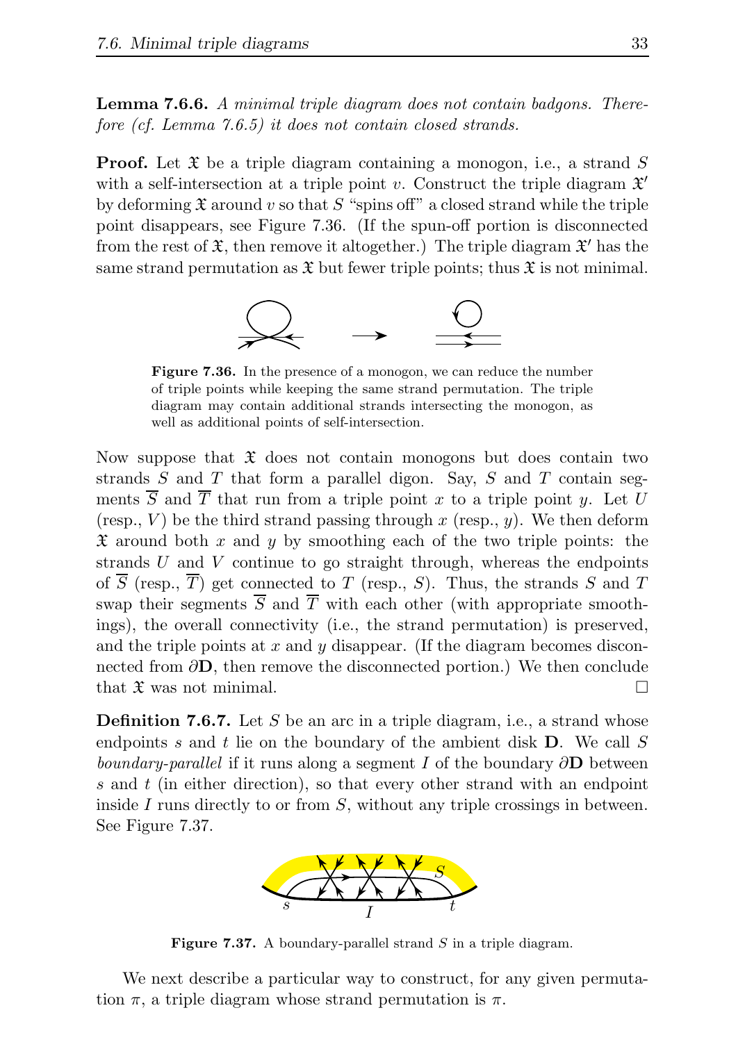**Lemma 7.6.6.** *A minimal triple diagram does not contain badgons. Therefore (cf. Lemma 7.6.5) it does not contain closed strands.*

**Proof.** Let $\mathfrak{X}$ be a triple diagram containing a monogon, i.e., a strand $S$ with a self-intersection at a triple point $v$. Construct the triple diagram $\mathfrak{X}'$ by deforming $\mathfrak{X}$ around $v$ so that $S$ "spins off" a closed strand while the triple point disappears, see Figure 7.36. (If the spun-off portion is disconnected from the rest of $\mathfrak{X}$, then remove it altogether.) The triple diagram $\mathfrak{X}'$ has the same strand permutation as $\mathfrak{X}$ but fewer triple points; thus $\mathfrak{X}$ is not minimal.

**Figure 7.36.** In the presence of a monogon, we can reduce the number of triple points while keeping the same strand permutation. The triple diagram may contain additional strands intersecting the monogon, as well as additional points of self-intersection.

Now suppose that $\mathfrak{X}$ does not contain monogons but does contain two strands $S$ and $T$ that form a parallel digon. Say, $S$ and $T$ contain segments $\overline{S}$ and $\overline{T}$ that run from a triple point $x$ to a triple point $y$. Let $U$ (resp., $V$) be the third strand passing through $x$ (resp., $y$). We then deform $\mathfrak{X}$ around both $x$ and $y$ by smoothing each of the two triple points: the strands $U$ and $V$ continue to go straight through, whereas the endpoints of $\overline{S}$ (resp., $\overline{T}$) get connected to $T$ (resp., $S$). Thus, the strands $S$ and $T$ swap their segments $\overline{S}$ and $\overline{T}$ with each other (with appropriate smoothings), the overall connectivity (i.e., the strand permutation) is preserved, and the triple points at $x$ and $y$ disappear. (If the diagram becomes disconnected from $\partial\mathbf{D}$, then remove the disconnected portion.) We then conclude that $\mathfrak{X}$ was not minimal. □

**Definition 7.6.7.** Let $S$ be an arc in a triple diagram, i.e., a strand whose endpoints $s$ and $t$ lie on the boundary of the ambient disk $\mathbf{D}$. We call $S$ *boundary-parallel* if it runs along a segment $I$ of the boundary $\partial\mathbf{D}$ between $s$ and $t$ (in either direction), so that every other strand with an endpoint inside $I$ runs directly to or from $S$, without any triple crossings in between. See Figure 7.37.

**Figure 7.37.** A boundary-parallel strand $S$ in a triple diagram.

We next describe a particular way to construct, for any given permutation $\pi$, a triple diagram whose strand permutation is $\pi$.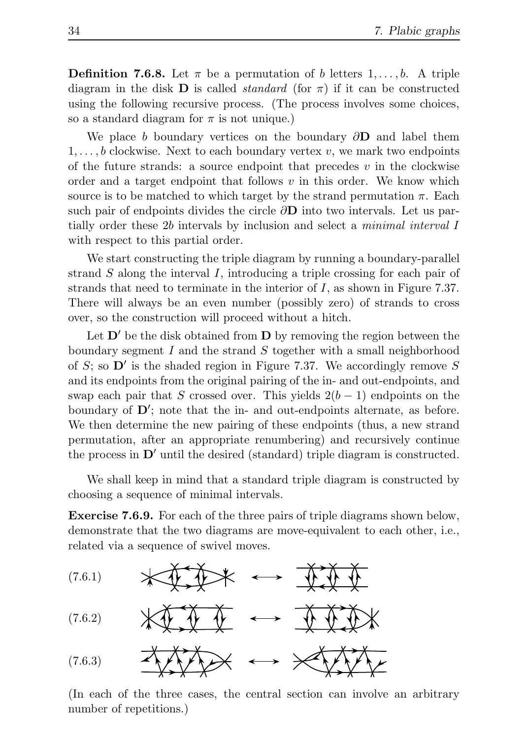**Definition 7.6.8.** Let $\pi$ be a permutation of $b$ letters $1, \ldots, b$. A triple diagram in the disk $\mathbf{D}$ is called *standard* (for $\pi$) if it can be constructed using the following recursive process. (The process involves some choices, so a standard diagram for $\pi$ is not unique.)

We place $b$ boundary vertices on the boundary $\partial\mathbf{D}$ and label them $1, \ldots, b$ clockwise. Next to each boundary vertex $v$, we mark two endpoints of the future strands: a source endpoint that precedes $v$ in the clockwise order and a target endpoint that follows $v$ in this order. We know which source is to be matched to which target by the strand permutation $\pi$. Each such pair of endpoints divides the circle $\partial\mathbf{D}$ into two intervals. Let us partially order these $2b$ intervals by inclusion and select a *minimal interval* $I$ with respect to this partial order.

We start constructing the triple diagram by running a boundary-parallel strand $S$ along the interval $I$, introducing a triple crossing for each pair of strands that need to terminate in the interior of $I$, as shown in Figure 7.37. There will always be an even number (possibly zero) of strands to cross over, so the construction will proceed without a hitch.

Let $\mathbf{D}'$ be the disk obtained from $\mathbf{D}$ by removing the region between the boundary segment $I$ and the strand $S$ together with a small neighborhood of $S$; so $\mathbf{D}'$ is the shaded region in Figure 7.37. We accordingly remove $S$ and its endpoints from the original pairing of the in- and out-endpoints, and swap each pair that $S$ crossed over. This yields $2(b-1)$ endpoints on the boundary of $\mathbf{D}'$; note that the in- and out-endpoints alternate, as before. We then determine the new pairing of these endpoints (thus, a new strand permutation, after an appropriate renumbering) and recursively continue the process in $\mathbf{D}'$ until the desired (standard) triple diagram is constructed.

We shall keep in mind that a standard triple diagram is constructed by choosing a sequence of minimal intervals.

**Exercise 7.6.9.** For each of the three pairs of triple diagrams shown below, demonstrate that the two diagrams are move-equivalent to each other, i.e., related via a sequence of swivel moves.

(7.6.1) $\longleftrightarrow$

(7.6.2) $\longleftrightarrow$

(7.6.3) $\longleftrightarrow$

(In each of the three cases, the central section can involve an arbitrary number of repetitions.)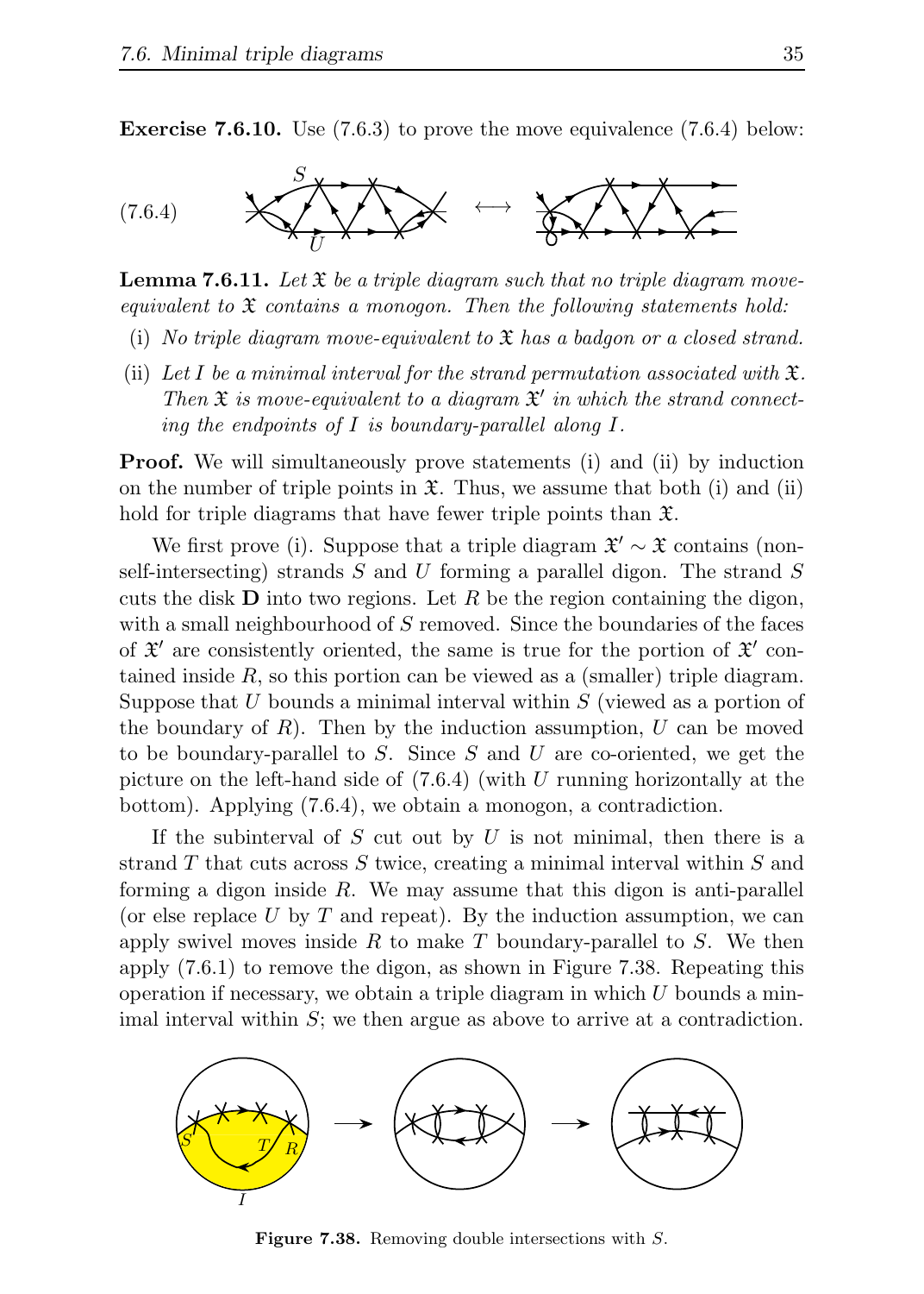**Exercise 7.6.10.** Use (7.6.3) to prove the move equivalence (7.6.4) below:

(7.6.4)

**Lemma 7.6.11.** *Let $\mathfrak{X}$ be a triple diagram such that no triple diagram move-equivalent to $\mathfrak{X}$ contains a monogon. Then the following statements hold:*

- (i) *No triple diagram move-equivalent to $\mathfrak{X}$ has a badgon or a closed strand.*
- (ii) *Let $I$ be a minimal interval for the strand permutation associated with $\mathfrak{X}$. Then $\mathfrak{X}$ is move-equivalent to a diagram $\mathfrak{X}'$ in which the strand connecting the endpoints of $I$ is boundary-parallel along $I$.*

**Proof.** We will simultaneously prove statements (i) and (ii) by induction on the number of triple points in $\mathfrak{X}$. Thus, we assume that both (i) and (ii) hold for triple diagrams that have fewer triple points than $\mathfrak{X}$.

We first prove (i). Suppose that a triple diagram $\mathfrak{X}' \sim \mathfrak{X}$ contains (non-self-intersecting) strands $S$ and $U$ forming a parallel digon. The strand $S$ cuts the disk $\mathbf{D}$ into two regions. Let $R$ be the region containing the digon, with a small neighbourhood of $S$ removed. Since the boundaries of the faces of $\mathfrak{X}'$ are consistently oriented, the same is true for the portion of $\mathfrak{X}'$ contained inside $R$, so this portion can be viewed as a (smaller) triple diagram. Suppose that $U$ bounds a minimal interval within $S$ (viewed as a portion of the boundary of $R$). Then by the induction assumption, $U$ can be moved to be boundary-parallel to $S$. Since $S$ and $U$ are co-oriented, we get the picture on the left-hand side of (7.6.4) (with $U$ running horizontally at the bottom). Applying (7.6.4), we obtain a monogon, a contradiction.

If the subinterval of $S$ cut out by $U$ is not minimal, then there is a strand $T$ that cuts across $S$ twice, creating a minimal interval within $S$ and forming a digon inside $R$. We may assume that this digon is anti-parallel (or else replace $U$ by $T$ and repeat). By the induction assumption, we can apply swivel moves inside $R$ to make $T$ boundary-parallel to $S$. We then apply (7.6.1) to remove the digon, as shown in Figure 7.38. Repeating this operation if necessary, we obtain a triple diagram in which $U$ bounds a minimal interval within $S$; we then argue as above to arrive at a contradiction.

**Figure 7.38.** Removing double intersections with $S$.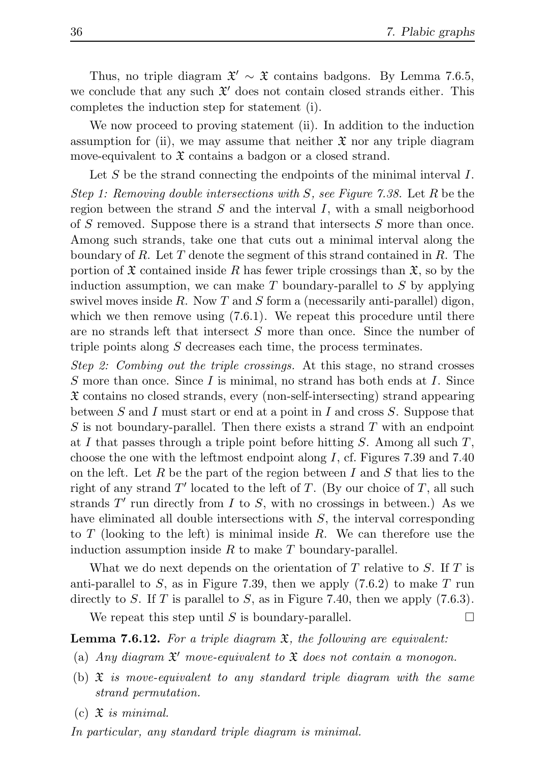Thus, no triple diagram $\mathfrak{X}' \sim \mathfrak{X}$ contains badgons. By Lemma 7.6.5, we conclude that any such $\mathfrak{X}'$ does not contain closed strands either. This completes the induction step for statement (i).

We now proceed to proving statement (ii). In addition to the induction assumption for (ii), we may assume that neither $\mathfrak{X}$ nor any triple diagram move-equivalent to $\mathfrak{X}$ contains a badgon or a closed strand.

Let $S$ be the strand connecting the endpoints of the minimal interval $I$.

*Step 1: Removing double intersections with $S$, see Figure 7.38.* Let $R$ be the region between the strand $S$ and the interval $I$, with a small neigborhood of $S$ removed. Suppose there is a strand that intersects $S$ more than once. Among such strands, take one that cuts out a minimal interval along the boundary of $R$. Let $T$ denote the segment of this strand contained in $R$. The portion of $\mathfrak{X}$ contained inside $R$ has fewer triple crossings than $\mathfrak{X}$, so by the induction assumption, we can make $T$ boundary-parallel to $S$ by applying swivel moves inside $R$. Now $T$ and $S$ form a (necessarily anti-parallel) digon, which we then remove using (7.6.1). We repeat this procedure until there are no strands left that intersect $S$ more than once. Since the number of triple points along $S$ decreases each time, the process terminates.

*Step 2: Combing out the triple crossings.* At this stage, no strand crosses $S$ more than once. Since $I$ is minimal, no strand has both ends at $I$. Since $\mathfrak{X}$ contains no closed strands, every (non-self-intersecting) strand appearing between $S$ and $I$ must start or end at a point in $I$ and cross $S$. Suppose that $S$ is not boundary-parallel. Then there exists a strand $T$ with an endpoint at $I$ that passes through a triple point before hitting $S$. Among all such $T$, choose the one with the leftmost endpoint along $I$, cf. Figures 7.39 and 7.40 on the left. Let $R$ be the part of the region between $I$ and $S$ that lies to the right of any strand $T'$ located to the left of $T$. (By our choice of $T$, all such strands $T'$ run directly from $I$ to $S$, with no crossings in between.) As we have eliminated all double intersections with $S$, the interval corresponding to $T$ (looking to the left) is minimal inside $R$. We can therefore use the induction assumption inside $R$ to make $T$ boundary-parallel.

What we do next depends on the orientation of $T$ relative to $S$. If $T$ is anti-parallel to $S$, as in Figure 7.39, then we apply (7.6.2) to make $T$ run directly to $S$. If $T$ is parallel to $S$, as in Figure 7.40, then we apply (7.6.3).

We repeat this step until $S$ is boundary-parallel. □

**Lemma 7.6.12.** *For a triple diagram $\mathfrak{X}$, the following are equivalent:*

(a) *Any diagram $\mathfrak{X}'$ move-equivalent to $\mathfrak{X}$ does not contain a monogon.*

(b) *$\mathfrak{X}$ is move-equivalent to any standard triple diagram with the same strand permutation.*

(c) *$\mathfrak{X}$ is minimal.*

*In particular, any standard triple diagram is minimal.*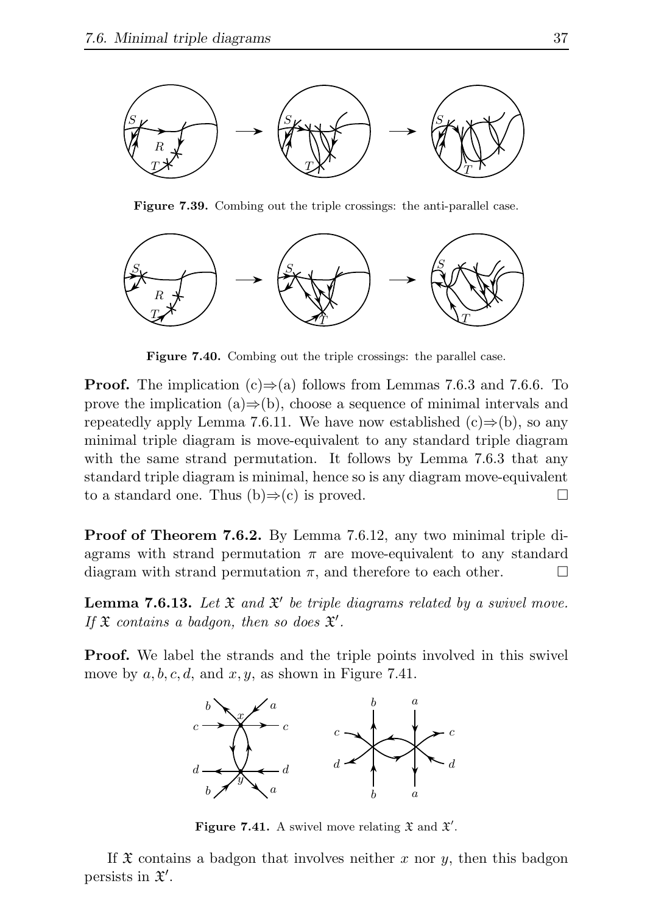**Figure 7.39.** Combing out the triple crossings: the anti-parallel case.

**Figure 7.40.** Combing out the triple crossings: the parallel case.

**Proof.** The implication (c)⇒(a) follows from Lemmas 7.6.3 and 7.6.6. To prove the implication (a)⇒(b), choose a sequence of minimal intervals and repeatedly apply Lemma 7.6.11. We have now established (c)⇒(b), so any minimal triple diagram is move-equivalent to any standard triple diagram with the same strand permutation. It follows by Lemma 7.6.3 that any standard triple diagram is minimal, hence so is any diagram move-equivalent to a standard one. Thus (b)⇒(c) is proved. □

**Proof of Theorem 7.6.2.** By Lemma 7.6.12, any two minimal triple diagrams with strand permutation $\pi$ are move-equivalent to any standard diagram with strand permutation $\pi$, and therefore to each other. □

**Lemma 7.6.13.** *Let $\mathfrak{X}$ and $\mathfrak{X}'$ be triple diagrams related by a swivel move. If $\mathfrak{X}$ contains a badgon, then so does $\mathfrak{X}'$.*

**Proof.** We label the strands and the triple points involved in this swivel move by $a, b, c, d$, and $x, y$, as shown in Figure 7.41.

**Figure 7.41.** A swivel move relating $\mathfrak{X}$ and $\mathfrak{X}'$.

If $\mathfrak{X}$ contains a badgon that involves neither $x$ nor $y$, then this badgon persists in $\mathfrak{X}'$.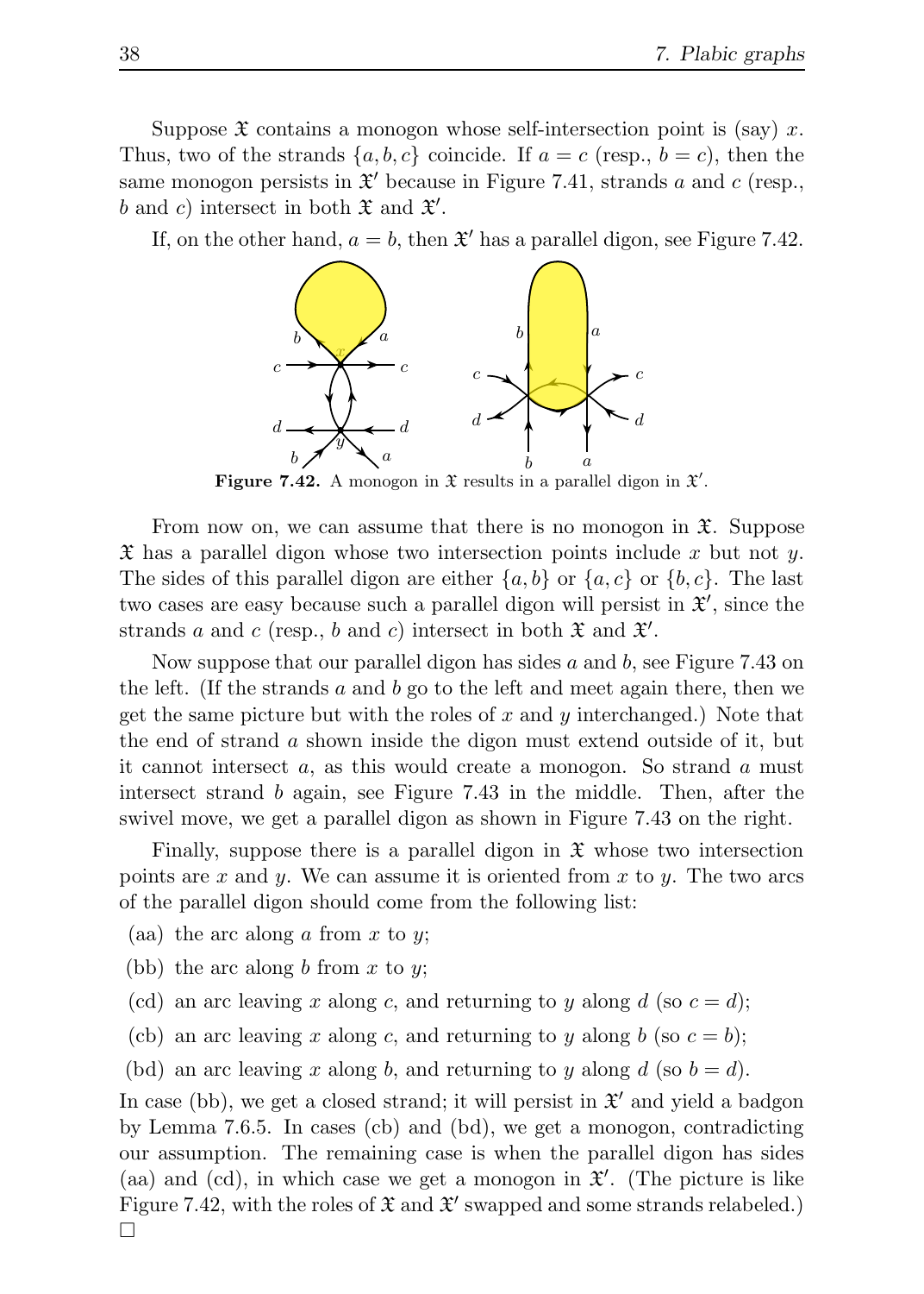Suppose $\mathfrak{X}$ contains a monogon whose self-intersection point is (say) $x$. Thus, two of the strands $\{a, b, c\}$ coincide. If $a = c$ (resp., $b = c$), then the same monogon persists in $\mathfrak{X}'$ because in Figure 7.41, strands $a$ and $c$ (resp., $b$ and $c$) intersect in both $\mathfrak{X}$ and $\mathfrak{X}'$.

If, on the other hand, $a = b$, then $\mathfrak{X}'$ has a parallel digon, see Figure 7.42.

**Figure 7.42.** A monogon in $\mathfrak{X}$ results in a parallel digon in $\mathfrak{X}'$.

From now on, we can assume that there is no monogon in $\mathfrak{X}$. Suppose $\mathfrak{X}$ has a parallel digon whose two intersection points include $x$ but not $y$. The sides of this parallel digon are either $\{a, b\}$ or $\{a, c\}$ or $\{b, c\}$. The last two cases are easy because such a parallel digon will persist in $\mathfrak{X}'$, since the strands $a$ and $c$ (resp., $b$ and $c$) intersect in both $\mathfrak{X}$ and $\mathfrak{X}'$.

Now suppose that our parallel digon has sides $a$ and $b$, see Figure 7.43 on the left. (If the strands $a$ and $b$ go to the left and meet again there, then we get the same picture but with the roles of $x$ and $y$ interchanged.) Note that the end of strand $a$ shown inside the digon must extend outside of it, but it cannot intersect $a$, as this would create a monogon. So strand $a$ must intersect strand $b$ again, see Figure 7.43 in the middle. Then, after the swivel move, we get a parallel digon as shown in Figure 7.43 on the right.

Finally, suppose there is a parallel digon in $\mathfrak{X}$ whose two intersection points are $x$ and $y$. We can assume it is oriented from $x$ to $y$. The two arcs of the parallel digon should come from the following list:

- (aa) the arc along $a$ from $x$ to $y$;
- (bb) the arc along $b$ from $x$ to $y$;
- (cd) an arc leaving $x$ along $c$, and returning to $y$ along $d$ (so $c = d$);
- (cb) an arc leaving $x$ along $c$, and returning to $y$ along $b$ (so $c = b$);
- (bd) an arc leaving $x$ along $b$, and returning to $y$ along $d$ (so $b = d$).

In case (bb), we get a closed strand; it will persist in $\mathfrak{X}'$ and yield a badgon by Lemma 7.6.5. In cases (cb) and (bd), we get a monogon, contradicting our assumption. The remaining case is when the parallel digon has sides (aa) and (cd), in which case we get a monogon in $\mathfrak{X}'$. (The picture is like Figure 7.42, with the roles of $\mathfrak{X}$ and $\mathfrak{X}'$ swapped and some strands relabeled.) $\square$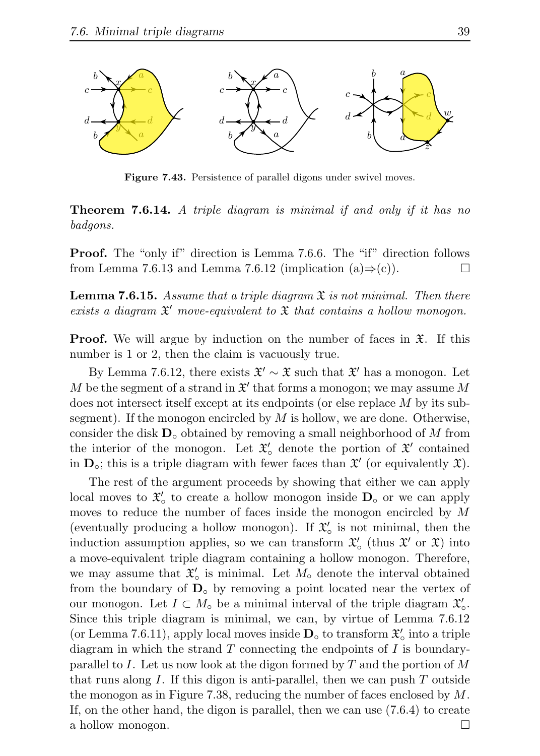**Figure 7.43.** Persistence of parallel digons under swivel moves.

**Theorem 7.6.14.** *A triple diagram is minimal if and only if it has no badgons.*

**Proof.** The "only if" direction is Lemma 7.6.6. The "if" direction follows from Lemma 7.6.13 and Lemma 7.6.12 (implication (a)⇒(c)). □

**Lemma 7.6.15.** *Assume that a triple diagram $\mathfrak{X}$ is not minimal. Then there exists a diagram $\mathfrak{X}'$ move-equivalent to $\mathfrak{X}$ that contains a hollow monogon.*

**Proof.** We will argue by induction on the number of faces in $\mathfrak{X}$. If this number is 1 or 2, then the claim is vacuously true.

By Lemma 7.6.12, there exists $\mathfrak{X}' \sim \mathfrak{X}$ such that $\mathfrak{X}'$ has a monogon. Let $M$ be the segment of a strand in $\mathfrak{X}'$ that forms a monogon; we may assume $M$ does not intersect itself except at its endpoints (or else replace $M$ by its subsegment). If the monogon encircled by $M$ is hollow, we are done. Otherwise, consider the disk $\mathbf{D}_\circ$ obtained by removing a small neighborhood of $M$ from the interior of the monogon. Let $\mathfrak{X}'_\circ$ denote the portion of $\mathfrak{X}'$ contained in $\mathbf{D}_\circ$; this is a triple diagram with fewer faces than $\mathfrak{X}'$ (or equivalently $\mathfrak{X}$).

The rest of the argument proceeds by showing that either we can apply local moves to $\mathfrak{X}'_\circ$ to create a hollow monogon inside $\mathbf{D}_\circ$ or we can apply moves to reduce the number of faces inside the monogon encircled by $M$ (eventually producing a hollow monogon). If $\mathfrak{X}'_\circ$ is not minimal, then the induction assumption applies, so we can transform $\mathfrak{X}'_\circ$ (thus $\mathfrak{X}'$ or $\mathfrak{X}$) into a move-equivalent triple diagram containing a hollow monogon. Therefore, we may assume that $\mathfrak{X}'_\circ$ is minimal. Let $M_\circ$ denote the interval obtained from the boundary of $\mathbf{D}_\circ$ by removing a point located near the vertex of our monogon. Let $I \subset M_\circ$ be a minimal interval of the triple diagram $\mathfrak{X}'_\circ$. Since this triple diagram is minimal, we can, by virtue of Lemma 7.6.12 (or Lemma 7.6.11), apply local moves inside $\mathbf{D}_\circ$ to transform $\mathfrak{X}'_\circ$ into a triple diagram in which the strand $T$ connecting the endpoints of $I$ is boundary-parallel to $I$. Let us now look at the digon formed by $T$ and the portion of $M$ that runs along $I$. If this digon is anti-parallel, then we can push $T$ outside the monogon as in Figure 7.38, reducing the number of faces enclosed by $M$. If, on the other hand, the digon is parallel, then we can use (7.6.4) to create a hollow monogon. □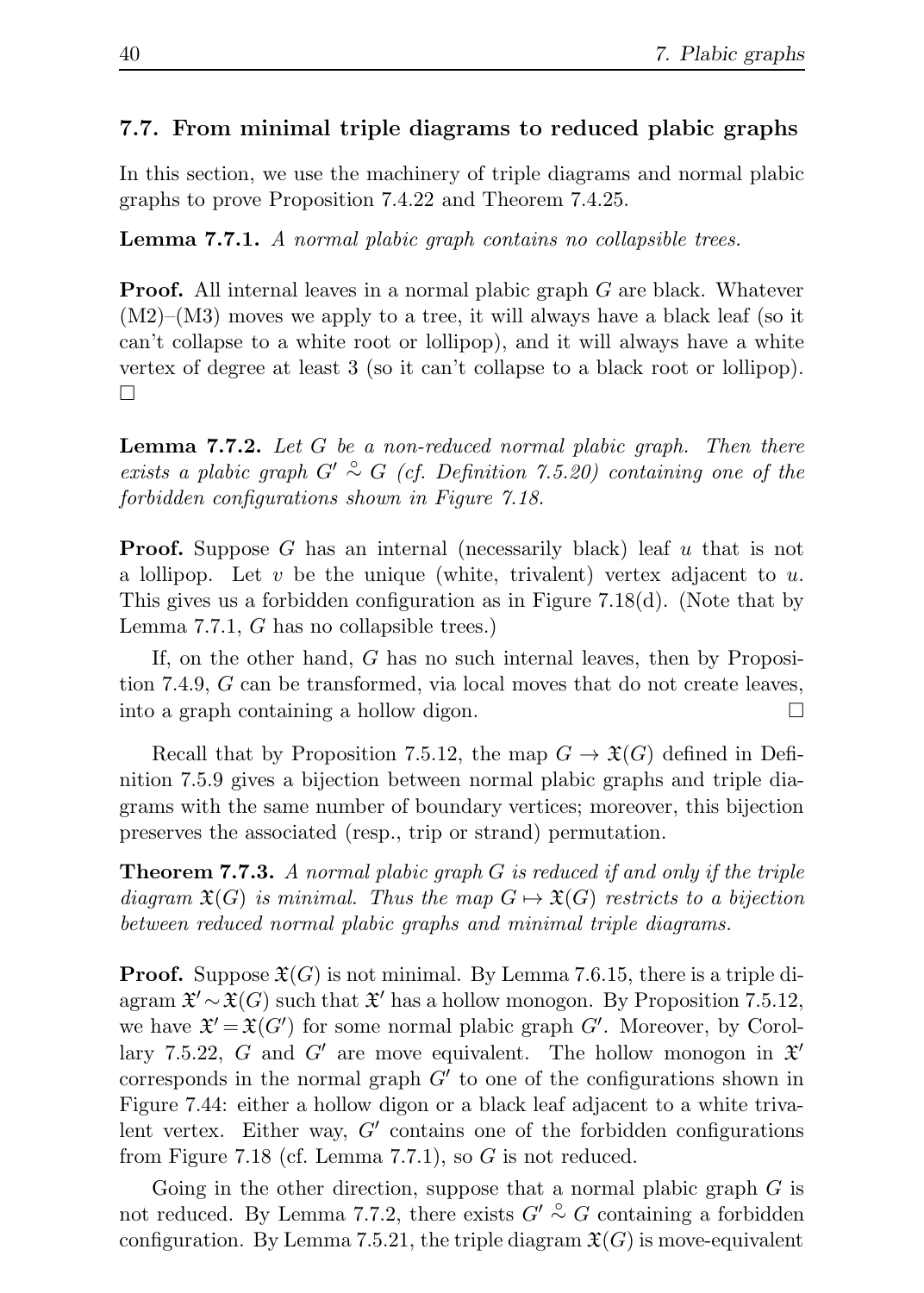## 7.7. From minimal triple diagrams to reduced plabic graphs

In this section, we use the machinery of triple diagrams and normal plabic graphs to prove Proposition 7.4.22 and Theorem 7.4.25.

**Lemma 7.7.1.** *A normal plabic graph contains no collapsible trees.*

**Proof.** All internal leaves in a normal plabic graph $G$ are black. Whatever (M2)–(M3) moves we apply to a tree, it will always have a black leaf (so it can't collapse to a white root or lollipop), and it will always have a white vertex of degree at least 3 (so it can't collapse to a black root or lollipop). □

**Lemma 7.7.2.** *Let $G$ be a non-reduced normal plabic graph. Then there exists a plabic graph $G' \overset{\circ}{\sim} G$ (cf. Definition 7.5.20) containing one of the forbidden configurations shown in Figure 7.18.*

**Proof.** Suppose $G$ has an internal (necessarily black) leaf $u$ that is not a lollipop. Let $v$ be the unique (white, trivalent) vertex adjacent to $u$. This gives us a forbidden configuration as in Figure 7.18(d). (Note that by Lemma 7.7.1, $G$ has no collapsible trees.)

If, on the other hand, $G$ has no such internal leaves, then by Proposition 7.4.9, $G$ can be transformed, via local moves that do not create leaves, into a graph containing a hollow digon. □

Recall that by Proposition 7.5.12, the map $G \to \mathfrak{X}(G)$ defined in Definition 7.5.9 gives a bijection between normal plabic graphs and triple diagrams with the same number of boundary vertices; moreover, this bijection preserves the associated (resp., trip or strand) permutation.

**Theorem 7.7.3.** *A normal plabic graph $G$ is reduced if and only if the triple diagram $\mathfrak{X}(G)$ is minimal. Thus the map $G \mapsto \mathfrak{X}(G)$ restricts to a bijection between reduced normal plabic graphs and minimal triple diagrams.*

**Proof.** Suppose $\mathfrak{X}(G)$ is not minimal. By Lemma 7.6.15, there is a triple diagram $\mathfrak{X}' \sim \mathfrak{X}(G)$ such that $\mathfrak{X}'$ has a hollow monogon. By Proposition 7.5.12, we have $\mathfrak{X}' = \mathfrak{X}(G')$ for some normal plabic graph $G'$. Moreover, by Corollary 7.5.22, $G$ and $G'$ are move equivalent. The hollow monogon in $\mathfrak{X}'$ corresponds in the normal graph $G'$ to one of the configurations shown in Figure 7.44: either a hollow digon or a black leaf adjacent to a white trivalent vertex. Either way, $G'$ contains one of the forbidden configurations from Figure 7.18 (cf. Lemma 7.7.1), so $G$ is not reduced.

Going in the other direction, suppose that a normal plabic graph $G$ is not reduced. By Lemma 7.7.2, there exists $G' \overset{\circ}{\sim} G$ containing a forbidden configuration. By Lemma 7.5.21, the triple diagram $\mathfrak{X}(G)$ is move-equivalent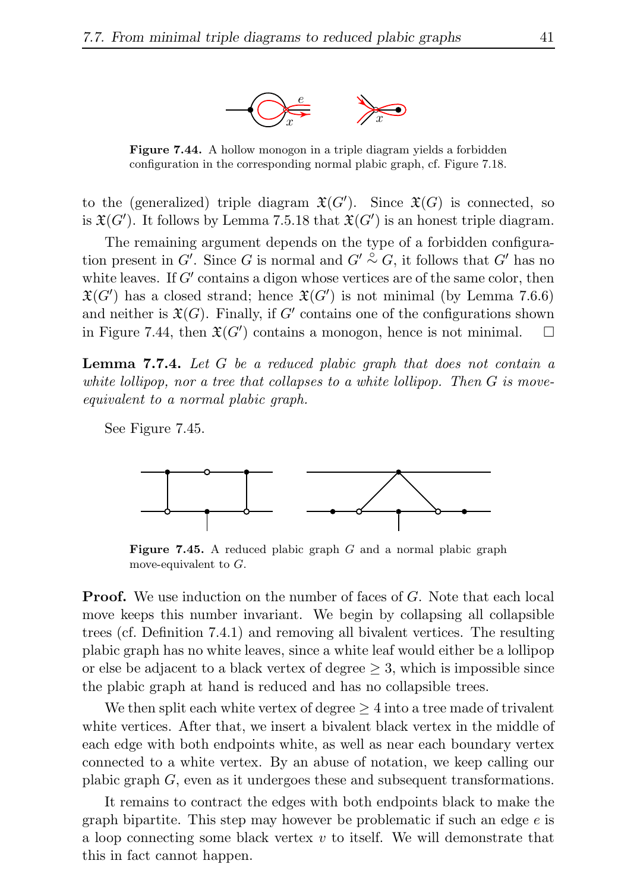**Figure 7.44.** A hollow monogon in a triple diagram yields a forbidden configuration in the corresponding normal plabic graph, cf. Figure 7.18.

to the (generalized) triple diagram $\mathfrak{X}(G')$. Since $\mathfrak{X}(G)$ is connected, so is $\mathfrak{X}(G')$. It follows by Lemma 7.5.18 that $\mathfrak{X}(G')$ is an honest triple diagram.

The remaining argument depends on the type of a forbidden configuration present in $G'$. Since $G$ is normal and $G' \overset{\circ}{\sim} G$, it follows that $G'$ has no white leaves. If $G'$ contains a digon whose vertices are of the same color, then $\mathfrak{X}(G')$ has a closed strand; hence $\mathfrak{X}(G')$ is not minimal (by Lemma 7.6.6) and neither is $\mathfrak{X}(G)$. Finally, if $G'$ contains one of the configurations shown in Figure 7.44, then $\mathfrak{X}(G')$ contains a monogon, hence is not minimal. □

**Lemma 7.7.4.** *Let $G$ be a reduced plabic graph that does not contain a white lollipop, nor a tree that collapses to a white lollipop. Then $G$ is move-equivalent to a normal plabic graph.*

See Figure 7.45.

**Figure 7.45.** A reduced plabic graph $G$ and a normal plabic graph move-equivalent to $G$.

**Proof.** We use induction on the number of faces of $G$. Note that each local move keeps this number invariant. We begin by collapsing all collapsible trees (cf. Definition 7.4.1) and removing all bivalent vertices. The resulting plabic graph has no white leaves, since a white leaf would either be a lollipop or else be adjacent to a black vertex of degree $\geq 3$, which is impossible since the plabic graph at hand is reduced and has no collapsible trees.

We then split each white vertex of degree $\geq 4$ into a tree made of trivalent white vertices. After that, we insert a bivalent black vertex in the middle of each edge with both endpoints white, as well as near each boundary vertex connected to a white vertex. By an abuse of notation, we keep calling our plabic graph $G$, even as it undergoes these and subsequent transformations.

It remains to contract the edges with both endpoints black to make the graph bipartite. This step may however be problematic if such an edge $e$ is a loop connecting some black vertex $v$ to itself. We will demonstrate that this in fact cannot happen.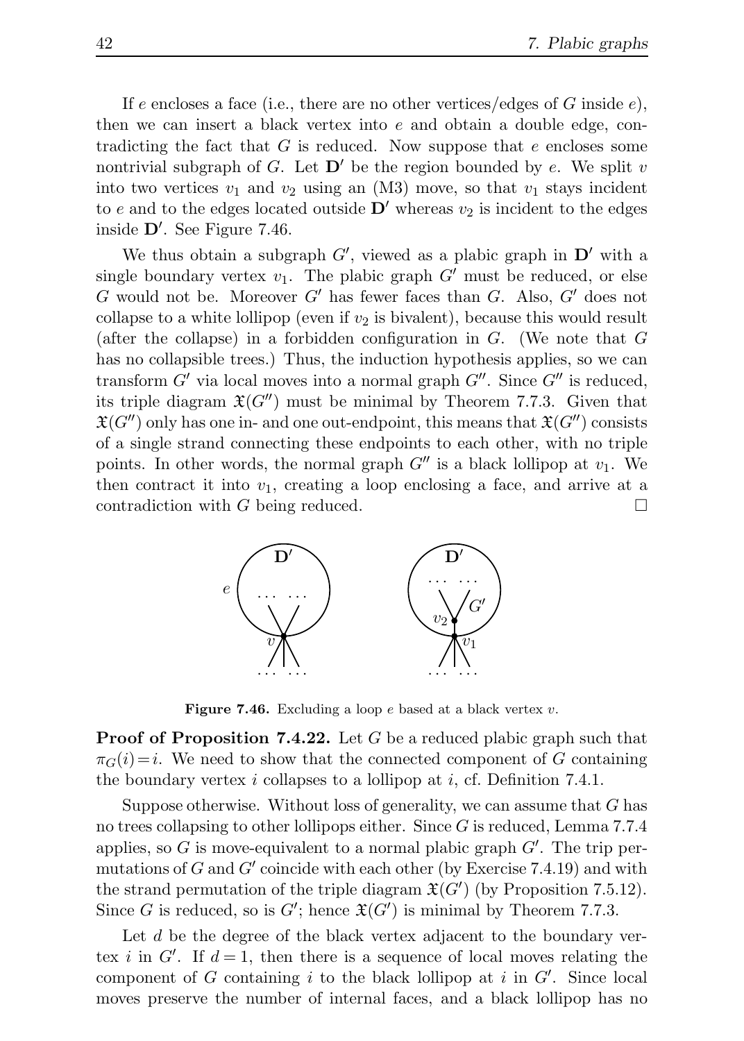If $e$ encloses a face (i.e., there are no other vertices/edges of $G$ inside $e$), then we can insert a black vertex into $e$ and obtain a double edge, contradicting the fact that $G$ is reduced. Now suppose that $e$ encloses some nontrivial subgraph of $G$. Let $\mathbf{D}'$ be the region bounded by $e$. We split $v$ into two vertices $v_1$ and $v_2$ using an (M3) move, so that $v_1$ stays incident to $e$ and to the edges located outside $\mathbf{D}'$ whereas $v_2$ is incident to the edges inside $\mathbf{D}'$. See Figure 7.46.

We thus obtain a subgraph $G'$, viewed as a plabic graph in $\mathbf{D}'$ with a single boundary vertex $v_1$. The plabic graph $G'$ must be reduced, or else $G$ would not be. Moreover $G'$ has fewer faces than $G$. Also, $G'$ does not collapse to a white lollipop (even if $v_2$ is bivalent), because this would result (after the collapse) in a forbidden configuration in $G$. (We note that $G$ has no collapsible trees.) Thus, the induction hypothesis applies, so we can transform $G'$ via local moves into a normal graph $G''$. Since $G''$ is reduced, its triple diagram $\mathfrak{X}(G'')$ must be minimal by Theorem 7.7.3. Given that $\mathfrak{X}(G'')$ only has one in- and one out-endpoint, this means that $\mathfrak{X}(G'')$ consists of a single strand connecting these endpoints to each other, with no triple points. In other words, the normal graph $G''$ is a black lollipop at $v_1$. We then contract it into $v_1$, creating a loop enclosing a face, and arrive at a contradiction with $G$ being reduced. □

**Figure 7.46.** Excluding a loop $e$ based at a black vertex $v$.

**Proof of Proposition 7.4.22.** Let $G$ be a reduced plabic graph such that $\pi_G(i)=i$. We need to show that the connected component of $G$ containing the boundary vertex $i$ collapses to a lollipop at $i$, cf. Definition 7.4.1.

Suppose otherwise. Without loss of generality, we can assume that $G$ has no trees collapsing to other lollipops either. Since $G$ is reduced, Lemma 7.7.4 applies, so $G$ is move-equivalent to a normal plabic graph $G'$. The trip permutations of $G$ and $G'$ coincide with each other (by Exercise 7.4.19) and with the strand permutation of the triple diagram $\mathfrak{X}(G')$ (by Proposition 7.5.12). Since $G$ is reduced, so is $G'$; hence $\mathfrak{X}(G')$ is minimal by Theorem 7.7.3.

Let $d$ be the degree of the black vertex adjacent to the boundary vertex $i$ in $G'$. If $d=1$, then there is a sequence of local moves relating the component of $G$ containing $i$ to the black lollipop at $i$ in $G'$. Since local moves preserve the number of internal faces, and a black lollipop has no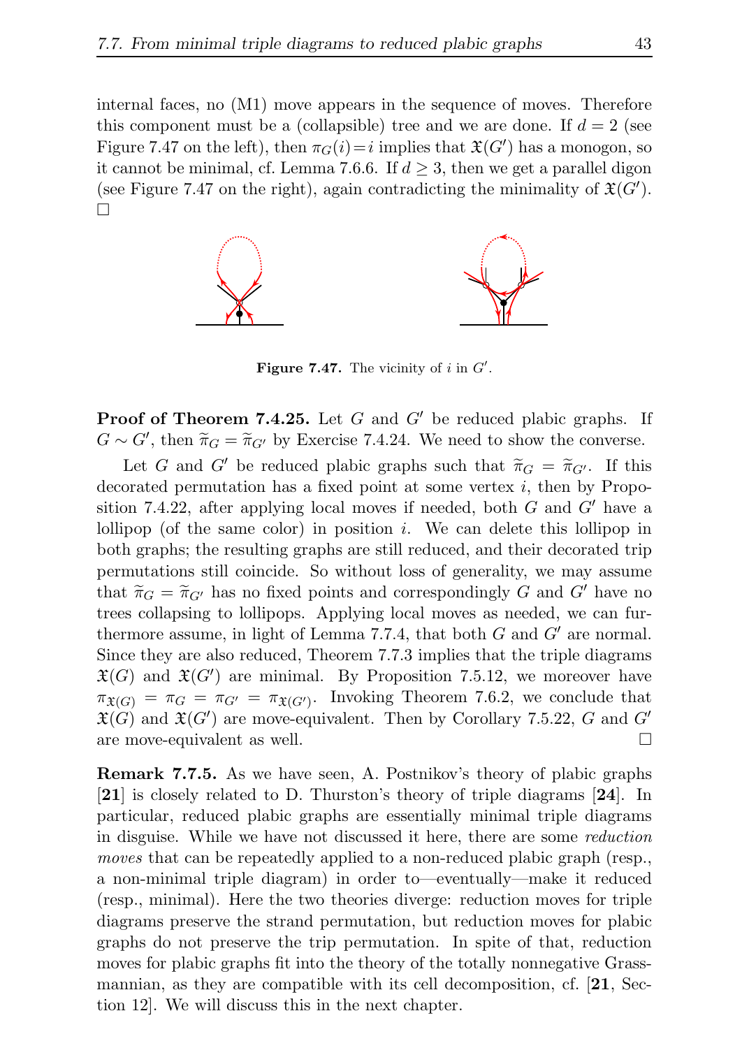internal faces, no (M1) move appears in the sequence of moves. Therefore this component must be a (collapsible) tree and we are done. If $d = 2$ (see Figure 7.47 on the left), then $\pi_G(i)=i$ implies that $\mathfrak{X}(G')$ has a monogon, so it cannot be minimal, cf. Lemma 7.6.6. If $d \geq 3$, then we get a parallel digon (see Figure 7.47 on the right), again contradicting the minimality of $\mathfrak{X}(G')$. □

**Figure 7.47.** The vicinity of $i$ in $G'$.

**Proof of Theorem 7.4.25.** Let $G$ and $G'$ be reduced plabic graphs. If $G \sim G'$, then $\widetilde{\pi}_G = \widetilde{\pi}_{G'}$ by Exercise 7.4.24. We need to show the converse.

Let $G$ and $G'$ be reduced plabic graphs such that $\widetilde{\pi}_G = \widetilde{\pi}_{G'}$. If this decorated permutation has a fixed point at some vertex $i$, then by Proposition 7.4.22, after applying local moves if needed, both $G$ and $G'$ have a lollipop (of the same color) in position $i$. We can delete this lollipop in both graphs; the resulting graphs are still reduced, and their decorated trip permutations still coincide. So without loss of generality, we may assume that $\widetilde{\pi}_G = \widetilde{\pi}_{G'}$ has no fixed points and correspondingly $G$ and $G'$ have no trees collapsing to lollipops. Applying local moves as needed, we can furthermore assume, in light of Lemma 7.7.4, that both $G$ and $G'$ are normal. Since they are also reduced, Theorem 7.7.3 implies that the triple diagrams $\mathfrak{X}(G)$ and $\mathfrak{X}(G')$ are minimal. By Proposition 7.5.12, we moreover have $\pi_{\mathfrak{X}(G)} = \pi_G = \pi_{G'} = \pi_{\mathfrak{X}(G')}$. Invoking Theorem 7.6.2, we conclude that $\mathfrak{X}(G)$ and $\mathfrak{X}(G')$ are move-equivalent. Then by Corollary 7.5.22, $G$ and $G'$ are move-equivalent as well. □

**Remark 7.7.5.** As we have seen, A. Postnikov's theory of plabic graphs [**21**] is closely related to D. Thurston's theory of triple diagrams [**24**]. In particular, reduced plabic graphs are essentially minimal triple diagrams in disguise. While we have not discussed it here, there are some *reduction moves* that can be repeatedly applied to a non-reduced plabic graph (resp., a non-minimal triple diagram) in order to—eventually—make it reduced (resp., minimal). Here the two theories diverge: reduction moves for triple diagrams preserve the strand permutation, but reduction moves for plabic graphs do not preserve the trip permutation. In spite of that, reduction moves for plabic graphs fit into the theory of the totally nonnegative Grassmannian, as they are compatible with its cell decomposition, cf. [**21**, Section 12]. We will discuss this in the next chapter.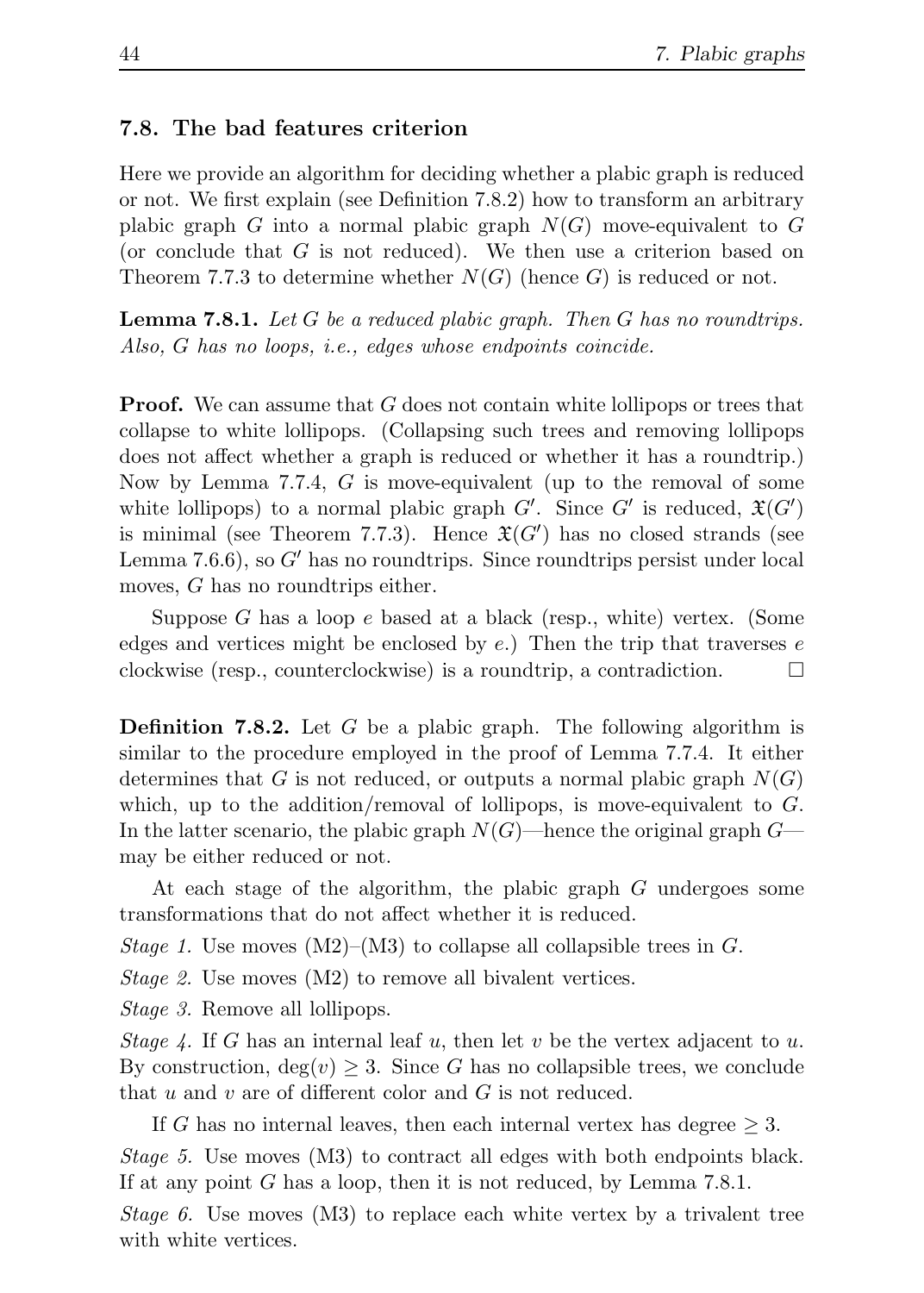## 7.8. The bad features criterion

Here we provide an algorithm for deciding whether a plabic graph is reduced or not. We first explain (see Definition 7.8.2) how to transform an arbitrary plabic graph $G$ into a normal plabic graph $N(G)$ move-equivalent to $G$ (or conclude that $G$ is not reduced). We then use a criterion based on Theorem 7.7.3 to determine whether $N(G)$ (hence $G$) is reduced or not.

**Lemma 7.8.1.** *Let $G$ be a reduced plabic graph. Then $G$ has no roundtrips. Also, $G$ has no loops, i.e., edges whose endpoints coincide.*

**Proof.** We can assume that $G$ does not contain white lollipops or trees that collapse to white lollipops. (Collapsing such trees and removing lollipops does not affect whether a graph is reduced or whether it has a roundtrip.) Now by Lemma 7.7.4, $G$ is move-equivalent (up to the removal of some white lollipops) to a normal plabic graph $G'$. Since $G'$ is reduced, $\mathfrak{X}(G')$ is minimal (see Theorem 7.7.3). Hence $\mathfrak{X}(G')$ has no closed strands (see Lemma 7.6.6), so $G'$ has no roundtrips. Since roundtrips persist under local moves, $G$ has no roundtrips either.

Suppose $G$ has a loop $e$ based at a black (resp., white) vertex. (Some edges and vertices might be enclosed by $e$.) Then the trip that traverses $e$ clockwise (resp., counterclockwise) is a roundtrip, a contradiction. □

**Definition 7.8.2.** Let $G$ be a plabic graph. The following algorithm is similar to the procedure employed in the proof of Lemma 7.7.4. It either determines that $G$ is not reduced, or outputs a normal plabic graph $N(G)$ which, up to the addition/removal of lollipops, is move-equivalent to $G$. In the latter scenario, the plabic graph $N(G)$—hence the original graph $G$—may be either reduced or not.

At each stage of the algorithm, the plabic graph $G$ undergoes some transformations that do not affect whether it is reduced.

*Stage 1.* Use moves (M2)–(M3) to collapse all collapsible trees in $G$.

*Stage 2.* Use moves (M2) to remove all bivalent vertices.

*Stage 3.* Remove all lollipops.

*Stage 4.* If $G$ has an internal leaf $u$, then let $v$ be the vertex adjacent to $u$. By construction, $\deg(v) \geq 3$. Since $G$ has no collapsible trees, we conclude that $u$ and $v$ are of different color and $G$ is not reduced.

If $G$ has no internal leaves, then each internal vertex has degree $\geq 3$.

*Stage 5.* Use moves (M3) to contract all edges with both endpoints black. If at any point $G$ has a loop, then it is not reduced, by Lemma 7.8.1.

*Stage 6.* Use moves (M3) to replace each white vertex by a trivalent tree with white vertices.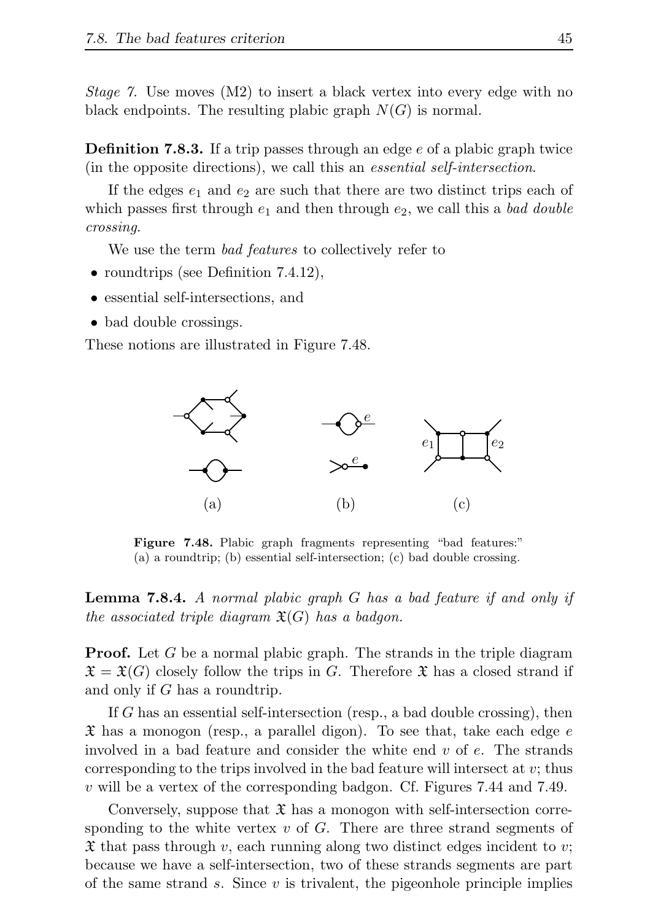*Stage 7.* Use moves (M2) to insert a black vertex into every edge with no black endpoints. The resulting plabic graph $N(G)$ is normal.

**Definition 7.8.3.** If a trip passes through an edge $e$ of a plabic graph twice (in the opposite directions), we call this an *essential self-intersection*.

If the edges $e_1$ and $e_2$ are such that there are two distinct trips each of which passes first through $e_1$ and then through $e_2$, we call this a *bad double crossing*.

We use the term *bad features* to collectively refer to

- roundtrips (see Definition 7.4.12),
- essential self-intersections, and
- bad double crossings.

These notions are illustrated in Figure 7.48.

**Figure 7.48.** Plabic graph fragments representing "bad features:" (a) a roundtrip; (b) essential self-intersection; (c) bad double crossing.

**Lemma 7.8.4.** *A normal plabic graph $G$ has a bad feature if and only if the associated triple diagram $\mathfrak{X}(G)$ has a badgon.*

**Proof.** Let $G$ be a normal plabic graph. The strands in the triple diagram $\mathfrak{X} = \mathfrak{X}(G)$ closely follow the trips in $G$. Therefore $\mathfrak{X}$ has a closed strand if and only if $G$ has a roundtrip.

If $G$ has an essential self-intersection (resp., a bad double crossing), then $\mathfrak{X}$ has a monogon (resp., a parallel digon). To see that, take each edge $e$ involved in a bad feature and consider the white end $v$ of $e$. The strands corresponding to the trips involved in the bad feature will intersect at $v$; thus $v$ will be a vertex of the corresponding badgon. Cf. Figures 7.44 and 7.49.

Conversely, suppose that $\mathfrak{X}$ has a monogon with self-intersection corresponding to the white vertex $v$ of $G$. There are three strand segments of $\mathfrak{X}$ that pass through $v$, each running along two distinct edges incident to $v$; because we have a self-intersection, two of these strands segments are part of the same strand $s$. Since $v$ is trivalent, the pigeonhole principle implies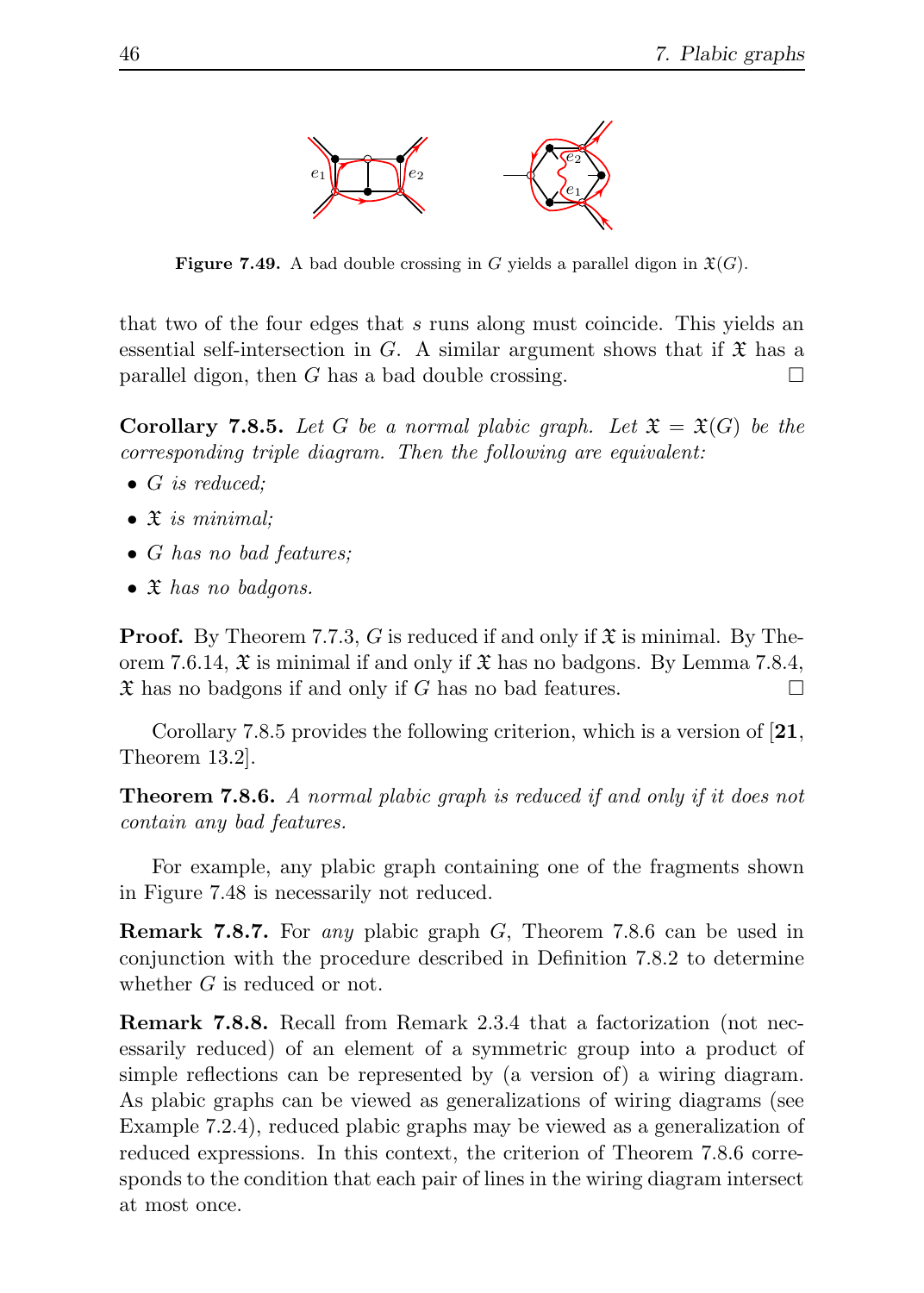**Figure 7.49.** A bad double crossing in $G$ yields a parallel digon in $\mathfrak{X}(G)$.

that two of the four edges that $s$ runs along must coincide. This yields an essential self-intersection in $G$. A similar argument shows that if $\mathfrak{X}$ has a parallel digon, then $G$ has a bad double crossing. □

**Corollary 7.8.5.** *Let $G$ be a normal plabic graph. Let $\mathfrak{X} = \mathfrak{X}(G)$ be the corresponding triple diagram. Then the following are equivalent:*

- *$G$ is reduced;*
- *$\mathfrak{X}$ is minimal;*
- *$G$ has no bad features;*
- *$\mathfrak{X}$ has no badgons.*

**Proof.** By Theorem 7.7.3, $G$ is reduced if and only if $\mathfrak{X}$ is minimal. By Theorem 7.6.14, $\mathfrak{X}$ is minimal if and only if $\mathfrak{X}$ has no badgons. By Lemma 7.8.4, $\mathfrak{X}$ has no badgons if and only if $G$ has no bad features. □

Corollary 7.8.5 provides the following criterion, which is a version of [**21**, Theorem 13.2].

**Theorem 7.8.6.** *A normal plabic graph is reduced if and only if it does not contain any bad features.*

For example, any plabic graph containing one of the fragments shown in Figure 7.48 is necessarily not reduced.

**Remark 7.8.7.** For *any* plabic graph $G$, Theorem 7.8.6 can be used in conjunction with the procedure described in Definition 7.8.2 to determine whether $G$ is reduced or not.

**Remark 7.8.8.** Recall from Remark 2.3.4 that a factorization (not necessarily reduced) of an element of a symmetric group into a product of simple reflections can be represented by (a version of) a wiring diagram. As plabic graphs can be viewed as generalizations of wiring diagrams (see Example 7.2.4), reduced plabic graphs may be viewed as a generalization of reduced expressions. In this context, the criterion of Theorem 7.8.6 corresponds to the condition that each pair of lines in the wiring diagram intersect at most once.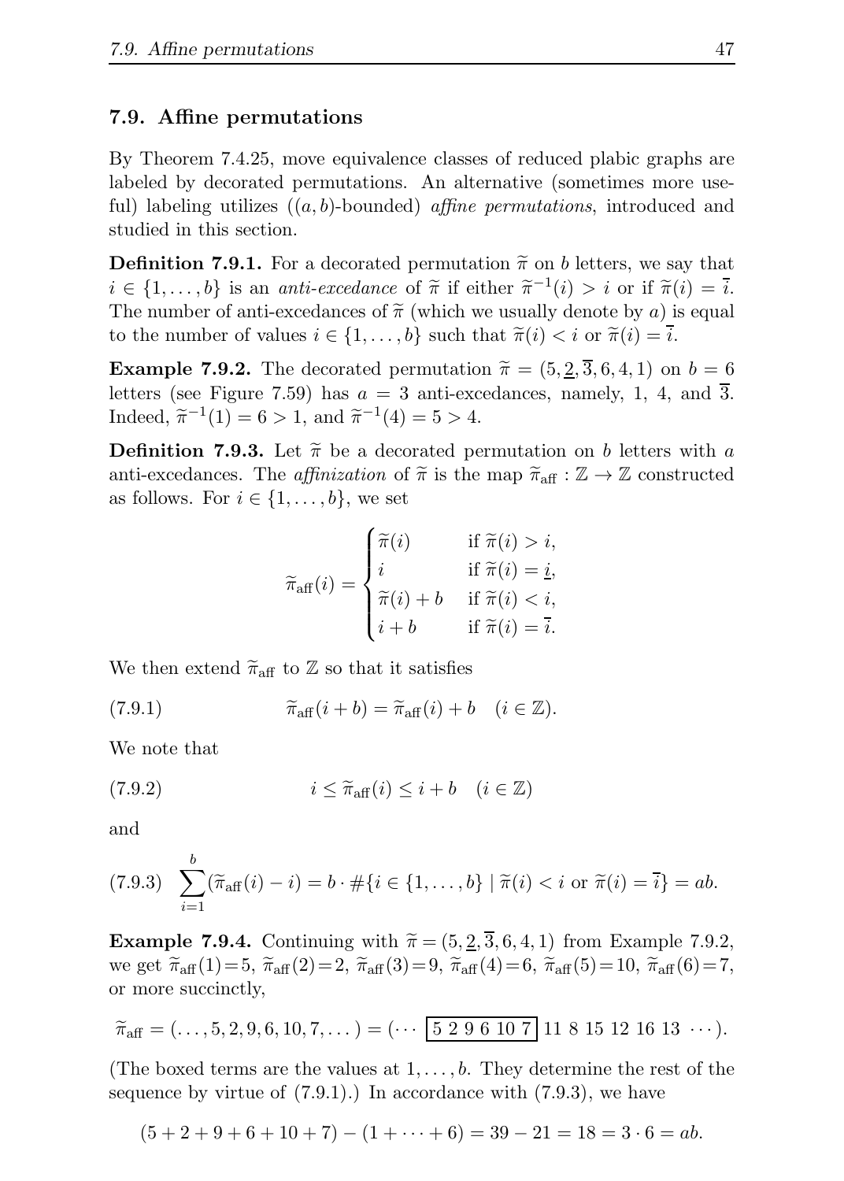## 7.9. Affine permutations

By Theorem 7.4.25, move equivalence classes of reduced plabic graphs are labeled by decorated permutations. An alternative (sometimes more useful) labeling utilizes ($(a, b)$-bounded) *affine permutations*, introduced and studied in this section.

**Definition 7.9.1.** For a decorated permutation $\widetilde{\pi}$ on $b$ letters, we say that $i \in \{1, \ldots, b\}$ is an *anti-excedance* of $\widetilde{\pi}$ if either $\widetilde{\pi}^{-1}(i) > i$ or if $\widetilde{\pi}(i) = \overline{i}$. The number of anti-excedances of $\widetilde{\pi}$ (which we usually denote by $a$) is equal to the number of values $i \in \{1, \ldots, b\}$ such that $\widetilde{\pi}(i) < i$ or $\widetilde{\pi}(i) = \overline{i}$.

**Example 7.9.2.** The decorated permutation $\widetilde{\pi} = (5, \underline{2}, \overline{3}, 6, 4, 1)$ on $b = 6$ letters (see Figure 7.59) has $a = 3$ anti-excedances, namely, 1, 4, and $\overline{3}$. Indeed, $\widetilde{\pi}^{-1}(1) = 6 > 1$, and $\widetilde{\pi}^{-1}(4) = 5 > 4$.

**Definition 7.9.3.** Let $\widetilde{\pi}$ be a decorated permutation on $b$ letters with $a$ anti-excedances. The *affinization* of $\widetilde{\pi}$ is the map $\widetilde{\pi}_{\text{aff}} : \mathbb{Z} \to \mathbb{Z}$ constructed as follows. For $i \in \{1, \ldots, b\}$, we set

$$\widetilde{\pi}_{\text{aff}}(i) = \begin{cases} \widetilde{\pi}(i) & \text{if } \widetilde{\pi}(i) > i, \\ i & \text{if } \widetilde{\pi}(i) = \underline{i}, \\ \widetilde{\pi}(i) + b & \text{if } \widetilde{\pi}(i) < i, \\ i + b & \text{if } \widetilde{\pi}(i) = \overline{i}. \end{cases}$$

We then extend $\widetilde{\pi}_{\text{aff}}$ to $\mathbb{Z}$ so that it satisfies

$$\widetilde{\pi}_{\text{aff}}(i + b) = \widetilde{\pi}_{\text{aff}}(i) + b \quad (i \in \mathbb{Z}). \tag{7.9.1}$$

We note that

$$i \leq \widetilde{\pi}_{\text{aff}}(i) \leq i + b \quad (i \in \mathbb{Z}) \tag{7.9.2}$$

and

$$\sum_{i=1}^{b} (\widetilde{\pi}_{\text{aff}}(i) - i) = b \cdot \#\{i \in \{1, \ldots, b\} \mid \widetilde{\pi}(i) < i \text{ or } \widetilde{\pi}(i) = \overline{i}\} = ab. \tag{7.9.3}$$

**Example 7.9.4.** Continuing with $\widetilde{\pi} = (5, \underline{2}, \overline{3}, 6, 4, 1)$ from Example 7.9.2, we get $\widetilde{\pi}_{\text{aff}}(1) = 5$, $\widetilde{\pi}_{\text{aff}}(2) = 2$, $\widetilde{\pi}_{\text{aff}}(3) = 9$, $\widetilde{\pi}_{\text{aff}}(4) = 6$, $\widetilde{\pi}_{\text{aff}}(5) = 10$, $\widetilde{\pi}_{\text{aff}}(6) = 7$, or more succinctly,

$$\widetilde{\pi}_{\text{aff}} = (\ldots, 5, 2, 9, 6, 10, 7, \ldots) = (\cdots \; \boxed{5 \; 2 \; 9 \; 6 \; 10 \; 7} \; 11 \; 8 \; 15 \; 12 \; 16 \; 13 \; \cdots).$$

(The boxed terms are the values at $1, \ldots, b$. They determine the rest of the sequence by virtue of (7.9.1).) In accordance with (7.9.3), we have

$$(5 + 2 + 9 + 6 + 10 + 7) - (1 + \cdots + 6) = 39 - 21 = 18 = 3 \cdot 6 = ab.$$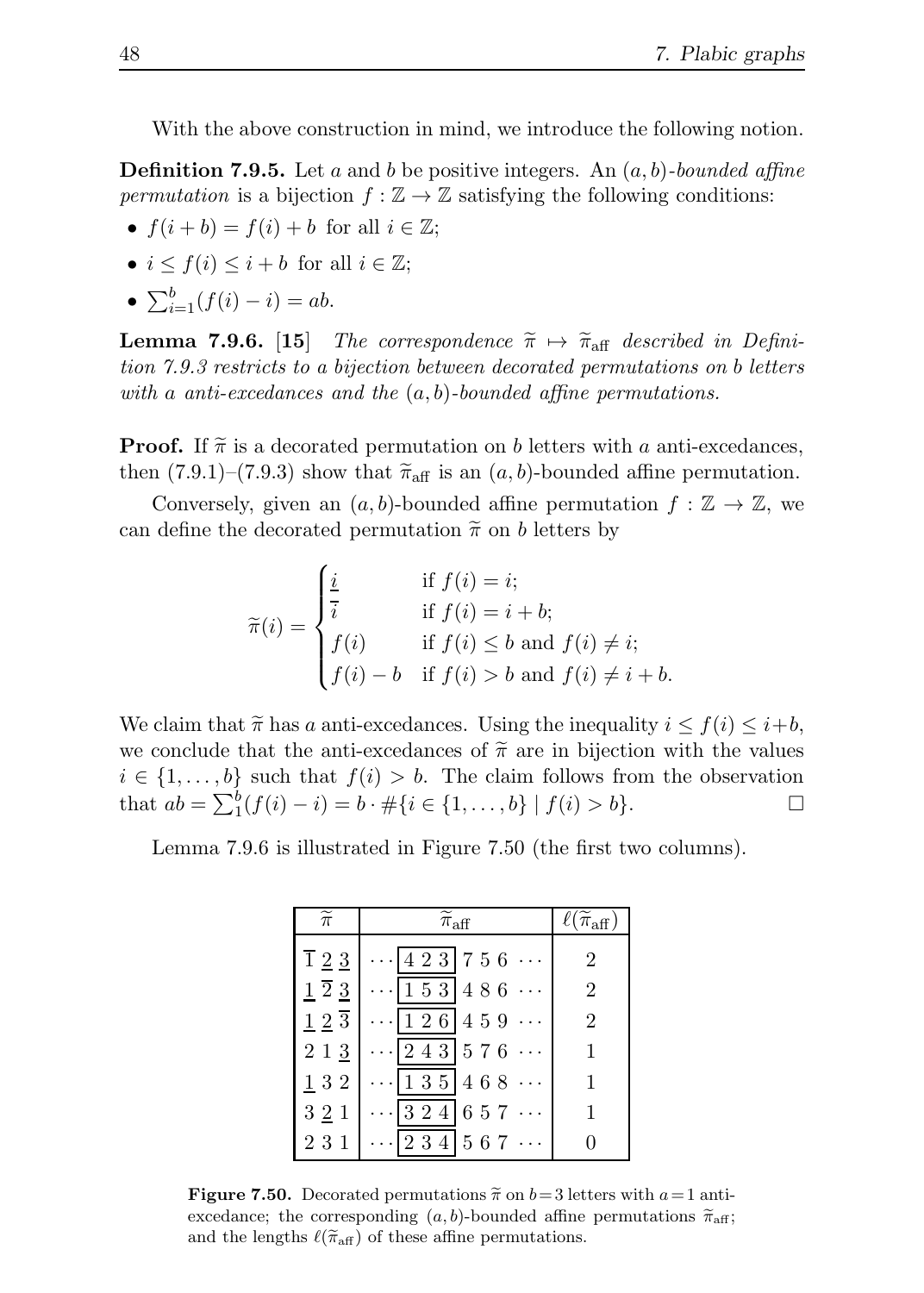With the above construction in mind, we introduce the following notion.

**Definition 7.9.5.** Let $a$ and $b$ be positive integers. An $(a,b)$-*bounded affine permutation* is a bijection $f:\mathbb{Z}\to\mathbb{Z}$ satisfying the following conditions:

- $f(i+b)=f(i)+b$ for all $i\in\mathbb{Z}$;
- $i\le f(i)\le i+b$ for all $i\in\mathbb{Z}$;
- $\sum_{i=1}^{b}(f(i)-i)=ab$.

**Lemma 7.9.6.** [15] *The correspondence $\widetilde{\pi}\mapsto\widetilde{\pi}_{\mathrm{aff}}$ described in Definition 7.9.3 restricts to a bijection between decorated permutations on $b$ letters with $a$ anti-excedances and the $(a,b)$-bounded affine permutations.*

**Proof.** If $\widetilde{\pi}$ is a decorated permutation on $b$ letters with $a$ anti-excedances, then (7.9.1)–(7.9.3) show that $\widetilde{\pi}_{\mathrm{aff}}$ is an $(a,b)$-bounded affine permutation.

Conversely, given an $(a,b)$-bounded affine permutation $f:\mathbb{Z}\to\mathbb{Z}$, we can define the decorated permutation $\widetilde{\pi}$ on $b$ letters by

$$\widetilde{\pi}(i)=\begin{cases}\underline{i} & \text{if } f(i)=i;\\ \overline{i} & \text{if } f(i)=i+b;\\ f(i) & \text{if } f(i)\le b \text{ and } f(i)\ne i;\\ f(i)-b & \text{if } f(i)>b \text{ and } f(i)\ne i+b.\end{cases}$$

We claim that $\widetilde{\pi}$ has $a$ anti-excedances. Using the inequality $i\le f(i)\le i+b$, we conclude that the anti-excedances of $\widetilde{\pi}$ are in bijection with the values $i\in\{1,\dots,b\}$ such that $f(i)>b$. The claim follows from the observation that $ab=\sum_1^b(f(i)-i)=b\cdot\#\{i\in\{1,\dots,b\}\mid f(i)>b\}$. $\square$

Lemma 7.9.6 is illustrated in Figure 7.50 (the first two columns).

| $\widetilde{\pi}$ | $\widetilde{\pi}_{\mathrm{aff}}$ | $\ell(\widetilde{\pi}_{\mathrm{aff}})$ |
|---|---|---|
| $\overline{1}\ \underline{2}\ \underline{3}$ | $\cdots$ [4 2 3] 7 5 6 $\cdots$ | 2 |
| $\underline{1}\ \overline{2}\ \underline{3}$ | $\cdots$ [1 5 3] 4 8 6 $\cdots$ | 2 |
| $\underline{1}\ \underline{2}\ \overline{3}$ | $\cdots$ [1 2 6] 4 5 9 $\cdots$ | 2 |
| $2\ 1\ \underline{3}$ | $\cdots$ [2 4 3] 5 7 6 $\cdots$ | 1 |
| $\underline{1}\ 3\ 2$ | $\cdots$ [1 3 5] 4 6 8 $\cdots$ | 1 |
| $3\ \underline{2}\ 1$ | $\cdots$ [3 2 4] 6 5 7 $\cdots$ | 1 |
| $2\ 3\ 1$ | $\cdots$ [2 3 4] 5 6 7 $\cdots$ | 0 |

**Figure 7.50.** Decorated permutations $\widetilde{\pi}$ on $b=3$ letters with $a=1$ anti-excedance; the corresponding $(a,b)$-bounded affine permutations $\widetilde{\pi}_{\mathrm{aff}}$; and the lengths $\ell(\widetilde{\pi}_{\mathrm{aff}})$ of these affine permutations.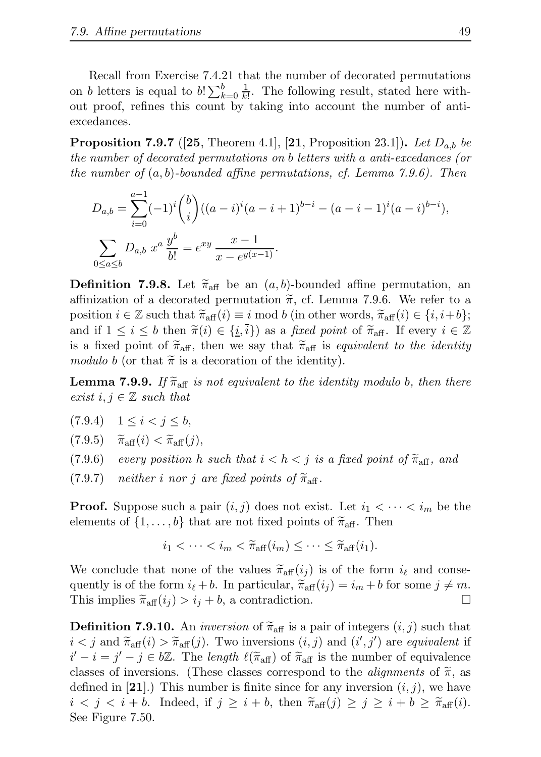Recall from Exercise 7.4.21 that the number of decorated permutations on $b$ letters is equal to $b! \sum_{k=0}^{b} \frac{1}{k!}$. The following result, stated here without proof, refines this count by taking into account the number of anti-excedances.

**Proposition 7.9.7** ([**25**, Theorem 4.1], [**21**, Proposition 23.1])**.** *Let $D_{a,b}$ be the number of decorated permutations on $b$ letters with a anti-excedances (or the number of $(a,b)$-bounded affine permutations, cf. Lemma 7.9.6). Then*

$$D_{a,b} = \sum_{i=0}^{a-1} (-1)^i \binom{b}{i} ((a-i)^i (a-i+1)^{b-i} - (a-i-1)^i (a-i)^{b-i}),$$

$$\sum_{0 \le a \le b} D_{a,b}\ x^a \frac{y^b}{b!} = e^{xy} \frac{x-1}{x - e^{y(x-1)}}.$$

**Definition 7.9.8.** Let $\widetilde{\pi}_{\rm aff}$ be an $(a,b)$-bounded affine permutation, an affinization of a decorated permutation $\widetilde{\pi}$, cf. Lemma 7.9.6. We refer to a position $i \in \mathbb{Z}$ such that $\widetilde{\pi}_{\rm aff}(i) \equiv i \bmod b$ (in other words, $\widetilde{\pi}_{\rm aff}(i) \in \{i, i+b\}$; and if $1 \le i \le b$ then $\widetilde{\pi}(i) \in \{\underline{i}, \overline{i}\}$) as a *fixed point* of $\widetilde{\pi}_{\rm aff}$. If every $i \in \mathbb{Z}$ is a fixed point of $\widetilde{\pi}_{\rm aff}$, then we say that $\widetilde{\pi}_{\rm aff}$ is *equivalent to the identity modulo b* (or that $\widetilde{\pi}$ is a decoration of the identity).

**Lemma 7.9.9.** *If $\widetilde{\pi}_{\rm aff}$ is not equivalent to the identity modulo b, then there exist $i, j \in \mathbb{Z}$ such that*

(7.9.4) $\quad 1 \le i < j \le b,$

(7.9.5) $\quad \widetilde{\pi}_{\rm aff}(i) < \widetilde{\pi}_{\rm aff}(j),$

(7.9.6) $\quad$ *every position $h$ such that $i < h < j$ is a fixed point of $\widetilde{\pi}_{\rm aff}$, and*

(7.9.7) $\quad$ *neither $i$ nor $j$ are fixed points of $\widetilde{\pi}_{\rm aff}$.*

**Proof.** Suppose such a pair $(i,j)$ does not exist. Let $i_1 < \cdots < i_m$ be the elements of $\{1, \ldots, b\}$ that are not fixed points of $\widetilde{\pi}_{\rm aff}$. Then

$$i_1 < \cdots < i_m < \widetilde{\pi}_{\rm aff}(i_m) \le \cdots \le \widetilde{\pi}_{\rm aff}(i_1).$$

We conclude that none of the values $\widetilde{\pi}_{\rm aff}(i_j)$ is of the form $i_\ell$ and consequently is of the form $i_\ell + b$. In particular, $\widetilde{\pi}_{\rm aff}(i_j) = i_m + b$ for some $j \ne m$. This implies $\widetilde{\pi}_{\rm aff}(i_j) > i_j + b$, a contradiction. $\square$

**Definition 7.9.10.** An *inversion* of $\widetilde{\pi}_{\rm aff}$ is a pair of integers $(i,j)$ such that $i < j$ and $\widetilde{\pi}_{\rm aff}(i) > \widetilde{\pi}_{\rm aff}(j)$. Two inversions $(i,j)$ and $(i',j')$ are *equivalent* if $i' - i = j' - j \in b\mathbb{Z}$. The *length* $\ell(\widetilde{\pi}_{\rm aff})$ of $\widetilde{\pi}_{\rm aff}$ is the number of equivalence classes of inversions. (These classes correspond to the *alignments* of $\widetilde{\pi}$, as defined in [**21**].) This number is finite since for any inversion $(i,j)$, we have $i < j < i + b$. Indeed, if $j \ge i + b$, then $\widetilde{\pi}_{\rm aff}(j) \ge j \ge i + b \ge \widetilde{\pi}_{\rm aff}(i)$. See Figure 7.50.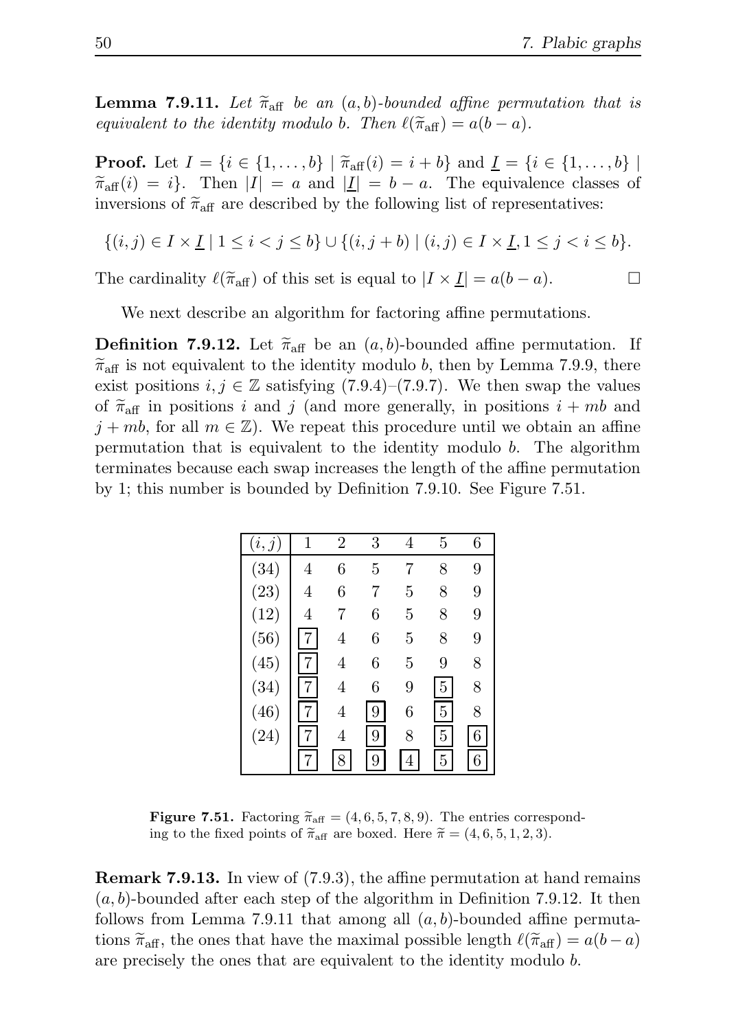**Lemma 7.9.11.** *Let $\widetilde{\pi}_{\mathrm{aff}}$ be an $(a,b)$-bounded affine permutation that is equivalent to the identity modulo $b$. Then $\ell(\widetilde{\pi}_{\mathrm{aff}}) = a(b-a)$.*

**Proof.** Let $I = \{i \in \{1,\dots,b\} \mid \widetilde{\pi}_{\mathrm{aff}}(i) = i + b\}$ and $\underline{I} = \{i \in \{1,\dots,b\} \mid \widetilde{\pi}_{\mathrm{aff}}(i) = i\}$. Then $|I| = a$ and $|\underline{I}| = b-a$. The equivalence classes of inversions of $\widetilde{\pi}_{\mathrm{aff}}$ are described by the following list of representatives:

$$\{(i,j) \in I \times \underline{I} \mid 1 \le i < j \le b\} \cup \{(i, j+b) \mid (i,j) \in I \times \underline{I}, 1 \le j < i \le b\}.$$

The cardinality $\ell(\widetilde{\pi}_{\mathrm{aff}})$ of this set is equal to $|I \times \underline{I}| = a(b-a)$. $\square$

We next describe an algorithm for factoring affine permutations.

**Definition 7.9.12.** Let $\widetilde{\pi}_{\mathrm{aff}}$ be an $(a,b)$-bounded affine permutation. If $\widetilde{\pi}_{\mathrm{aff}}$ is not equivalent to the identity modulo $b$, then by Lemma 7.9.9, there exist positions $i,j \in \mathbb{Z}$ satisfying (7.9.4)–(7.9.7). We then swap the values of $\widetilde{\pi}_{\mathrm{aff}}$ in positions $i$ and $j$ (and more generally, in positions $i + mb$ and $j + mb$, for all $m \in \mathbb{Z}$). We repeat this procedure until we obtain an affine permutation that is equivalent to the identity modulo $b$. The algorithm terminates because each swap increases the length of the affine permutation by 1; this number is bounded by Definition 7.9.10. See Figure 7.51.

| $(i,j)$ | 1 | 2 | 3 | 4 | 5 | 6 |
|---|---|---|---|---|---|---|
| (34) | 4 | 6 | 5 | 7 | 8 | 9 |
| (23) | 4 | 6 | 7 | 5 | 8 | 9 |
| (12) | 4 | 7 | 6 | 5 | 8 | 9 |
| (56) | [7] | 4 | 6 | 5 | 8 | 9 |
| (45) | [7] | 4 | 6 | 5 | 9 | 8 |
| (34) | [7] | 4 | 6 | 9 | [5] | 8 |
| (46) | [7] | 4 | [9] | 6 | [5] | 8 |
| (24) | [7] | 4 | [9] | 8 | [5] | [6] |
| | [7] | [8] | [9] | [4] | [5] | [6] |

**Figure 7.51.** Factoring $\widetilde{\pi}_{\mathrm{aff}} = (4,6,5,7,8,9)$. The entries corresponding to the fixed points of $\widetilde{\pi}_{\mathrm{aff}}$ are boxed. Here $\widetilde{\pi} = (4,6,5,1,2,3)$.

**Remark 7.9.13.** In view of (7.9.3), the affine permutation at hand remains $(a,b)$-bounded after each step of the algorithm in Definition 7.9.12. It then follows from Lemma 7.9.11 that among all $(a,b)$-bounded affine permutations $\widetilde{\pi}_{\mathrm{aff}}$, the ones that have the maximal possible length $\ell(\widetilde{\pi}_{\mathrm{aff}}) = a(b-a)$ are precisely the ones that are equivalent to the identity modulo $b$.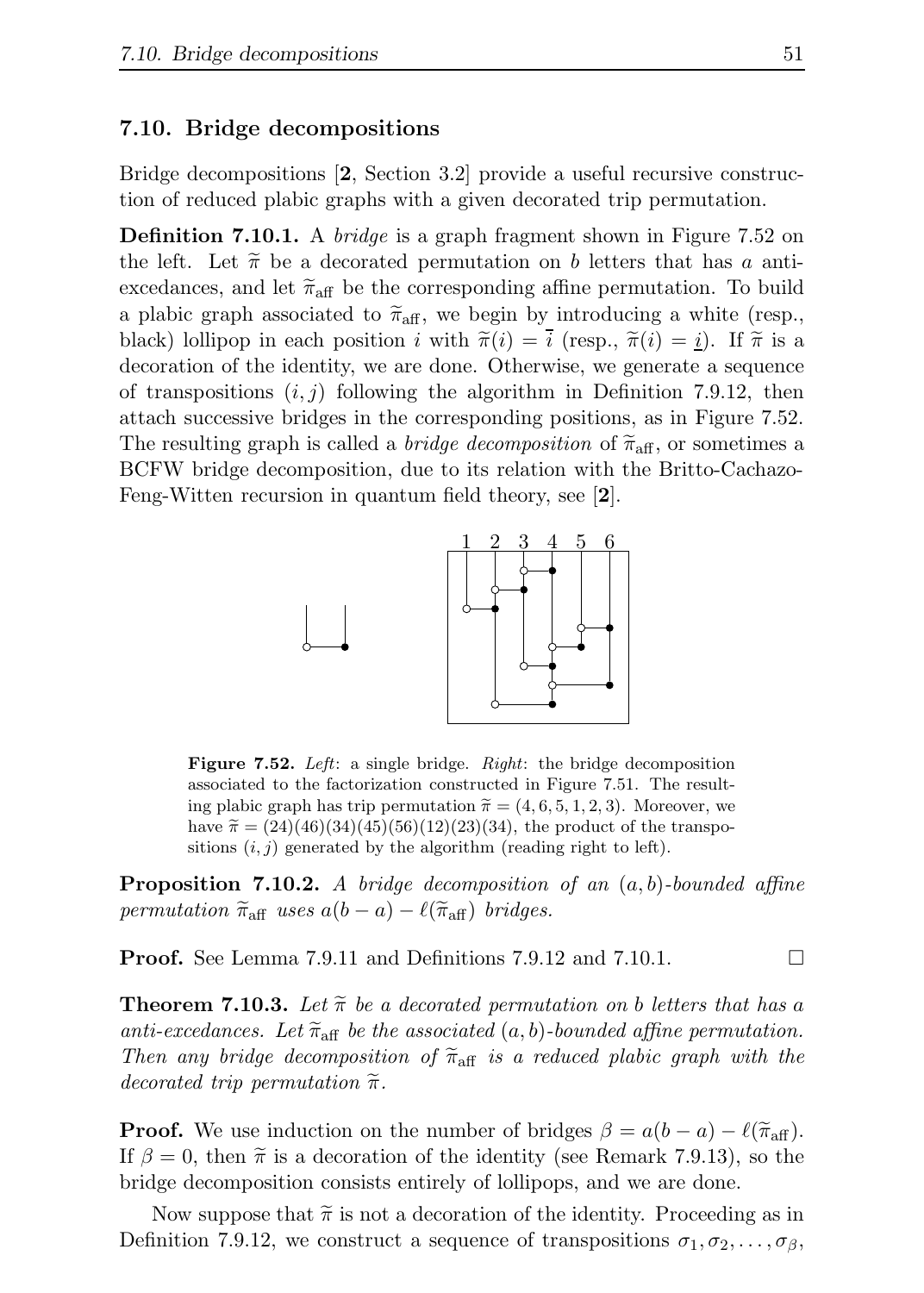## 7.10. Bridge decompositions

Bridge decompositions [**2**, Section 3.2] provide a useful recursive construction of reduced plabic graphs with a given decorated trip permutation.

**Definition 7.10.1.** A *bridge* is a graph fragment shown in Figure 7.52 on the left. Let $\widetilde{\pi}$ be a decorated permutation on $b$ letters that has $a$ anti-excedances, and let $\widetilde{\pi}_{\text{aff}}$ be the corresponding affine permutation. To build a plabic graph associated to $\widetilde{\pi}_{\text{aff}}$, we begin by introducing a white (resp., black) lollipop in each position $i$ with $\widetilde{\pi}(i) = \overline{i}$ (resp., $\widetilde{\pi}(i) = \underline{i}$). If $\widetilde{\pi}$ is a decoration of the identity, we are done. Otherwise, we generate a sequence of transpositions $(i, j)$ following the algorithm in Definition 7.9.12, then attach successive bridges in the corresponding positions, as in Figure 7.52. The resulting graph is called a *bridge decomposition* of $\widetilde{\pi}_{\text{aff}}$, or sometimes a BCFW bridge decomposition, due to its relation with the Britto-Cachazo-Feng-Witten recursion in quantum field theory, see [**2**].

**Figure 7.52.** *Left*: a single bridge. *Right*: the bridge decomposition associated to the factorization constructed in Figure 7.51. The resulting plabic graph has trip permutation $\widetilde{\pi} = (4, 6, 5, 1, 2, 3)$. Moreover, we have $\widetilde{\pi} = (24)(46)(34)(45)(56)(12)(23)(34)$, the product of the transpositions $(i, j)$ generated by the algorithm (reading right to left).

**Proposition 7.10.2.** *A bridge decomposition of an $(a, b)$-bounded affine permutation $\widetilde{\pi}_{\text{aff}}$ uses $a(b - a) - \ell(\widetilde{\pi}_{\text{aff}})$ bridges.*

**Proof.** See Lemma 7.9.11 and Definitions 7.9.12 and 7.10.1. $\square$

**Theorem 7.10.3.** *Let $\widetilde{\pi}$ be a decorated permutation on $b$ letters that has $a$ anti-excedances. Let $\widetilde{\pi}_{\text{aff}}$ be the associated $(a, b)$-bounded affine permutation. Then any bridge decomposition of $\widetilde{\pi}_{\text{aff}}$ is a reduced plabic graph with the decorated trip permutation $\widetilde{\pi}$.*

**Proof.** We use induction on the number of bridges $\beta = a(b - a) - \ell(\widetilde{\pi}_{\text{aff}})$. If $\beta = 0$, then $\widetilde{\pi}$ is a decoration of the identity (see Remark 7.9.13), so the bridge decomposition consists entirely of lollipops, and we are done.

Now suppose that $\widetilde{\pi}$ is not a decoration of the identity. Proceeding as in Definition 7.9.12, we construct a sequence of transpositions $\sigma_1, \sigma_2, \ldots, \sigma_\beta$,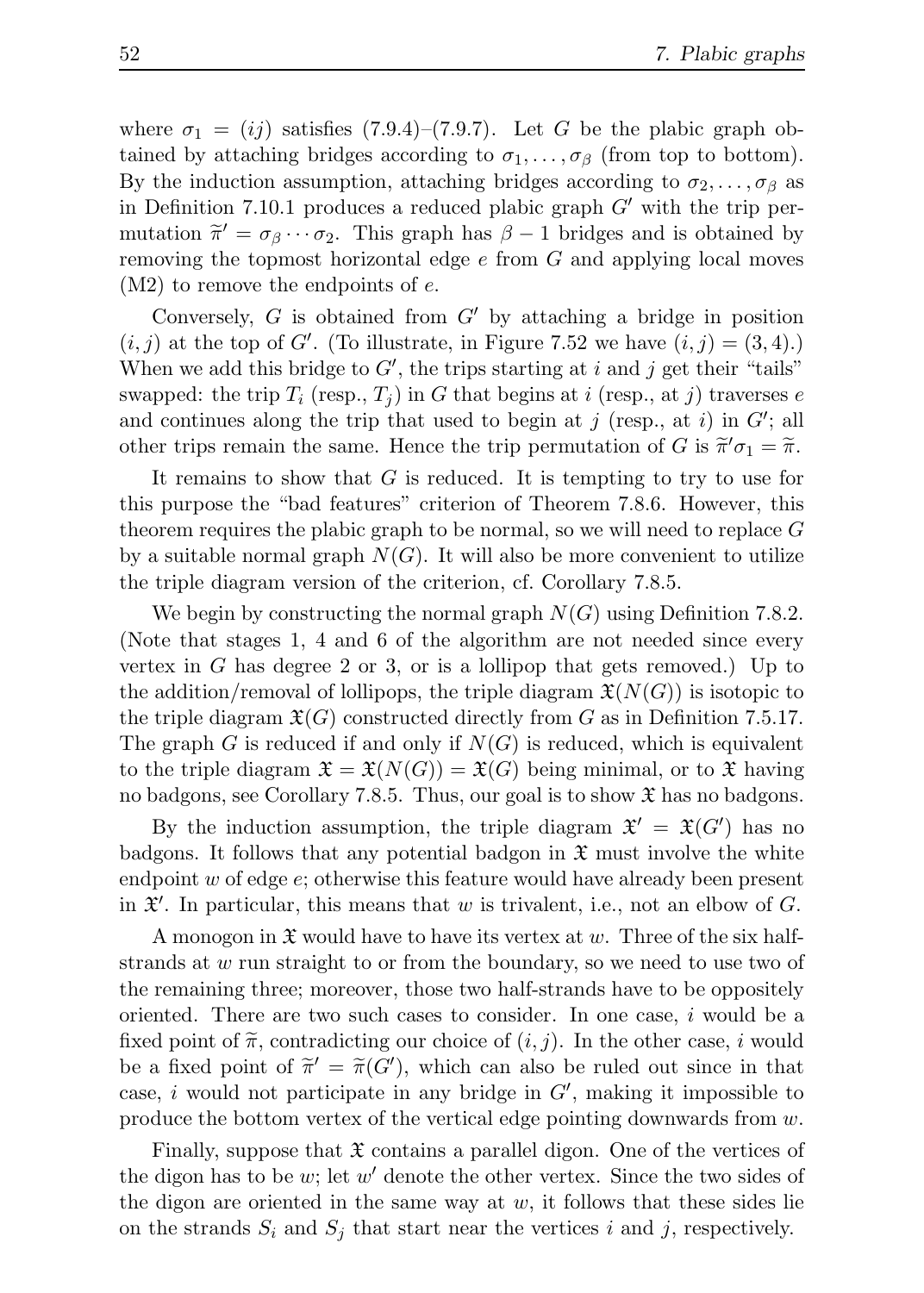where $\sigma_1 = (ij)$ satisfies (7.9.4)–(7.9.7). Let $G$ be the plabic graph obtained by attaching bridges according to $\sigma_1, \dots, \sigma_\beta$ (from top to bottom). By the induction assumption, attaching bridges according to $\sigma_2, \dots, \sigma_\beta$ as in Definition 7.10.1 produces a reduced plabic graph $G'$ with the trip permutation $\widetilde{\pi}' = \sigma_\beta \cdots \sigma_2$. This graph has $\beta - 1$ bridges and is obtained by removing the topmost horizontal edge $e$ from $G$ and applying local moves (M2) to remove the endpoints of $e$.

Conversely, $G$ is obtained from $G'$ by attaching a bridge in position $(i, j)$ at the top of $G'$. (To illustrate, in Figure 7.52 we have $(i, j) = (3, 4)$.) When we add this bridge to $G'$, the trips starting at $i$ and $j$ get their "tails" swapped: the trip $T_i$ (resp., $T_j$) in $G$ that begins at $i$ (resp., at $j$) traverses $e$ and continues along the trip that used to begin at $j$ (resp., at $i$) in $G'$; all other trips remain the same. Hence the trip permutation of $G$ is $\widetilde{\pi}'\sigma_1 = \widetilde{\pi}$.

It remains to show that $G$ is reduced. It is tempting to try to use for this purpose the "bad features" criterion of Theorem 7.8.6. However, this theorem requires the plabic graph to be normal, so we will need to replace $G$ by a suitable normal graph $N(G)$. It will also be more convenient to utilize the triple diagram version of the criterion, cf. Corollary 7.8.5.

We begin by constructing the normal graph $N(G)$ using Definition 7.8.2. (Note that stages 1, 4 and 6 of the algorithm are not needed since every vertex in $G$ has degree 2 or 3, or is a lollipop that gets removed.) Up to the addition/removal of lollipops, the triple diagram $\mathfrak{X}(N(G))$ is isotopic to the triple diagram $\mathfrak{X}(G)$ constructed directly from $G$ as in Definition 7.5.17. The graph $G$ is reduced if and only if $N(G)$ is reduced, which is equivalent to the triple diagram $\mathfrak{X} = \mathfrak{X}(N(G)) = \mathfrak{X}(G)$ being minimal, or to $\mathfrak{X}$ having no badgons, see Corollary 7.8.5. Thus, our goal is to show $\mathfrak{X}$ has no badgons.

By the induction assumption, the triple diagram $\mathfrak{X}' = \mathfrak{X}(G')$ has no badgons. It follows that any potential badgon in $\mathfrak{X}$ must involve the white endpoint $w$ of edge $e$; otherwise this feature would have already been present in $\mathfrak{X}'$. In particular, this means that $w$ is trivalent, i.e., not an elbow of $G$.

A monogon in $\mathfrak{X}$ would have to have its vertex at $w$. Three of the six half-strands at $w$ run straight to or from the boundary, so we need to use two of the remaining three; moreover, those two half-strands have to be oppositely oriented. There are two such cases to consider. In one case, $i$ would be a fixed point of $\widetilde{\pi}$, contradicting our choice of $(i, j)$. In the other case, $i$ would be a fixed point of $\widetilde{\pi}' = \widetilde{\pi}(G')$, which can also be ruled out since in that case, $i$ would not participate in any bridge in $G'$, making it impossible to produce the bottom vertex of the vertical edge pointing downwards from $w$.

Finally, suppose that $\mathfrak{X}$ contains a parallel digon. One of the vertices of the digon has to be $w$; let $w'$ denote the other vertex. Since the two sides of the digon are oriented in the same way at $w$, it follows that these sides lie on the strands $S_i$ and $S_j$ that start near the vertices $i$ and $j$, respectively.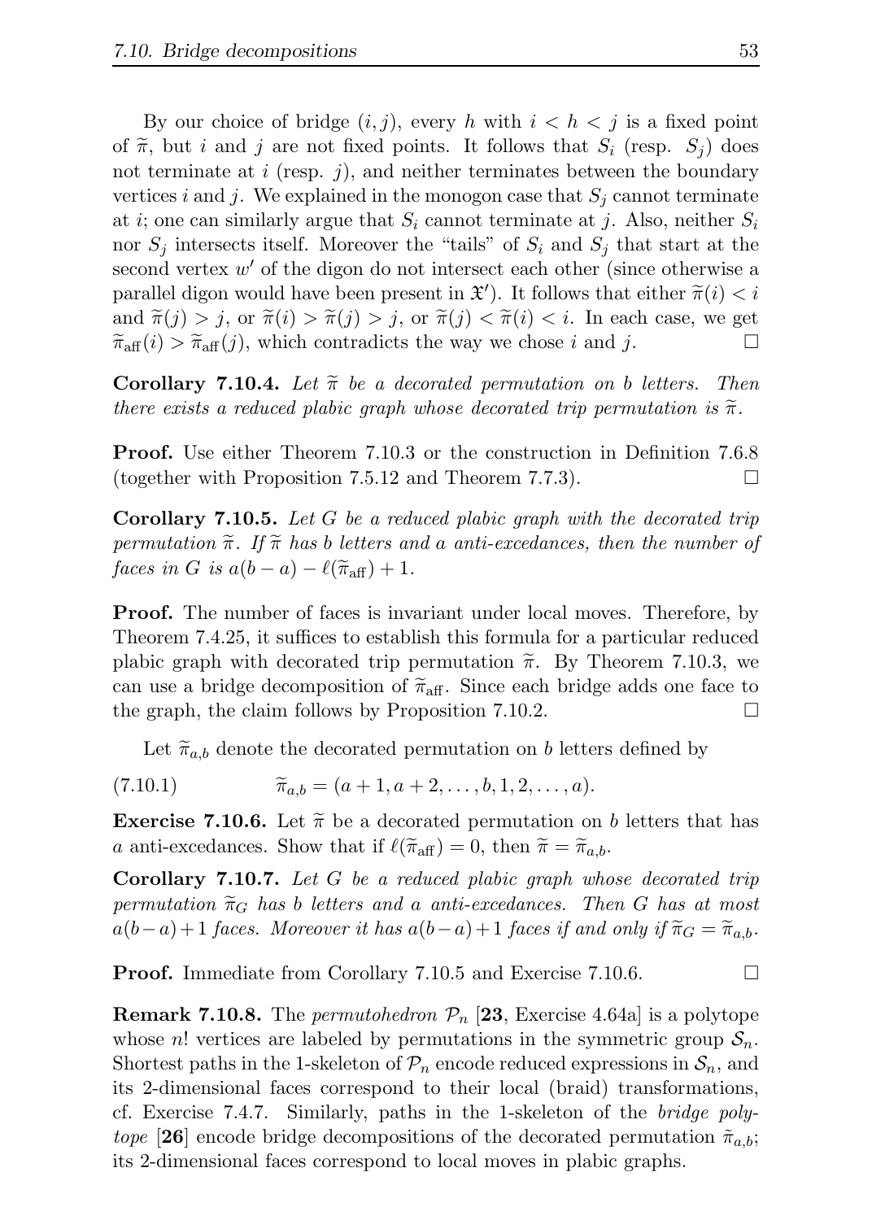By our choice of bridge $(i, j)$, every $h$ with $i < h < j$ is a fixed point of $\widetilde{\pi}$, but $i$ and $j$ are not fixed points. It follows that $S_i$ (resp. $S_j$) does not terminate at $i$ (resp. $j$), and neither terminates between the boundary vertices $i$ and $j$. We explained in the monogon case that $S_j$ cannot terminate at $i$; one can similarly argue that $S_i$ cannot terminate at $j$. Also, neither $S_i$ nor $S_j$ intersects itself. Moreover the "tails" of $S_i$ and $S_j$ that start at the second vertex $w'$ of the digon do not intersect each other (since otherwise a parallel digon would have been present in $\mathfrak{X}'$). It follows that either $\widetilde{\pi}(i) < i$ and $\widetilde{\pi}(j) > j$, or $\widetilde{\pi}(i) > \widetilde{\pi}(j) > j$, or $\widetilde{\pi}(j) < \widetilde{\pi}(i) < i$. In each case, we get $\widetilde{\pi}_{\mathrm{aff}}(i) > \widetilde{\pi}_{\mathrm{aff}}(j)$, which contradicts the way we chose $i$ and $j$. $\square$

**Corollary 7.10.4.** *Let $\widetilde{\pi}$ be a decorated permutation on $b$ letters. Then there exists a reduced plabic graph whose decorated trip permutation is $\widetilde{\pi}$.*

**Proof.** Use either Theorem 7.10.3 or the construction in Definition 7.6.8 (together with Proposition 7.5.12 and Theorem 7.7.3). $\square$

**Corollary 7.10.5.** *Let $G$ be a reduced plabic graph with the decorated trip permutation $\widetilde{\pi}$. If $\widetilde{\pi}$ has $b$ letters and $a$ anti-excedances, then the number of faces in $G$ is $a(b-a) - \ell(\widetilde{\pi}_{\mathrm{aff}}) + 1$.*

**Proof.** The number of faces is invariant under local moves. Therefore, by Theorem 7.4.25, it suffices to establish this formula for a particular reduced plabic graph with decorated trip permutation $\widetilde{\pi}$. By Theorem 7.10.3, we can use a bridge decomposition of $\widetilde{\pi}_{\mathrm{aff}}$. Since each bridge adds one face to the graph, the claim follows by Proposition 7.10.2. $\square$

Let $\widetilde{\pi}_{a,b}$ denote the decorated permutation on $b$ letters defined by

$$\widetilde{\pi}_{a,b} = (a+1, a+2, \dots, b, 1, 2, \dots, a). \tag{7.10.1}$$

**Exercise 7.10.6.** Let $\widetilde{\pi}$ be a decorated permutation on $b$ letters that has $a$ anti-excedances. Show that if $\ell(\widetilde{\pi}_{\mathrm{aff}}) = 0$, then $\widetilde{\pi} = \widetilde{\pi}_{a,b}$.

**Corollary 7.10.7.** *Let $G$ be a reduced plabic graph whose decorated trip permutation $\widetilde{\pi}_G$ has $b$ letters and $a$ anti-excedances. Then $G$ has at most $a(b-a)+1$ faces. Moreover it has $a(b-a)+1$ faces if and only if $\widetilde{\pi}_G = \widetilde{\pi}_{a,b}$.*

**Proof.** Immediate from Corollary 7.10.5 and Exercise 7.10.6. $\square$

**Remark 7.10.8.** The *permutohedron* $\mathcal{P}_n$ [**23**, Exercise 4.64a] is a polytope whose $n!$ vertices are labeled by permutations in the symmetric group $\mathcal{S}_n$. Shortest paths in the 1-skeleton of $\mathcal{P}_n$ encode reduced expressions in $\mathcal{S}_n$, and its 2-dimensional faces correspond to their local (braid) transformations, cf. Exercise 7.4.7. Similarly, paths in the 1-skeleton of the *bridge polytope* [**26**] encode bridge decompositions of the decorated permutation $\widetilde{\pi}_{a,b}$; its 2-dimensional faces correspond to local moves in plabic graphs.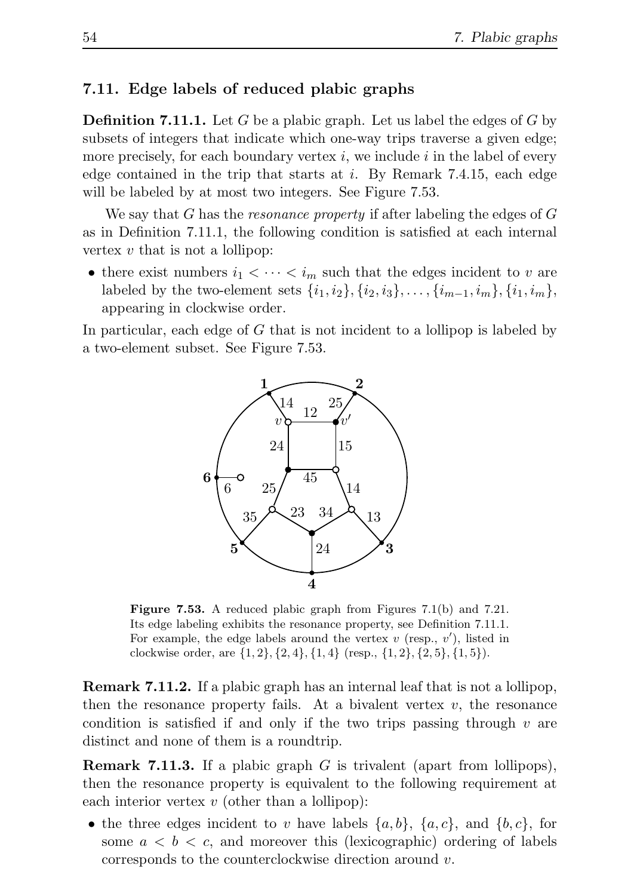### 7.11. Edge labels of reduced plabic graphs

**Definition 7.11.1.** Let $G$ be a plabic graph. Let us label the edges of $G$ by subsets of integers that indicate which one-way trips traverse a given edge; more precisely, for each boundary vertex $i$, we include $i$ in the label of every edge contained in the trip that starts at $i$. By Remark 7.4.15, each edge will be labeled by at most two integers. See Figure 7.53.

We say that $G$ has the *resonance property* if after labeling the edges of $G$ as in Definition 7.11.1, the following condition is satisfied at each internal vertex $v$ that is not a lollipop:

- there exist numbers $i_1 < \cdots < i_m$ such that the edges incident to $v$ are labeled by the two-element sets $\{i_1, i_2\}, \{i_2, i_3\}, \ldots, \{i_{m-1}, i_m\}, \{i_1, i_m\}$, appearing in clockwise order.

In particular, each edge of $G$ that is not incident to a lollipop is labeled by a two-element subset. See Figure 7.53.

**Figure 7.53.** A reduced plabic graph from Figures 7.1(b) and 7.21. Its edge labeling exhibits the resonance property, see Definition 7.11.1. For example, the edge labels around the vertex $v$ (resp., $v'$), listed in clockwise order, are $\{1, 2\}, \{2, 4\}, \{1, 4\}$ (resp., $\{1, 2\}, \{2, 5\}, \{1, 5\}$).

**Remark 7.11.2.** If a plabic graph has an internal leaf that is not a lollipop, then the resonance property fails. At a bivalent vertex $v$, the resonance condition is satisfied if and only if the two trips passing through $v$ are distinct and none of them is a roundtrip.

**Remark 7.11.3.** If a plabic graph $G$ is trivalent (apart from lollipops), then the resonance property is equivalent to the following requirement at each interior vertex $v$ (other than a lollipop):

- the three edges incident to $v$ have labels $\{a, b\}$, $\{a, c\}$, and $\{b, c\}$, for some $a < b < c$, and moreover this (lexicographic) ordering of labels corresponds to the counterclockwise direction around $v$.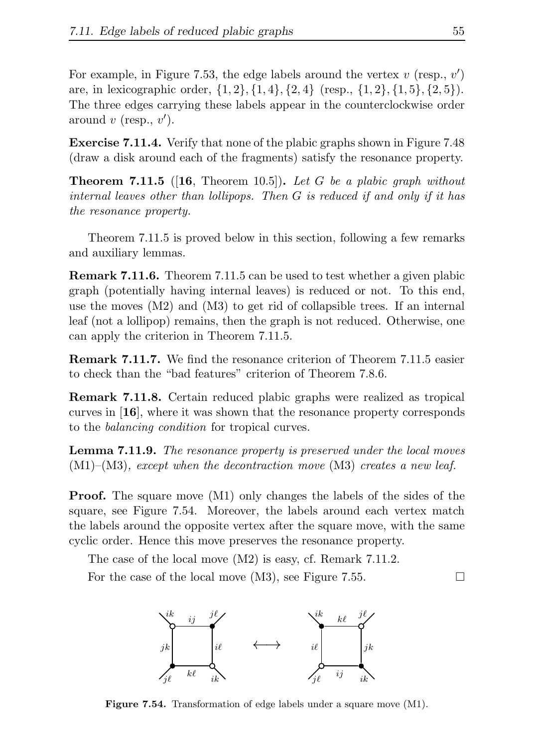For example, in Figure 7.53, the edge labels around the vertex $v$ (resp., $v'$) are, in lexicographic order, $\{1,2\},\{1,4\},\{2,4\}$ (resp., $\{1,2\},\{1,5\},\{2,5\}$). The three edges carrying these labels appear in the counterclockwise order around $v$ (resp., $v'$).

**Exercise 7.11.4.** Verify that none of the plabic graphs shown in Figure 7.48 (draw a disk around each of the fragments) satisfy the resonance property.

**Theorem 7.11.5** ([**16**, Theorem 10.5])**.** *Let $G$ be a plabic graph without internal leaves other than lollipops. Then $G$ is reduced if and only if it has the resonance property.*

Theorem 7.11.5 is proved below in this section, following a few remarks and auxiliary lemmas.

**Remark 7.11.6.** Theorem 7.11.5 can be used to test whether a given plabic graph (potentially having internal leaves) is reduced or not. To this end, use the moves (M2) and (M3) to get rid of collapsible trees. If an internal leaf (not a lollipop) remains, then the graph is not reduced. Otherwise, one can apply the criterion in Theorem 7.11.5.

**Remark 7.11.7.** We find the resonance criterion of Theorem 7.11.5 easier to check than the "bad features" criterion of Theorem 7.8.6.

**Remark 7.11.8.** Certain reduced plabic graphs were realized as tropical curves in [**16**], where it was shown that the resonance property corresponds to the *balancing condition* for tropical curves.

**Lemma 7.11.9.** *The resonance property is preserved under the local moves* (M1)–(M3)*, except when the decontraction move* (M3) *creates a new leaf.*

**Proof.** The square move (M1) only changes the labels of the sides of the square, see Figure 7.54. Moreover, the labels around each vertex match the labels around the opposite vertex after the square move, with the same cyclic order. Hence this move preserves the resonance property.

The case of the local move (M2) is easy, cf. Remark 7.11.2.

For the case of the local move (M3), see Figure 7.55. □

**Figure 7.54.** Transformation of edge labels under a square move (M1).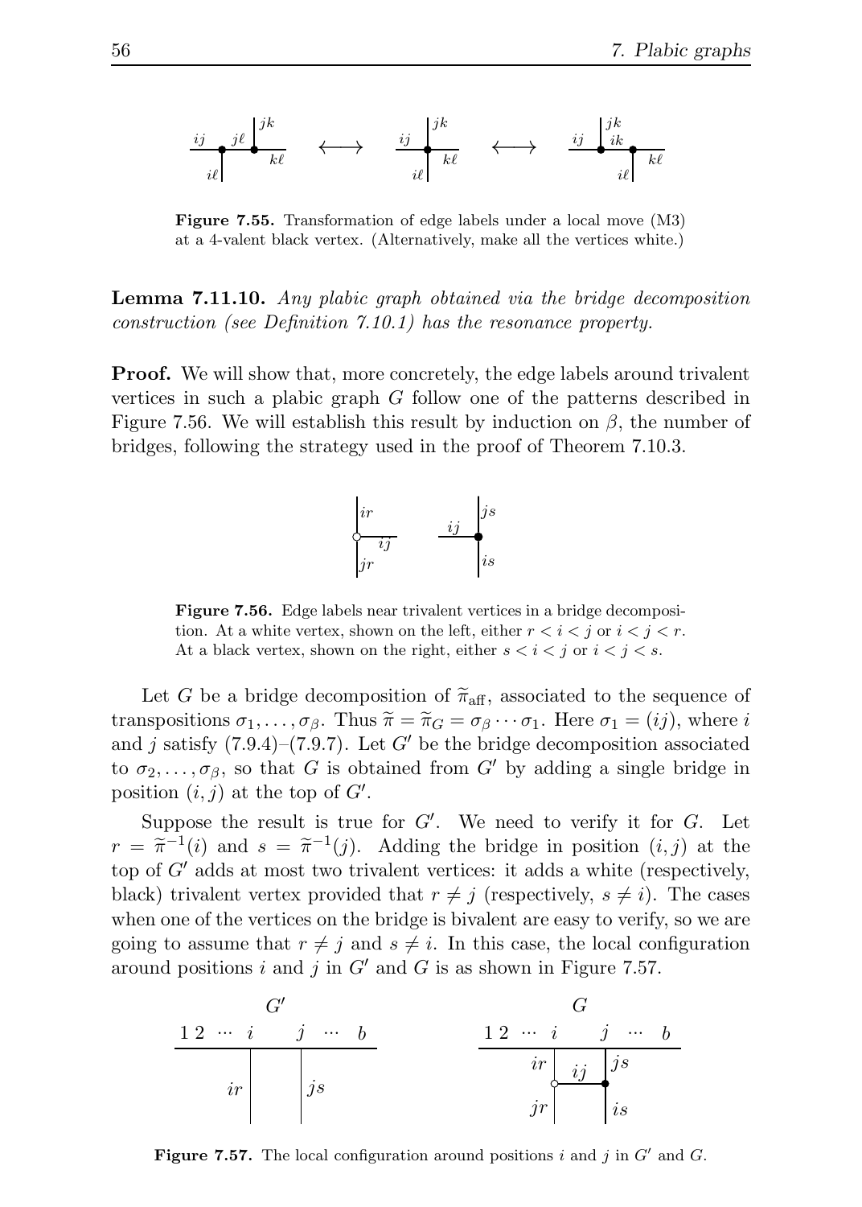**Figure 7.55.** Transformation of edge labels under a local move (M3) at a 4-valent black vertex. (Alternatively, make all the vertices white.)

**Lemma 7.11.10.** *Any plabic graph obtained via the bridge decomposition construction (see Definition 7.10.1) has the resonance property.*

**Proof.** We will show that, more concretely, the edge labels around trivalent vertices in such a plabic graph $G$ follow one of the patterns described in Figure 7.56. We will establish this result by induction on $\beta$, the number of bridges, following the strategy used in the proof of Theorem 7.10.3.

**Figure 7.56.** Edge labels near trivalent vertices in a bridge decomposition. At a white vertex, shown on the left, either $r < i < j$ or $i < j < r$. At a black vertex, shown on the right, either $s < i < j$ or $i < j < s$.

Let $G$ be a bridge decomposition of $\widetilde{\pi}_{\text{aff}}$, associated to the sequence of transpositions $\sigma_1, \dots, \sigma_\beta$. Thus $\widetilde{\pi} = \widetilde{\pi}_G = \sigma_\beta \cdots \sigma_1$. Here $\sigma_1 = (ij)$, where $i$ and $j$ satisfy (7.9.4)–(7.9.7). Let $G'$ be the bridge decomposition associated to $\sigma_2, \dots, \sigma_\beta$, so that $G$ is obtained from $G'$ by adding a single bridge in position $(i,j)$ at the top of $G'$.

Suppose the result is true for $G'$. We need to verify it for $G$. Let $r = \widetilde{\pi}^{-1}(i)$ and $s = \widetilde{\pi}^{-1}(j)$. Adding the bridge in position $(i,j)$ at the top of $G'$ adds at most two trivalent vertices: it adds a white (respectively, black) trivalent vertex provided that $r \neq j$ (respectively, $s \neq i$). The cases when one of the vertices on the bridge is bivalent are easy to verify, so we are going to assume that $r \neq j$ and $s \neq i$. In this case, the local configuration around positions $i$ and $j$ in $G'$ and $G$ is as shown in Figure 7.57.

**Figure 7.57.** The local configuration around positions $i$ and $j$ in $G'$ and $G$.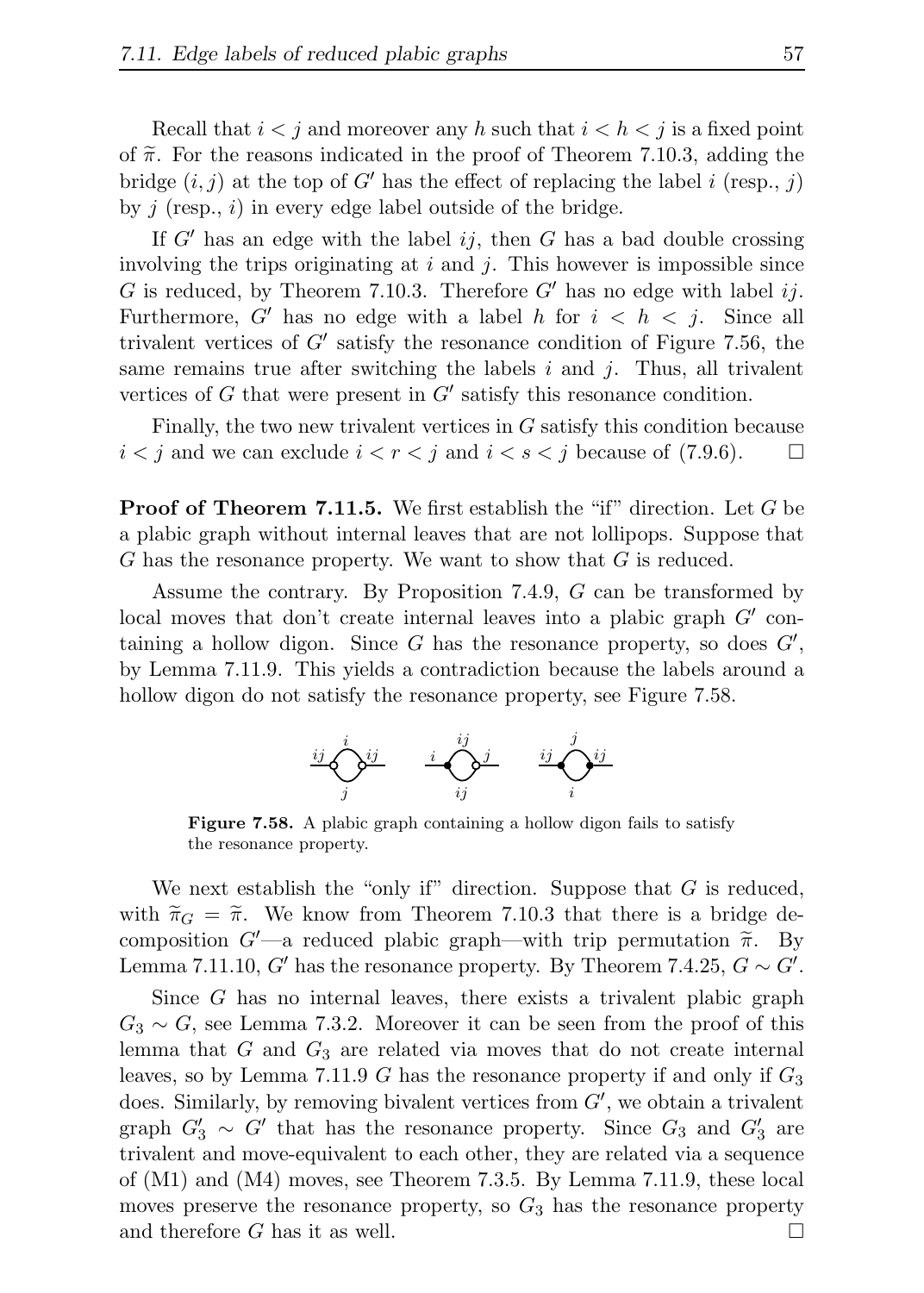Recall that $i < j$ and moreover any $h$ such that $i < h < j$ is a fixed point of $\widetilde{\pi}$. For the reasons indicated in the proof of Theorem 7.10.3, adding the bridge $(i, j)$ at the top of $G'$ has the effect of replacing the label $i$ (resp., $j$) by $j$ (resp., $i$) in every edge label outside of the bridge.

If $G'$ has an edge with the label $ij$, then $G$ has a bad double crossing involving the trips originating at $i$ and $j$. This however is impossible since $G$ is reduced, by Theorem 7.10.3. Therefore $G'$ has no edge with label $ij$. Furthermore, $G'$ has no edge with a label $h$ for $i < h < j$. Since all trivalent vertices of $G'$ satisfy the resonance condition of Figure 7.56, the same remains true after switching the labels $i$ and $j$. Thus, all trivalent vertices of $G$ that were present in $G'$ satisfy this resonance condition.

Finally, the two new trivalent vertices in $G$ satisfy this condition because $i < j$ and we can exclude $i < r < j$ and $i < s < j$ because of (7.9.6). □

**Proof of Theorem 7.11.5.** We first establish the "if" direction. Let $G$ be a plabic graph without internal leaves that are not lollipops. Suppose that $G$ has the resonance property. We want to show that $G$ is reduced.

Assume the contrary. By Proposition 7.4.9, $G$ can be transformed by local moves that don't create internal leaves into a plabic graph $G'$ containing a hollow digon. Since $G$ has the resonance property, so does $G'$, by Lemma 7.11.9. This yields a contradiction because the labels around a hollow digon do not satisfy the resonance property, see Figure 7.58.

**Figure 7.58.** A plabic graph containing a hollow digon fails to satisfy the resonance property.

We next establish the "only if" direction. Suppose that $G$ is reduced, with $\widetilde{\pi}_G = \widetilde{\pi}$. We know from Theorem 7.10.3 that there is a bridge decomposition $G'$—a reduced plabic graph—with trip permutation $\widetilde{\pi}$. By Lemma 7.11.10, $G'$ has the resonance property. By Theorem 7.4.25, $G \sim G'$.

Since $G$ has no internal leaves, there exists a trivalent plabic graph $G_3 \sim G$, see Lemma 7.3.2. Moreover it can be seen from the proof of this lemma that $G$ and $G_3$ are related via moves that do not create internal leaves, so by Lemma 7.11.9 $G$ has the resonance property if and only if $G_3$ does. Similarly, by removing bivalent vertices from $G'$, we obtain a trivalent graph $G'_3 \sim G'$ that has the resonance property. Since $G_3$ and $G'_3$ are trivalent and move-equivalent to each other, they are related via a sequence of (M1) and (M4) moves, see Theorem 7.3.5. By Lemma 7.11.9, these local moves preserve the resonance property, so $G_3$ has the resonance property and therefore $G$ has it as well. □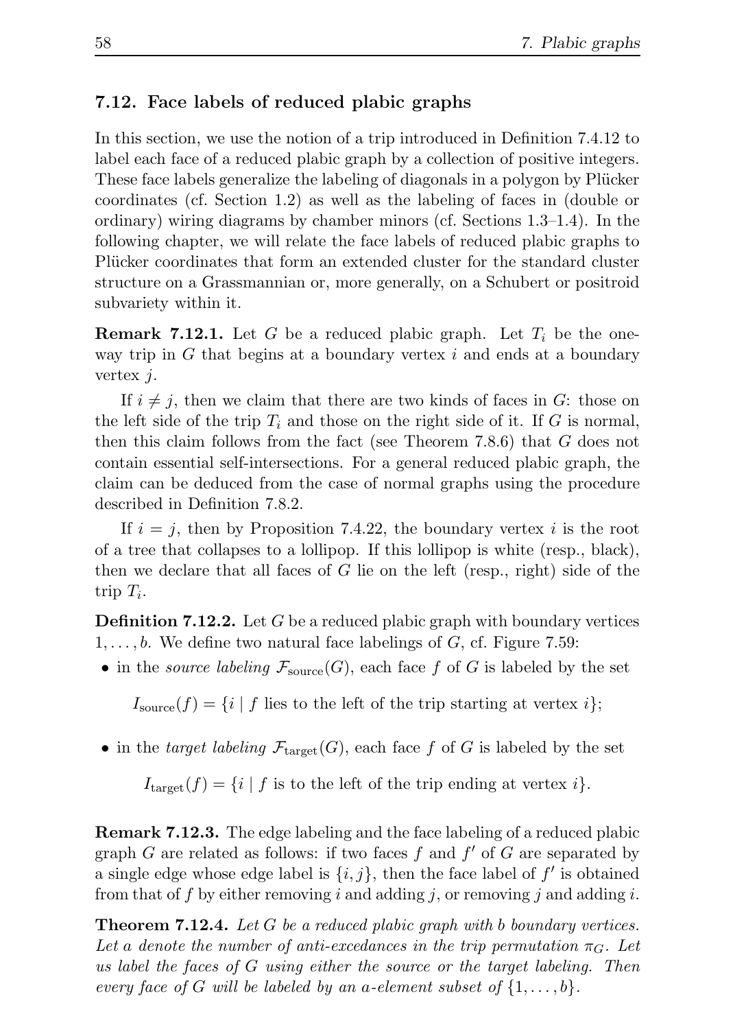## 7.12. Face labels of reduced plabic graphs

In this section, we use the notion of a trip introduced in Definition 7.4.12 to label each face of a reduced plabic graph by a collection of positive integers. These face labels generalize the labeling of diagonals in a polygon by Plücker coordinates (cf. Section 1.2) as well as the labeling of faces in (double or ordinary) wiring diagrams by chamber minors (cf. Sections 1.3–1.4). In the following chapter, we will relate the face labels of reduced plabic graphs to Plücker coordinates that form an extended cluster for the standard cluster structure on a Grassmannian or, more generally, on a Schubert or positroid subvariety within it.

**Remark 7.12.1.** Let $G$ be a reduced plabic graph. Let $T_i$ be the one-way trip in $G$ that begins at a boundary vertex $i$ and ends at a boundary vertex $j$.

If $i \neq j$, then we claim that there are two kinds of faces in $G$: those on the left side of the trip $T_i$ and those on the right side of it. If $G$ is normal, then this claim follows from the fact (see Theorem 7.8.6) that $G$ does not contain essential self-intersections. For a general reduced plabic graph, the claim can be deduced from the case of normal graphs using the procedure described in Definition 7.8.2.

If $i = j$, then by Proposition 7.4.22, the boundary vertex $i$ is the root of a tree that collapses to a lollipop. If this lollipop is white (resp., black), then we declare that all faces of $G$ lie on the left (resp., right) side of the trip $T_i$.

**Definition 7.12.2.** Let $G$ be a reduced plabic graph with boundary vertices $1, \dots, b$. We define two natural face labelings of $G$, cf. Figure 7.59:

- in the *source labeling* $\mathcal{F}_{\mathrm{source}}(G)$, each face $f$ of $G$ is labeled by the set

$$I_{\mathrm{source}}(f) = \{i \mid f \text{ lies to the left of the trip starting at vertex } i\};$$

- in the *target labeling* $\mathcal{F}_{\mathrm{target}}(G)$, each face $f$ of $G$ is labeled by the set

$$I_{\mathrm{target}}(f) = \{i \mid f \text{ is to the left of the trip ending at vertex } i\}.$$

**Remark 7.12.3.** The edge labeling and the face labeling of a reduced plabic graph $G$ are related as follows: if two faces $f$ and $f'$ of $G$ are separated by a single edge whose edge label is $\{i, j\}$, then the face label of $f'$ is obtained from that of $f$ by either removing $i$ and adding $j$, or removing $j$ and adding $i$.

**Theorem 7.12.4.** *Let $G$ be a reduced plabic graph with $b$ boundary vertices. Let $a$ denote the number of anti-excedances in the trip permutation $\pi_G$. Let us label the faces of $G$ using either the source or the target labeling. Then every face of $G$ will be labeled by an $a$-element subset of $\{1, \dots, b\}$.*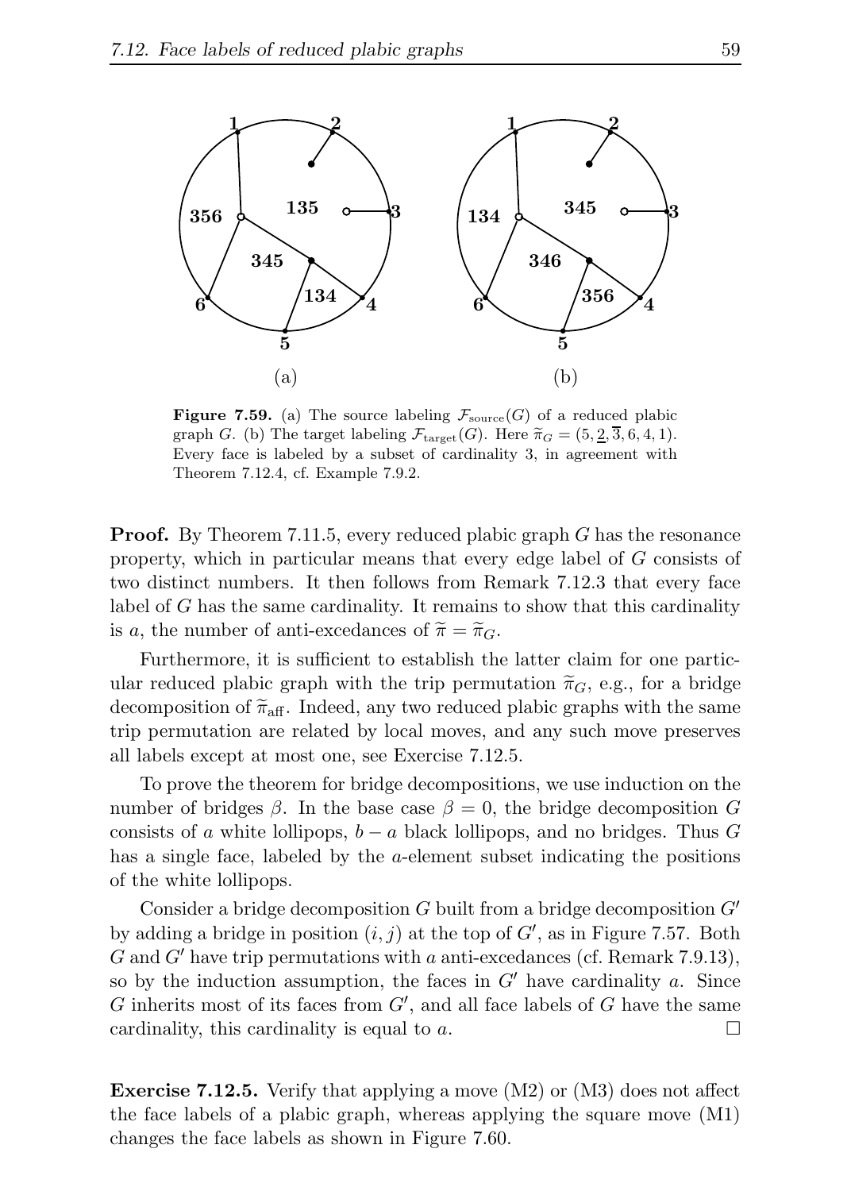**Figure 7.59.** (a) The source labeling $\mathcal{F}_{\text{source}}(G)$ of a reduced plabic graph $G$. (b) The target labeling $\mathcal{F}_{\text{target}}(G)$. Here $\widetilde{\pi}_G = (5, \underline{2}, \overline{3}, 6, 4, 1)$. Every face is labeled by a subset of cardinality 3, in agreement with Theorem 7.12.4, cf. Example 7.9.2.

**Proof.** By Theorem 7.11.5, every reduced plabic graph $G$ has the resonance property, which in particular means that every edge label of $G$ consists of two distinct numbers. It then follows from Remark 7.12.3 that every face label of $G$ has the same cardinality. It remains to show that this cardinality is $a$, the number of anti-excedances of $\widetilde{\pi} = \widetilde{\pi}_G$.

Furthermore, it is sufficient to establish the latter claim for one particular reduced plabic graph with the trip permutation $\widetilde{\pi}_G$, e.g., for a bridge decomposition of $\widetilde{\pi}_{\text{aff}}$. Indeed, any two reduced plabic graphs with the same trip permutation are related by local moves, and any such move preserves all labels except at most one, see Exercise 7.12.5.

To prove the theorem for bridge decompositions, we use induction on the number of bridges $\beta$. In the base case $\beta = 0$, the bridge decomposition $G$ consists of $a$ white lollipops, $b - a$ black lollipops, and no bridges. Thus $G$ has a single face, labeled by the $a$-element subset indicating the positions of the white lollipops.

Consider a bridge decomposition $G$ built from a bridge decomposition $G'$ by adding a bridge in position $(i, j)$ at the top of $G'$, as in Figure 7.57. Both $G$ and $G'$ have trip permutations with $a$ anti-excedances (cf. Remark 7.9.13), so by the induction assumption, the faces in $G'$ have cardinality $a$. Since $G$ inherits most of its faces from $G'$, and all face labels of $G$ have the same cardinality, this cardinality is equal to $a$. □

**Exercise 7.12.5.** Verify that applying a move (M2) or (M3) does not affect the face labels of a plabic graph, whereas applying the square move (M1) changes the face labels as shown in Figure 7.60.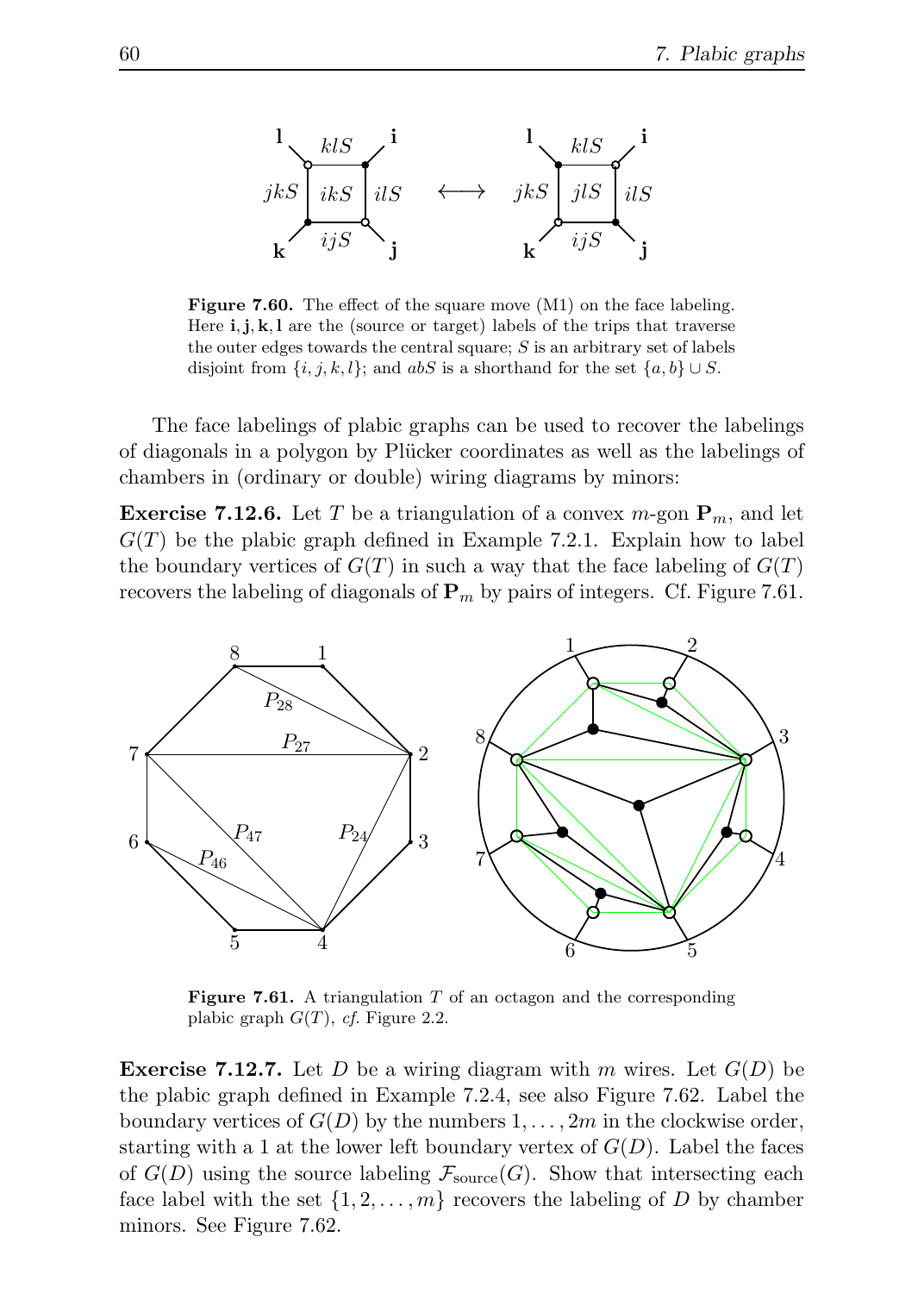**Figure 7.60.** The effect of the square move (M1) on the face labeling. Here $\mathbf{i}, \mathbf{j}, \mathbf{k}, \mathbf{l}$ are the (source or target) labels of the trips that traverse the outer edges towards the central square; $S$ is an arbitrary set of labels disjoint from $\{i, j, k, l\}$; and $abS$ is a shorthand for the set $\{a, b\} \cup S$.

The face labelings of plabic graphs can be used to recover the labelings of diagonals in a polygon by Plücker coordinates as well as the labelings of chambers in (ordinary or double) wiring diagrams by minors:

**Exercise 7.12.6.** Let $T$ be a triangulation of a convex $m$-gon $\mathbf{P}_m$, and let $G(T)$ be the plabic graph defined in Example 7.2.1. Explain how to label the boundary vertices of $G(T)$ in such a way that the face labeling of $G(T)$ recovers the labeling of diagonals of $\mathbf{P}_m$ by pairs of integers. Cf. Figure 7.61.

**Figure 7.61.** A triangulation $T$ of an octagon and the corresponding plabic graph $G(T)$, *cf.* Figure 2.2.

**Exercise 7.12.7.** Let $D$ be a wiring diagram with $m$ wires. Let $G(D)$ be the plabic graph defined in Example 7.2.4, see also Figure 7.62. Label the boundary vertices of $G(D)$ by the numbers $1, \ldots, 2m$ in the clockwise order, starting with a 1 at the lower left boundary vertex of $G(D)$. Label the faces of $G(D)$ using the source labeling $\mathcal{F}_{\text{source}}(G)$. Show that intersecting each face label with the set $\{1, 2, \ldots, m\}$ recovers the labeling of $D$ by chamber minors. See Figure 7.62.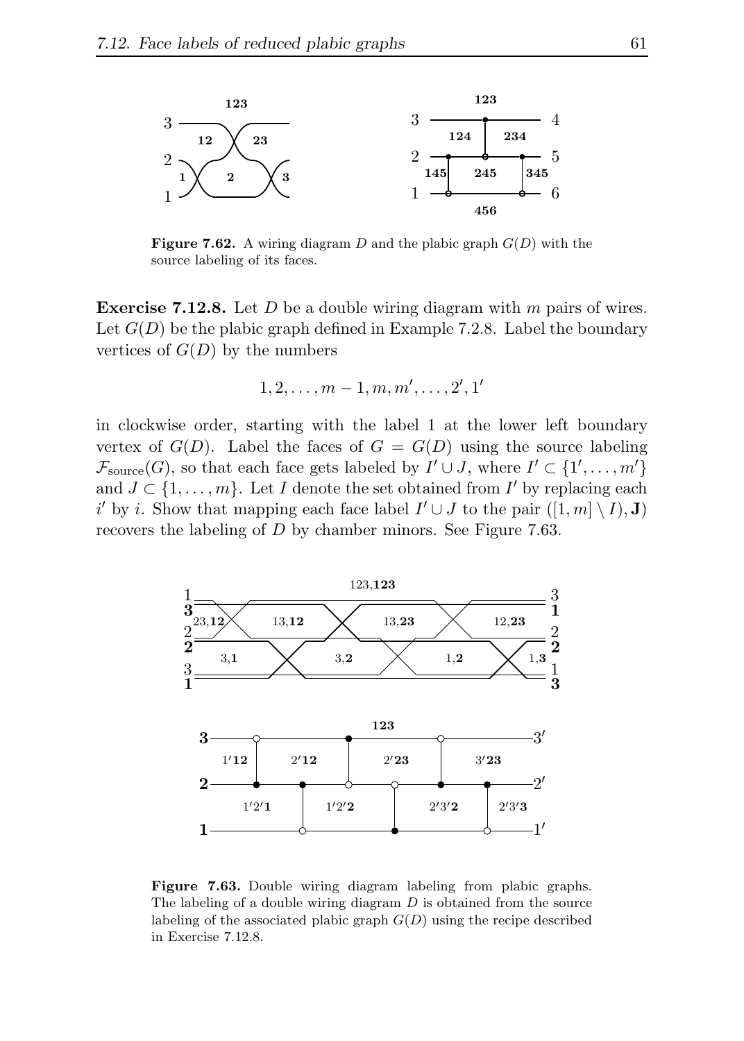**Figure 7.62.** A wiring diagram $D$ and the plabic graph $G(D)$ with the source labeling of its faces.

**Exercise 7.12.8.** Let $D$ be a double wiring diagram with $m$ pairs of wires. Let $G(D)$ be the plabic graph defined in Example 7.2.8. Label the boundary vertices of $G(D)$ by the numbers

$$1, 2, \ldots, m-1, m, m', \ldots, 2', 1'$$

in clockwise order, starting with the label 1 at the lower left boundary vertex of $G(D)$. Label the faces of $G = G(D)$ using the source labeling $\mathcal{F}_{\mathrm{source}}(G)$, so that each face gets labeled by $I' \cup J$, where $I' \subset \{1', \ldots, m'\}$ and $J \subset \{1, \ldots, m\}$. Let $I$ denote the set obtained from $I'$ by replacing each $i'$ by $i$. Show that mapping each face label $I' \cup J$ to the pair $([1, m] \setminus I), \mathbf{J})$ recovers the labeling of $D$ by chamber minors. See Figure 7.63.

**Figure 7.63.** Double wiring diagram labeling from plabic graphs. The labeling of a double wiring diagram $D$ is obtained from the source labeling of the associated plabic graph $G(D)$ using the recipe described in Exercise 7.12.8.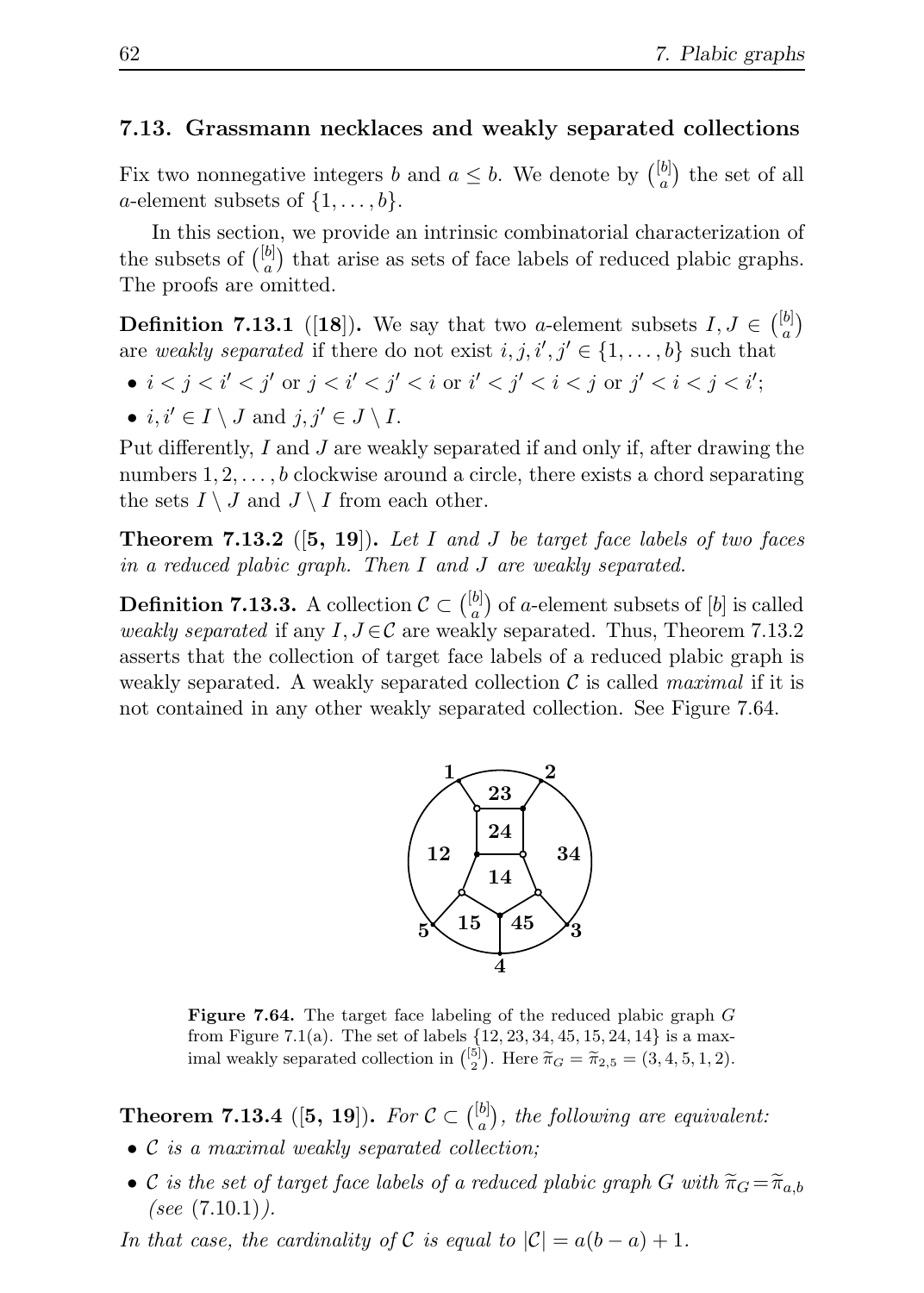## 7.13. Grassmann necklaces and weakly separated collections

Fix two nonnegative integers $b$ and $a \le b$. We denote by $\binom{[b]}{a}$ the set of all $a$-element subsets of $\{1, \dots, b\}$.

In this section, we provide an intrinsic combinatorial characterization of the subsets of $\binom{[b]}{a}$ that arise as sets of face labels of reduced plabic graphs. The proofs are omitted.

**Definition 7.13.1** ([**18**])**.** We say that two $a$-element subsets $I, J \in \binom{[b]}{a}$ are *weakly separated* if there do not exist $i, j, i', j' \in \{1, \dots, b\}$ such that

- $i < j < i' < j'$ or $j < i' < j' < i$ or $i' < j' < i < j$ or $j' < i < j < i'$;
- $i, i' \in I \setminus J$ and $j, j' \in J \setminus I$.

Put differently, $I$ and $J$ are weakly separated if and only if, after drawing the numbers $1, 2, \dots, b$ clockwise around a circle, there exists a chord separating the sets $I \setminus J$ and $J \setminus I$ from each other.

**Theorem 7.13.2** ([**5, 19**])**.** *Let $I$ and $J$ be target face labels of two faces in a reduced plabic graph. Then $I$ and $J$ are weakly separated.*

**Definition 7.13.3.** A collection $\mathcal{C} \subset \binom{[b]}{a}$ of $a$-element subsets of $[b]$ is called *weakly separated* if any $I, J \in \mathcal{C}$ are weakly separated. Thus, Theorem 7.13.2 asserts that the collection of target face labels of a reduced plabic graph is weakly separated. A weakly separated collection $\mathcal{C}$ is called *maximal* if it is not contained in any other weakly separated collection. See Figure 7.64.

**Figure 7.64.** The target face labeling of the reduced plabic graph $G$ from Figure 7.1(a). The set of labels $\{12, 23, 34, 45, 15, 24, 14\}$ is a maximal weakly separated collection in $\binom{[5]}{2}$. Here $\widetilde{\pi}_G = \widetilde{\pi}_{2,5} = (3, 4, 5, 1, 2)$.

**Theorem 7.13.4** ([**5, 19**])**.** *For $\mathcal{C} \subset \binom{[b]}{a}$, the following are equivalent:*

- *$\mathcal{C}$ is a maximal weakly separated collection;*
- *$\mathcal{C}$ is the set of target face labels of a reduced plabic graph $G$ with $\widetilde{\pi}_G = \widetilde{\pi}_{a,b}$ (see (7.10.1)).*

*In that case, the cardinality of $\mathcal{C}$ is equal to $|\mathcal{C}| = a(b-a) + 1$.*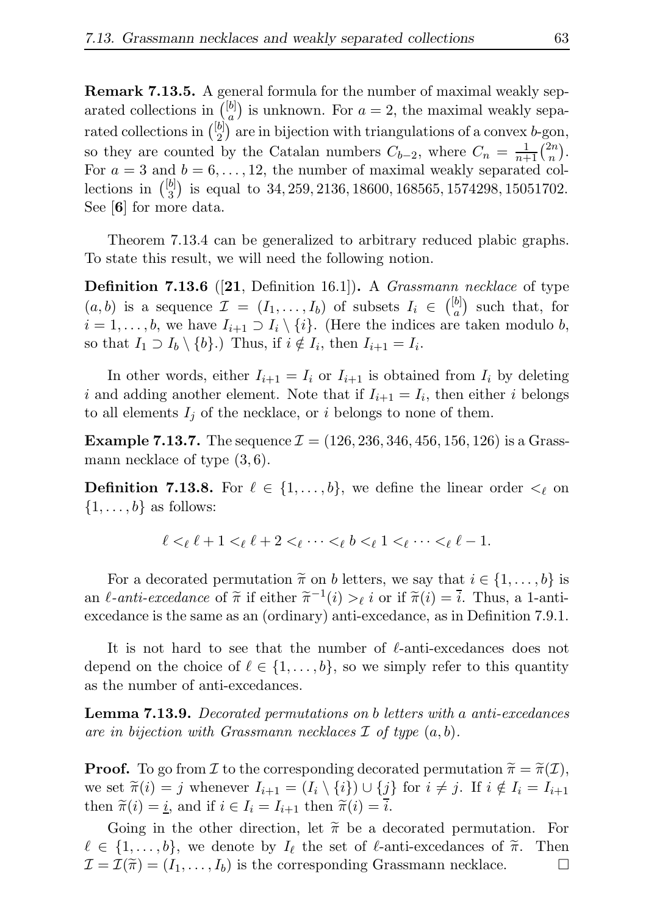**Remark 7.13.5.** A general formula for the number of maximal weakly separated collections in $\binom{[b]}{a}$ is unknown. For $a = 2$, the maximal weakly separated collections in $\binom{[b]}{2}$ are in bijection with triangulations of a convex $b$-gon, so they are counted by the Catalan numbers $C_{b-2}$, where $C_n = \frac{1}{n+1}\binom{2n}{n}$. For $a = 3$ and $b = 6, \dots, 12$, the number of maximal weakly separated collections in $\binom{[b]}{3}$ is equal to $34, 259, 2136, 18600, 168565, 1574298, 15051702$. See [**6**] for more data.

Theorem 7.13.4 can be generalized to arbitrary reduced plabic graphs. To state this result, we will need the following notion.

**Definition 7.13.6** ([**21**, Definition 16.1])**.** A *Grassmann necklace* of type $(a, b)$ is a sequence $\mathcal{I} = (I_1, \dots, I_b)$ of subsets $I_i \in \binom{[b]}{a}$ such that, for $i = 1, \dots, b$, we have $I_{i+1} \supset I_i \setminus \{i\}$. (Here the indices are taken modulo $b$, so that $I_1 \supset I_b \setminus \{b\}$.) Thus, if $i \notin I_i$, then $I_{i+1} = I_i$.

In other words, either $I_{i+1} = I_i$ or $I_{i+1}$ is obtained from $I_i$ by deleting $i$ and adding another element. Note that if $I_{i+1} = I_i$, then either $i$ belongs to all elements $I_j$ of the necklace, or $i$ belongs to none of them.

**Example 7.13.7.** The sequence $\mathcal{I} = (126, 236, 346, 456, 156, 126)$ is a Grassmann necklace of type $(3, 6)$.

**Definition 7.13.8.** For $\ell \in \{1, \dots, b\}$, we define the linear order $<_\ell$ on $\{1, \dots, b\}$ as follows:

$$\ell <_\ell \ell + 1 <_\ell \ell + 2 <_\ell \cdots <_\ell b <_\ell 1 <_\ell \cdots <_\ell \ell - 1.$$

For a decorated permutation $\widetilde{\pi}$ on $b$ letters, we say that $i \in \{1, \dots, b\}$ is an *$\ell$-anti-excedance* of $\widetilde{\pi}$ if either $\widetilde{\pi}^{-1}(i) >_\ell i$ or if $\widetilde{\pi}(i) = \overline{i}$. Thus, a 1-anti-excedance is the same as an (ordinary) anti-excedance, as in Definition 7.9.1.

It is not hard to see that the number of $\ell$-anti-excedances does not depend on the choice of $\ell \in \{1, \dots, b\}$, so we simply refer to this quantity as the number of anti-excedances.

**Lemma 7.13.9.** *Decorated permutations on $b$ letters with $a$ anti-excedances are in bijection with Grassmann necklaces $\mathcal{I}$ of type $(a, b)$.*

**Proof.** To go from $\mathcal{I}$ to the corresponding decorated permutation $\widetilde{\pi} = \widetilde{\pi}(\mathcal{I})$, we set $\widetilde{\pi}(i) = j$ whenever $I_{i+1} = (I_i \setminus \{i\}) \cup \{j\}$ for $i \neq j$. If $i \notin I_i = I_{i+1}$ then $\widetilde{\pi}(i) = \underline{i}$, and if $i \in I_i = I_{i+1}$ then $\widetilde{\pi}(i) = \overline{i}$.

Going in the other direction, let $\widetilde{\pi}$ be a decorated permutation. For $\ell \in \{1, \dots, b\}$, we denote by $I_\ell$ the set of $\ell$-anti-excedances of $\widetilde{\pi}$. Then $\mathcal{I} = \mathcal{I}(\widetilde{\pi}) = (I_1, \dots, I_b)$ is the corresponding Grassmann necklace. $\square$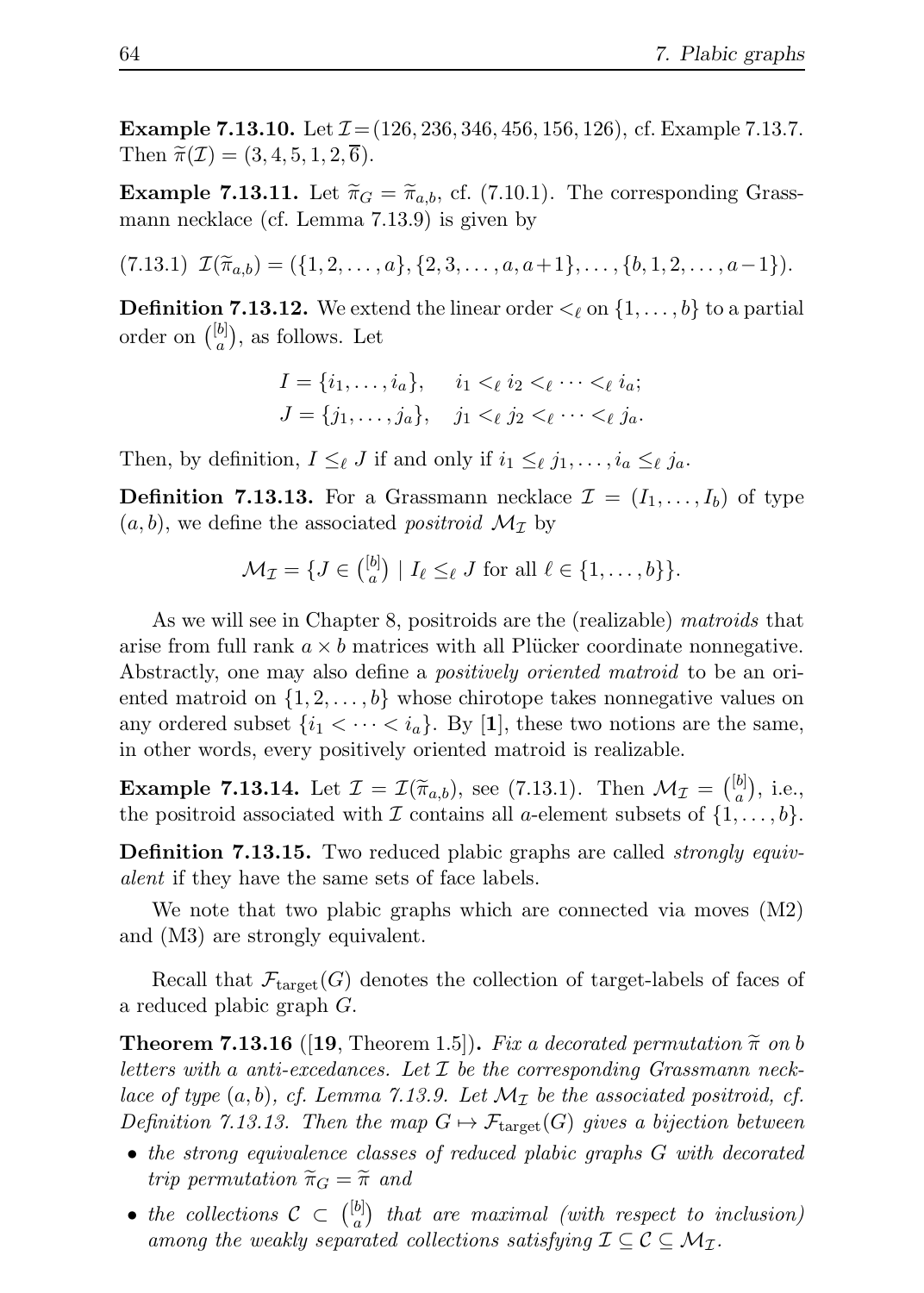**Example 7.13.10.** Let $\mathcal{I} = (126, 236, 346, 456, 156, 126)$, cf. Example 7.13.7. Then $\widetilde{\pi}(\mathcal{I}) = (3, 4, 5, 1, 2, \overline{6})$.

**Example 7.13.11.** Let $\widetilde{\pi}_G = \widetilde{\pi}_{a,b}$, cf. (7.10.1). The corresponding Grassmann necklace (cf. Lemma 7.13.9) is given by

$$\mathcal{I}(\widetilde{\pi}_{a,b}) = (\{1, 2, \ldots, a\}, \{2, 3, \ldots, a, a+1\}, \ldots, \{b, 1, 2, \ldots, a-1\}). \tag{7.13.1}$$

**Definition 7.13.12.** We extend the linear order $<_\ell$ on $\{1, \ldots, b\}$ to a partial order on $\binom{[b]}{a}$, as follows. Let

$$I = \{i_1, \ldots, i_a\}, \quad i_1 <_\ell i_2 <_\ell \cdots <_\ell i_a;$$
$$J = \{j_1, \ldots, j_a\}, \quad j_1 <_\ell j_2 <_\ell \cdots <_\ell j_a.$$

Then, by definition, $I \leq_\ell J$ if and only if $i_1 \leq_\ell j_1, \ldots, i_a \leq_\ell j_a$.

**Definition 7.13.13.** For a Grassmann necklace $\mathcal{I} = (I_1, \ldots, I_b)$ of type $(a, b)$, we define the associated *positroid* $\mathcal{M}_\mathcal{I}$ by

$$\mathcal{M}_\mathcal{I} = \{J \in \tbinom{[b]}{a} \mid I_\ell \leq_\ell J \text{ for all } \ell \in \{1, \ldots, b\}\}.$$

As we will see in Chapter 8, positroids are the (realizable) *matroids* that arise from full rank $a \times b$ matrices with all Plücker coordinate nonnegative. Abstractly, one may also define a *positively oriented matroid* to be an oriented matroid on $\{1, 2, \ldots, b\}$ whose chirotope takes nonnegative values on any ordered subset $\{i_1 < \cdots < i_a\}$. By [**1**], these two notions are the same, in other words, every positively oriented matroid is realizable.

**Example 7.13.14.** Let $\mathcal{I} = \mathcal{I}(\widetilde{\pi}_{a,b})$, see (7.13.1). Then $\mathcal{M}_\mathcal{I} = \binom{[b]}{a}$, i.e., the positroid associated with $\mathcal{I}$ contains all $a$-element subsets of $\{1, \ldots, b\}$.

**Definition 7.13.15.** Two reduced plabic graphs are called *strongly equivalent* if they have the same sets of face labels.

We note that two plabic graphs which are connected via moves (M2) and (M3) are strongly equivalent.

Recall that $\mathcal{F}_{\text{target}}(G)$ denotes the collection of target-labels of faces of a reduced plabic graph $G$.

**Theorem 7.13.16** ([**19**, Theorem 1.5])**.** *Fix a decorated permutation $\widetilde{\pi}$ on $b$ letters with $a$ anti-excedances. Let $\mathcal{I}$ be the corresponding Grassmann necklace of type $(a, b)$, cf. Lemma 7.13.9. Let $\mathcal{M}_\mathcal{I}$ be the associated positroid, cf. Definition 7.13.13. Then the map $G \mapsto \mathcal{F}_{\text{target}}(G)$ gives a bijection between*

- *the strong equivalence classes of reduced plabic graphs $G$ with decorated trip permutation $\widetilde{\pi}_G = \widetilde{\pi}$ and*
- *the collections $\mathcal{C} \subset \binom{[b]}{a}$ that are maximal (with respect to inclusion) among the weakly separated collections satisfying $\mathcal{I} \subseteq \mathcal{C} \subseteq \mathcal{M}_\mathcal{I}$.*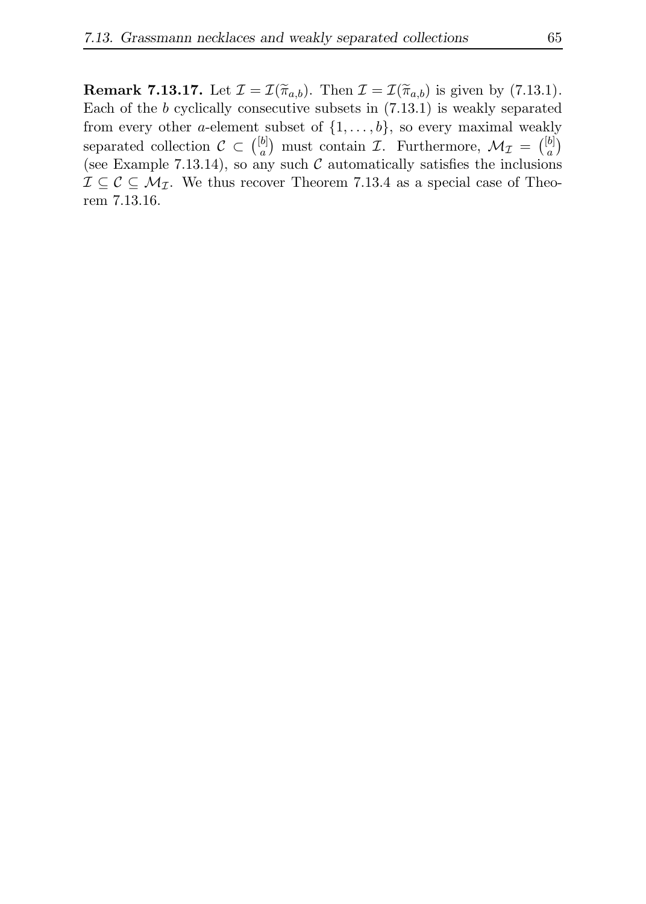**Remark 7.13.17.** Let $\mathcal{I} = \mathcal{I}(\widetilde{\pi}_{a,b})$. Then $\mathcal{I} = \mathcal{I}(\widetilde{\pi}_{a,b})$ is given by (7.13.1). Each of the $b$ cyclically consecutive subsets in (7.13.1) is weakly separated from every other $a$-element subset of $\{1, \ldots, b\}$, so every maximal weakly separated collection $\mathcal{C} \subset \binom{[b]}{a}$ must contain $\mathcal{I}$. Furthermore, $\mathcal{M}_{\mathcal{I}} = \binom{[b]}{a}$ (see Example 7.13.14), so any such $\mathcal{C}$ automatically satisfies the inclusions $\mathcal{I} \subseteq \mathcal{C} \subseteq \mathcal{M}_{\mathcal{I}}$. We thus recover Theorem 7.13.4 as a special case of Theorem 7.13.16.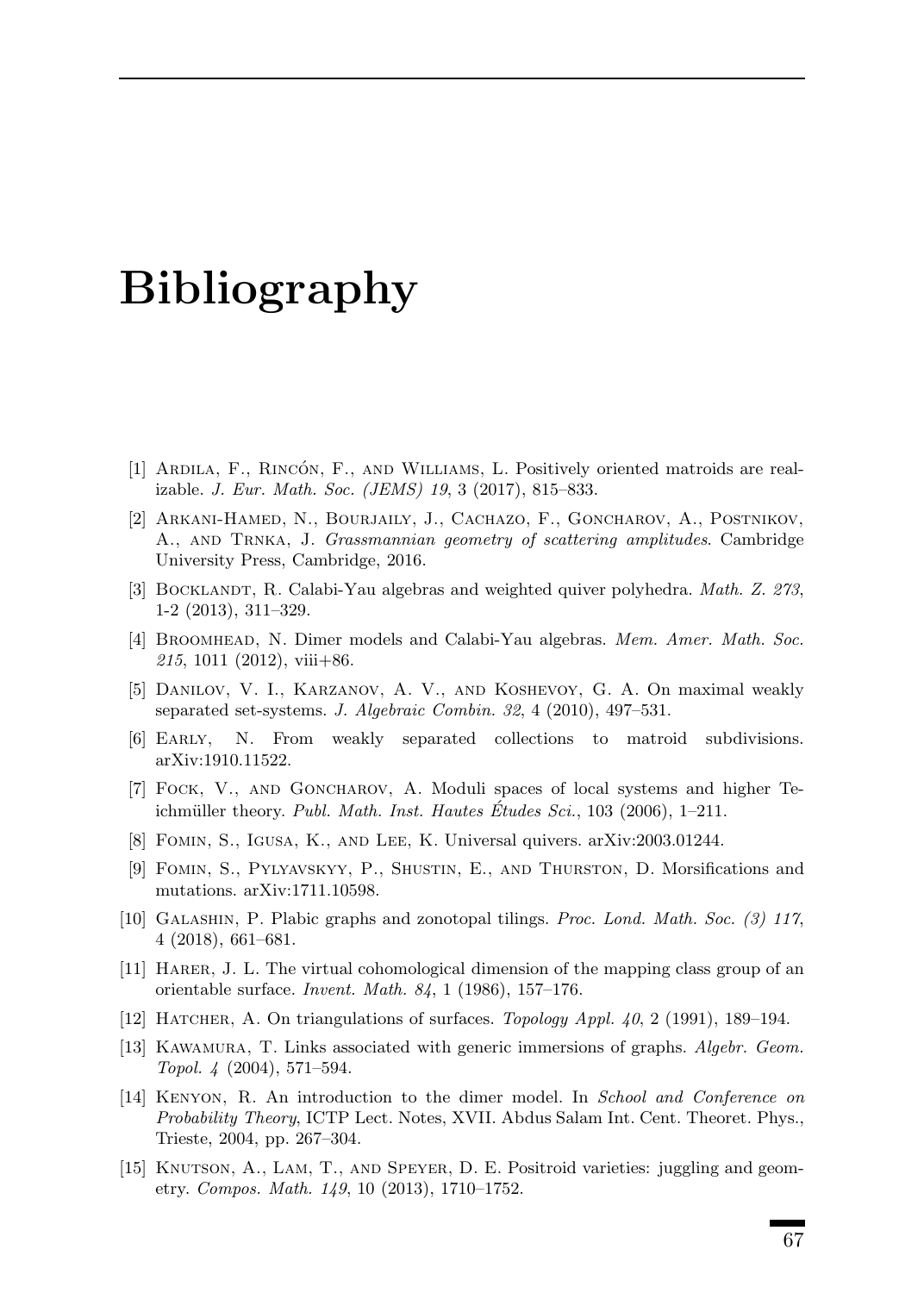# Bibliography

[1] Ardila, F., Rincón, F., and Williams, L. Positively oriented matroids are realizable. *J. Eur. Math. Soc. (JEMS) 19*, 3 (2017), 815–833.

[2] Arkani-Hamed, N., Bourjaily, J., Cachazo, F., Goncharov, A., Postnikov, A., and Trnka, J. *Grassmannian geometry of scattering amplitudes*. Cambridge University Press, Cambridge, 2016.

[3] Bocklandt, R. Calabi-Yau algebras and weighted quiver polyhedra. *Math. Z. 273*, 1-2 (2013), 311–329.

[4] Broomhead, N. Dimer models and Calabi-Yau algebras. *Mem. Amer. Math. Soc. 215*, 1011 (2012), viii+86.

[5] Danilov, V. I., Karzanov, A. V., and Koshevoy, G. A. On maximal weakly separated set-systems. *J. Algebraic Combin. 32*, 4 (2010), 497–531.

[6] Early, N. From weakly separated collections to matroid subdivisions. arXiv:1910.11522.

[7] Fock, V., and Goncharov, A. Moduli spaces of local systems and higher Teichmüller theory. *Publ. Math. Inst. Hautes Études Sci.*, 103 (2006), 1–211.

[8] Fomin, S., Igusa, K., and Lee, K. Universal quivers. arXiv:2003.01244.

[9] Fomin, S., Pylyavskyy, P., Shustin, E., and Thurston, D. Morsifications and mutations. arXiv:1711.10598.

[10] Galashin, P. Plabic graphs and zonotopal tilings. *Proc. Lond. Math. Soc. (3) 117*, 4 (2018), 661–681.

[11] Harer, J. L. The virtual cohomological dimension of the mapping class group of an orientable surface. *Invent. Math. 84*, 1 (1986), 157–176.

[12] Hatcher, A. On triangulations of surfaces. *Topology Appl. 40*, 2 (1991), 189–194.

[13] Kawamura, T. Links associated with generic immersions of graphs. *Algebr. Geom. Topol. 4* (2004), 571–594.

[14] Kenyon, R. An introduction to the dimer model. In *School and Conference on Probability Theory*, ICTP Lect. Notes, XVII. Abdus Salam Int. Cent. Theoret. Phys., Trieste, 2004, pp. 267–304.

[15] Knutson, A., Lam, T., and Speyer, D. E. Positroid varieties: juggling and geometry. *Compos. Math. 149*, 10 (2013), 1710–1752.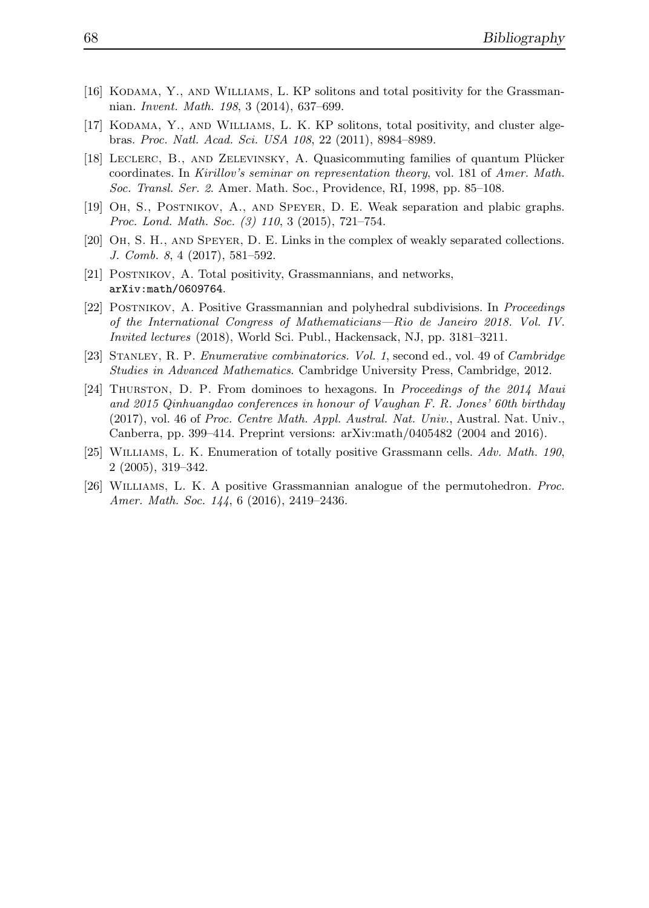[16] Kodama, Y., and Williams, L. KP solitons and total positivity for the Grassmannian. *Invent. Math. 198*, 3 (2014), 637–699.

[17] Kodama, Y., and Williams, L. K. KP solitons, total positivity, and cluster algebras. *Proc. Natl. Acad. Sci. USA 108*, 22 (2011), 8984–8989.

[18] Leclerc, B., and Zelevinsky, A. Quasicommuting families of quantum Plücker coordinates. In *Kirillov's seminar on representation theory*, vol. 181 of *Amer. Math. Soc. Transl. Ser. 2*. Amer. Math. Soc., Providence, RI, 1998, pp. 85–108.

[19] Oh, S., Postnikov, A., and Speyer, D. E. Weak separation and plabic graphs. *Proc. Lond. Math. Soc. (3) 110*, 3 (2015), 721–754.

[20] Oh, S. H., and Speyer, D. E. Links in the complex of weakly separated collections. *J. Comb. 8*, 4 (2017), 581–592.

[21] Postnikov, A. Total positivity, Grassmannians, and networks, `arXiv:math/0609764`.

[22] Postnikov, A. Positive Grassmannian and polyhedral subdivisions. In *Proceedings of the International Congress of Mathematicians—Rio de Janeiro 2018. Vol. IV. Invited lectures* (2018), World Sci. Publ., Hackensack, NJ, pp. 3181–3211.

[23] Stanley, R. P. *Enumerative combinatorics. Vol. 1*, second ed., vol. 49 of *Cambridge Studies in Advanced Mathematics*. Cambridge University Press, Cambridge, 2012.

[24] Thurston, D. P. From dominoes to hexagons. In *Proceedings of the 2014 Maui and 2015 Qinhuangdao conferences in honour of Vaughan F. R. Jones' 60th birthday* (2017), vol. 46 of *Proc. Centre Math. Appl. Austral. Nat. Univ.*, Austral. Nat. Univ., Canberra, pp. 399–414. Preprint versions: arXiv:math/0405482 (2004 and 2016).

[25] Williams, L. K. Enumeration of totally positive Grassmann cells. *Adv. Math. 190*, 2 (2005), 319–342.

[26] Williams, L. K. A positive Grassmannian analogue of the permutohedron. *Proc. Amer. Math. Soc. 144*, 6 (2016), 2419–2436.